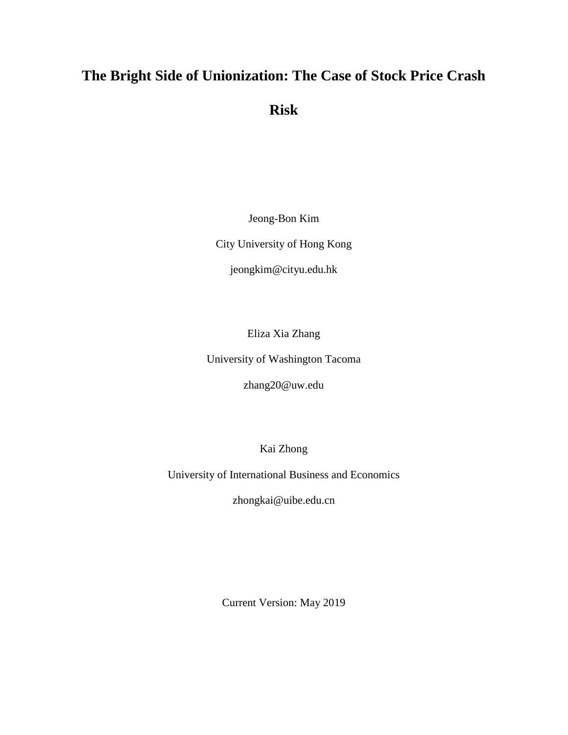# The Bright Side of Unionization: The Case of Stock Price Crash Risk

Jeong-Bon Kim

City University of Hong Kong

jeongkim@cityu.edu.hk

Eliza Xia Zhang

University of Washington Tacoma

zhang20@uw.edu

Kai Zhong

University of International Business and Economics

zhongkai@uibe.edu.cn

Current Version: May 2019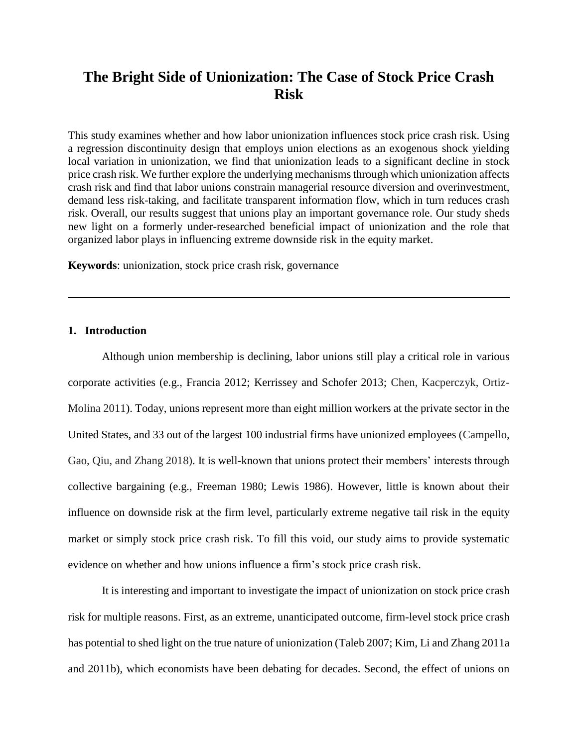# The Bright Side of Unionization: The Case of Stock Price Crash Risk

This study examines whether and how labor unionization influences stock price crash risk. Using a regression discontinuity design that employs union elections as an exogenous shock yielding local variation in unionization, we find that unionization leads to a significant decline in stock price crash risk. We further explore the underlying mechanisms through which unionization affects crash risk and find that labor unions constrain managerial resource diversion and overinvestment, demand less risk-taking, and facilitate transparent information flow, which in turn reduces crash risk. Overall, our results suggest that unions play an important governance role. Our study sheds new light on a formerly under-researched beneficial impact of unionization and the role that organized labor plays in influencing extreme downside risk in the equity market.

**Keywords**: unionization, stock price crash risk, governance

---

## 1. Introduction

Although union membership is declining, labor unions still play a critical role in various corporate activities (e.g., Francia 2012; Kerrissey and Schofer 2013; Chen, Kacperczyk, Ortiz-Molina 2011). Today, unions represent more than eight million workers at the private sector in the United States, and 33 out of the largest 100 industrial firms have unionized employees (Campello, Gao, Qiu, and Zhang 2018). It is well-known that unions protect their members' interests through collective bargaining (e.g., Freeman 1980; Lewis 1986). However, little is known about their influence on downside risk at the firm level, particularly extreme negative tail risk in the equity market or simply stock price crash risk. To fill this void, our study aims to provide systematic evidence on whether and how unions influence a firm's stock price crash risk.

It is interesting and important to investigate the impact of unionization on stock price crash risk for multiple reasons. First, as an extreme, unanticipated outcome, firm-level stock price crash has potential to shed light on the true nature of unionization (Taleb 2007; Kim, Li and Zhang 2011a and 2011b), which economists have been debating for decades. Second, the effect of unions on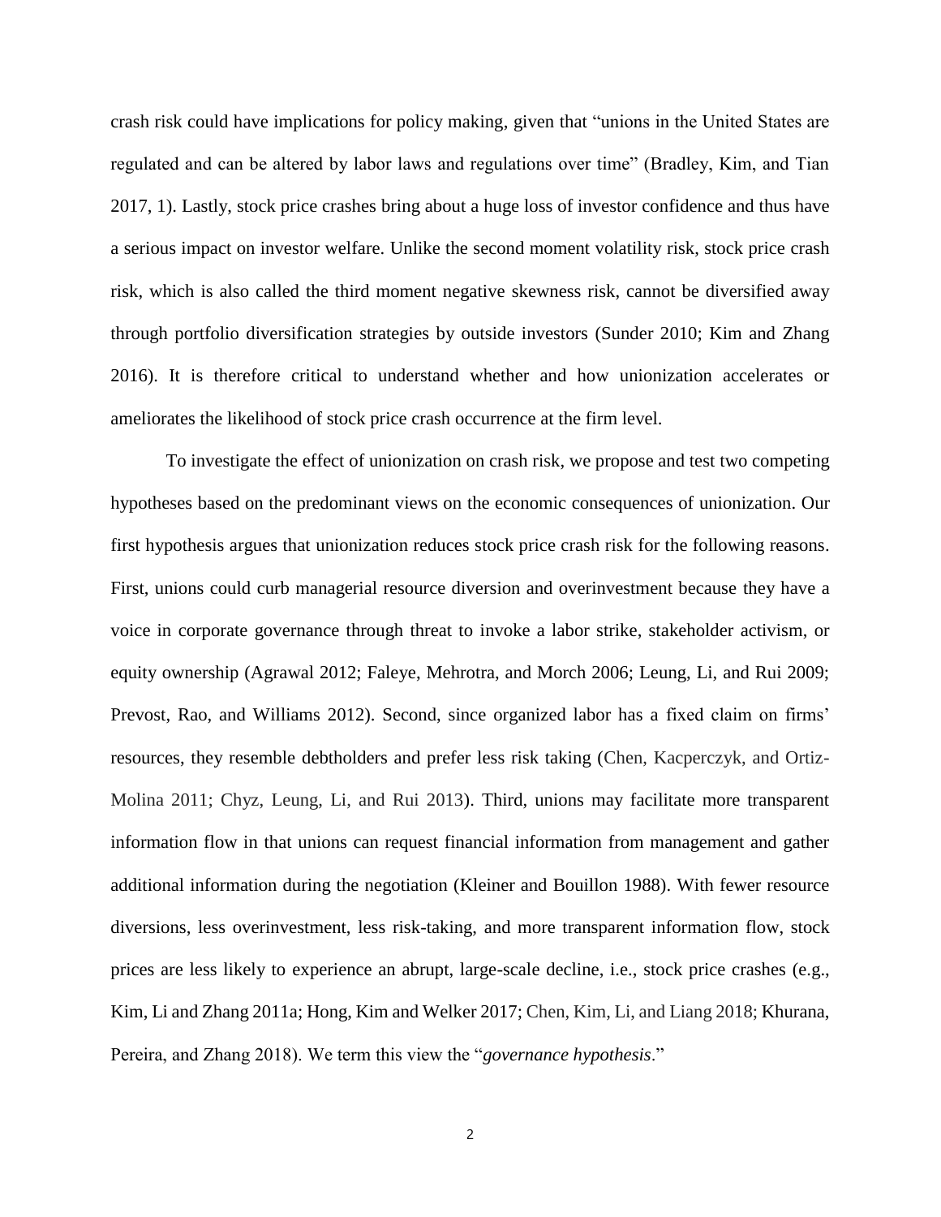crash risk could have implications for policy making, given that "unions in the United States are regulated and can be altered by labor laws and regulations over time" (Bradley, Kim, and Tian 2017, 1). Lastly, stock price crashes bring about a huge loss of investor confidence and thus have a serious impact on investor welfare. Unlike the second moment volatility risk, stock price crash risk, which is also called the third moment negative skewness risk, cannot be diversified away through portfolio diversification strategies by outside investors (Sunder 2010; Kim and Zhang 2016). It is therefore critical to understand whether and how unionization accelerates or ameliorates the likelihood of stock price crash occurrence at the firm level.

To investigate the effect of unionization on crash risk, we propose and test two competing hypotheses based on the predominant views on the economic consequences of unionization. Our first hypothesis argues that unionization reduces stock price crash risk for the following reasons. First, unions could curb managerial resource diversion and overinvestment because they have a voice in corporate governance through threat to invoke a labor strike, stakeholder activism, or equity ownership (Agrawal 2012; Faleye, Mehrotra, and Morch 2006; Leung, Li, and Rui 2009; Prevost, Rao, and Williams 2012). Second, since organized labor has a fixed claim on firms' resources, they resemble debtholders and prefer less risk taking (Chen, Kacperczyk, and Ortiz-Molina 2011; Chyz, Leung, Li, and Rui 2013). Third, unions may facilitate more transparent information flow in that unions can request financial information from management and gather additional information during the negotiation (Kleiner and Bouillon 1988). With fewer resource diversions, less overinvestment, less risk-taking, and more transparent information flow, stock prices are less likely to experience an abrupt, large-scale decline, i.e., stock price crashes (e.g., Kim, Li and Zhang 2011a; Hong, Kim and Welker 2017; Chen, Kim, Li, and Liang 2018; Khurana, Pereira, and Zhang 2018). We term this view the "*governance hypothesis*."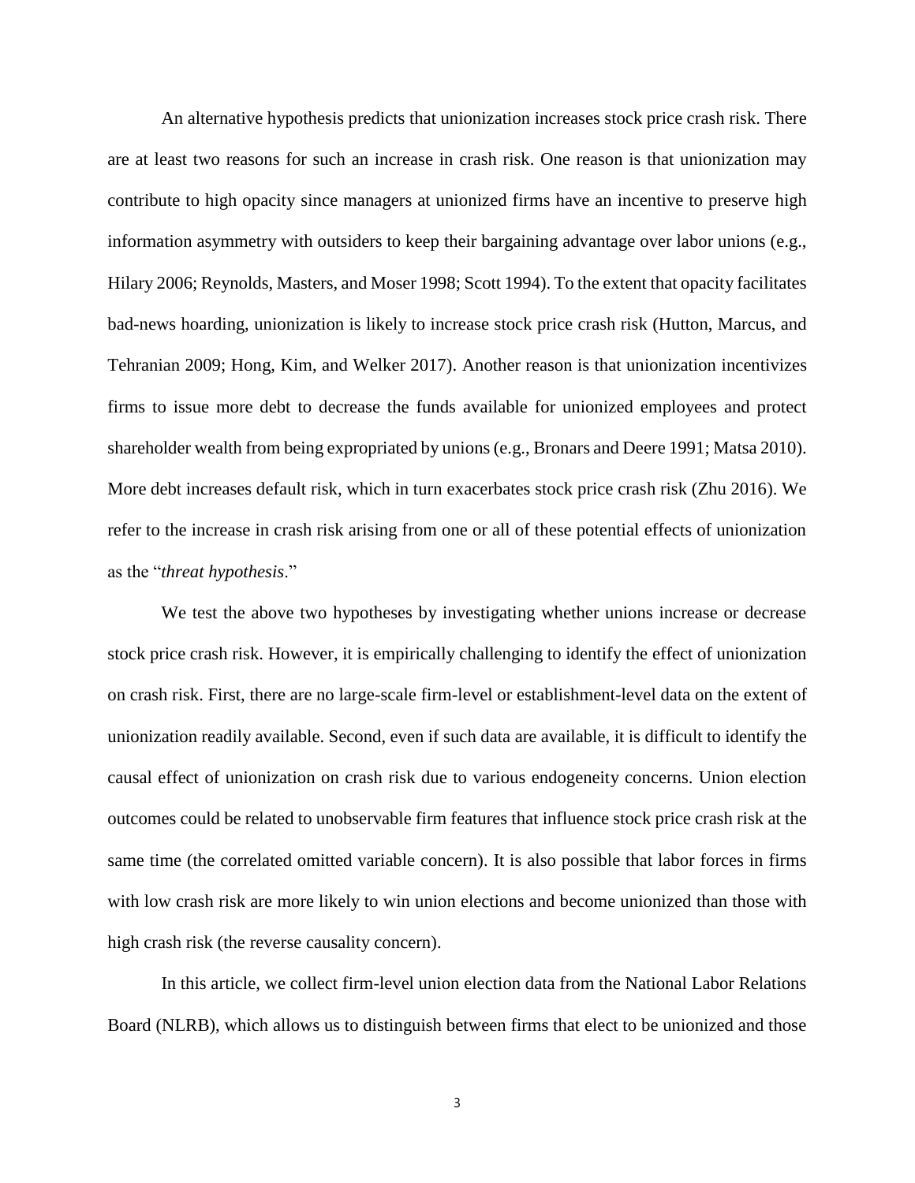An alternative hypothesis predicts that unionization increases stock price crash risk. There are at least two reasons for such an increase in crash risk. One reason is that unionization may contribute to high opacity since managers at unionized firms have an incentive to preserve high information asymmetry with outsiders to keep their bargaining advantage over labor unions (e.g., Hilary 2006; Reynolds, Masters, and Moser 1998; Scott 1994). To the extent that opacity facilitates bad-news hoarding, unionization is likely to increase stock price crash risk (Hutton, Marcus, and Tehranian 2009; Hong, Kim, and Welker 2017). Another reason is that unionization incentivizes firms to issue more debt to decrease the funds available for unionized employees and protect shareholder wealth from being expropriated by unions (e.g., Bronars and Deere 1991; Matsa 2010). More debt increases default risk, which in turn exacerbates stock price crash risk (Zhu 2016). We refer to the increase in crash risk arising from one or all of these potential effects of unionization as the "*threat hypothesis*."

We test the above two hypotheses by investigating whether unions increase or decrease stock price crash risk. However, it is empirically challenging to identify the effect of unionization on crash risk. First, there are no large-scale firm-level or establishment-level data on the extent of unionization readily available. Second, even if such data are available, it is difficult to identify the causal effect of unionization on crash risk due to various endogeneity concerns. Union election outcomes could be related to unobservable firm features that influence stock price crash risk at the same time (the correlated omitted variable concern). It is also possible that labor forces in firms with low crash risk are more likely to win union elections and become unionized than those with high crash risk (the reverse causality concern).

In this article, we collect firm-level union election data from the National Labor Relations Board (NLRB), which allows us to distinguish between firms that elect to be unionized and those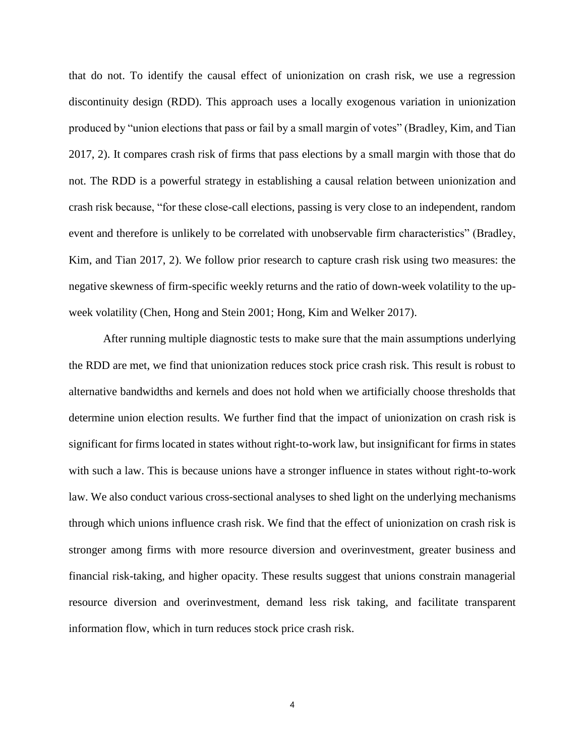that do not. To identify the causal effect of unionization on crash risk, we use a regression discontinuity design (RDD). This approach uses a locally exogenous variation in unionization produced by "union elections that pass or fail by a small margin of votes" (Bradley, Kim, and Tian 2017, 2). It compares crash risk of firms that pass elections by a small margin with those that do not. The RDD is a powerful strategy in establishing a causal relation between unionization and crash risk because, "for these close-call elections, passing is very close to an independent, random event and therefore is unlikely to be correlated with unobservable firm characteristics" (Bradley, Kim, and Tian 2017, 2). We follow prior research to capture crash risk using two measures: the negative skewness of firm-specific weekly returns and the ratio of down-week volatility to the up-week volatility (Chen, Hong and Stein 2001; Hong, Kim and Welker 2017).

After running multiple diagnostic tests to make sure that the main assumptions underlying the RDD are met, we find that unionization reduces stock price crash risk. This result is robust to alternative bandwidths and kernels and does not hold when we artificially choose thresholds that determine union election results. We further find that the impact of unionization on crash risk is significant for firms located in states without right-to-work law, but insignificant for firms in states with such a law. This is because unions have a stronger influence in states without right-to-work law. We also conduct various cross-sectional analyses to shed light on the underlying mechanisms through which unions influence crash risk. We find that the effect of unionization on crash risk is stronger among firms with more resource diversion and overinvestment, greater business and financial risk-taking, and higher opacity. These results suggest that unions constrain managerial resource diversion and overinvestment, demand less risk taking, and facilitate transparent information flow, which in turn reduces stock price crash risk.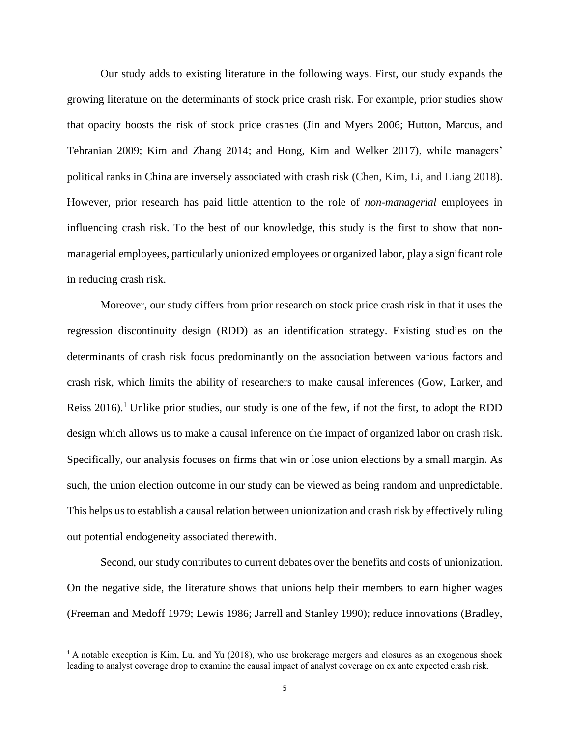Our study adds to existing literature in the following ways. First, our study expands the growing literature on the determinants of stock price crash risk. For example, prior studies show that opacity boosts the risk of stock price crashes (Jin and Myers 2006; Hutton, Marcus, and Tehranian 2009; Kim and Zhang 2014; and Hong, Kim and Welker 2017), while managers' political ranks in China are inversely associated with crash risk (Chen, Kim, Li, and Liang 2018). However, prior research has paid little attention to the role of *non-managerial* employees in influencing crash risk. To the best of our knowledge, this study is the first to show that non-managerial employees, particularly unionized employees or organized labor, play a significant role in reducing crash risk.

Moreover, our study differs from prior research on stock price crash risk in that it uses the regression discontinuity design (RDD) as an identification strategy. Existing studies on the determinants of crash risk focus predominantly on the association between various factors and crash risk, which limits the ability of researchers to make causal inferences (Gow, Larker, and Reiss 2016).[1] Unlike prior studies, our study is one of the few, if not the first, to adopt the RDD design which allows us to make a causal inference on the impact of organized labor on crash risk. Specifically, our analysis focuses on firms that win or lose union elections by a small margin. As such, the union election outcome in our study can be viewed as being random and unpredictable. This helps us to establish a causal relation between unionization and crash risk by effectively ruling out potential endogeneity associated therewith.

Second, our study contributes to current debates over the benefits and costs of unionization. On the negative side, the literature shows that unions help their members to earn higher wages (Freeman and Medoff 1979; Lewis 1986; Jarrell and Stanley 1990); reduce innovations (Bradley,

[1] A notable exception is Kim, Lu, and Yu (2018), who use brokerage mergers and closures as an exogenous shock leading to analyst coverage drop to examine the causal impact of analyst coverage on ex ante expected crash risk.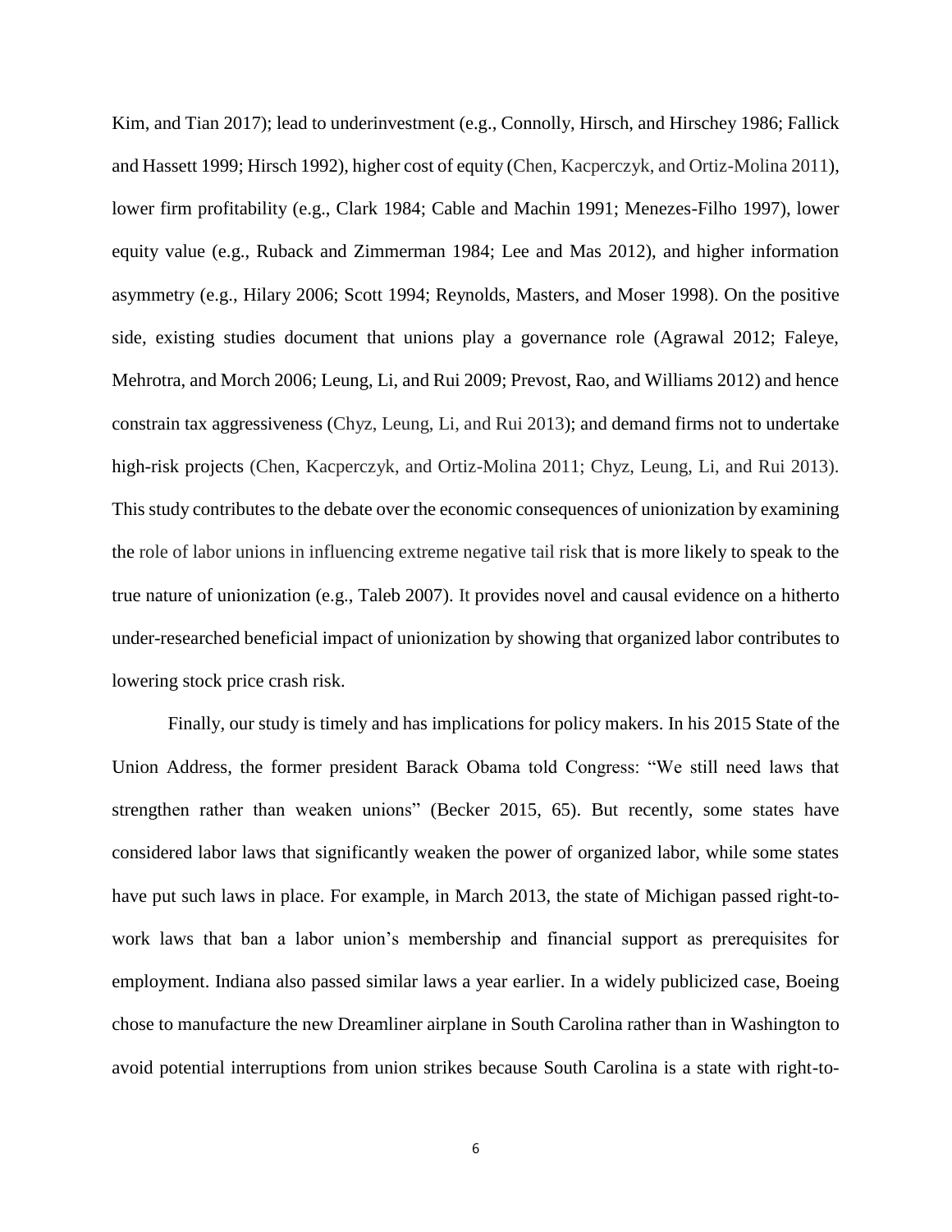Kim, and Tian 2017); lead to underinvestment (e.g., Connolly, Hirsch, and Hirschey 1986; Fallick and Hassett 1999; Hirsch 1992), higher cost of equity (Chen, Kacperczyk, and Ortiz-Molina 2011), lower firm profitability (e.g., Clark 1984; Cable and Machin 1991; Menezes-Filho 1997), lower equity value (e.g., Ruback and Zimmerman 1984; Lee and Mas 2012), and higher information asymmetry (e.g., Hilary 2006; Scott 1994; Reynolds, Masters, and Moser 1998). On the positive side, existing studies document that unions play a governance role (Agrawal 2012; Faleye, Mehrotra, and Morch 2006; Leung, Li, and Rui 2009; Prevost, Rao, and Williams 2012) and hence constrain tax aggressiveness (Chyz, Leung, Li, and Rui 2013); and demand firms not to undertake high-risk projects (Chen, Kacperczyk, and Ortiz-Molina 2011; Chyz, Leung, Li, and Rui 2013). This study contributes to the debate over the economic consequences of unionization by examining the role of labor unions in influencing extreme negative tail risk that is more likely to speak to the true nature of unionization (e.g., Taleb 2007). It provides novel and causal evidence on a hitherto under-researched beneficial impact of unionization by showing that organized labor contributes to lowering stock price crash risk.

Finally, our study is timely and has implications for policy makers. In his 2015 State of the Union Address, the former president Barack Obama told Congress: "We still need laws that strengthen rather than weaken unions" (Becker 2015, 65). But recently, some states have considered labor laws that significantly weaken the power of organized labor, while some states have put such laws in place. For example, in March 2013, the state of Michigan passed right-to-work laws that ban a labor union's membership and financial support as prerequisites for employment. Indiana also passed similar laws a year earlier. In a widely publicized case, Boeing chose to manufacture the new Dreamliner airplane in South Carolina rather than in Washington to avoid potential interruptions from union strikes because South Carolina is a state with right-to-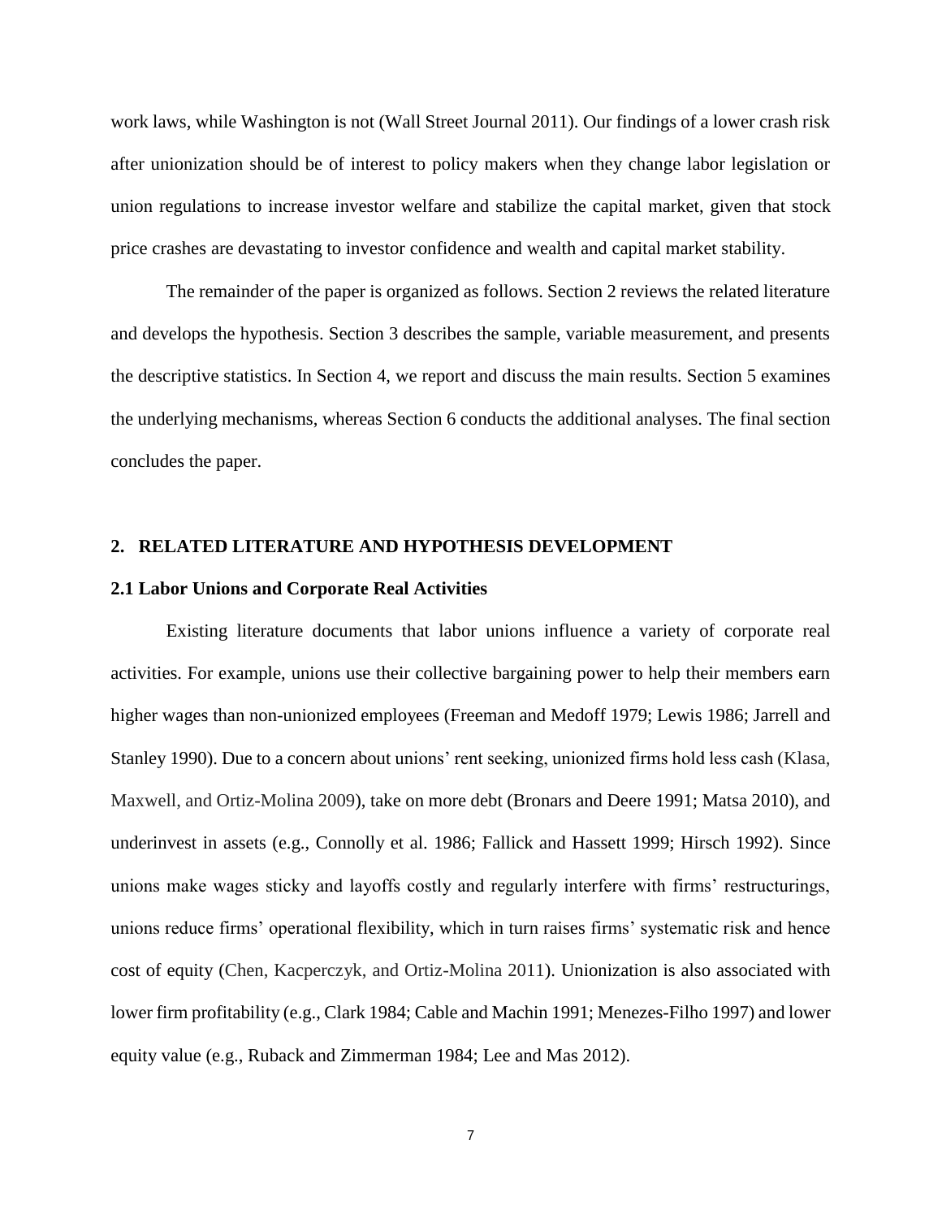work laws, while Washington is not (Wall Street Journal 2011). Our findings of a lower crash risk after unionization should be of interest to policy makers when they change labor legislation or union regulations to increase investor welfare and stabilize the capital market, given that stock price crashes are devastating to investor confidence and wealth and capital market stability.

The remainder of the paper is organized as follows. Section 2 reviews the related literature and develops the hypothesis. Section 3 describes the sample, variable measurement, and presents the descriptive statistics. In Section 4, we report and discuss the main results. Section 5 examines the underlying mechanisms, whereas Section 6 conducts the additional analyses. The final section concludes the paper.

## 2. RELATED LITERATURE AND HYPOTHESIS DEVELOPMENT

### 2.1 Labor Unions and Corporate Real Activities

Existing literature documents that labor unions influence a variety of corporate real activities. For example, unions use their collective bargaining power to help their members earn higher wages than non-unionized employees (Freeman and Medoff 1979; Lewis 1986; Jarrell and Stanley 1990). Due to a concern about unions' rent seeking, unionized firms hold less cash (Klasa, Maxwell, and Ortiz-Molina 2009), take on more debt (Bronars and Deere 1991; Matsa 2010), and underinvest in assets (e.g., Connolly et al. 1986; Fallick and Hassett 1999; Hirsch 1992). Since unions make wages sticky and layoffs costly and regularly interfere with firms' restructurings, unions reduce firms' operational flexibility, which in turn raises firms' systematic risk and hence cost of equity (Chen, Kacperczyk, and Ortiz-Molina 2011). Unionization is also associated with lower firm profitability (e.g., Clark 1984; Cable and Machin 1991; Menezes-Filho 1997) and lower equity value (e.g., Ruback and Zimmerman 1984; Lee and Mas 2012).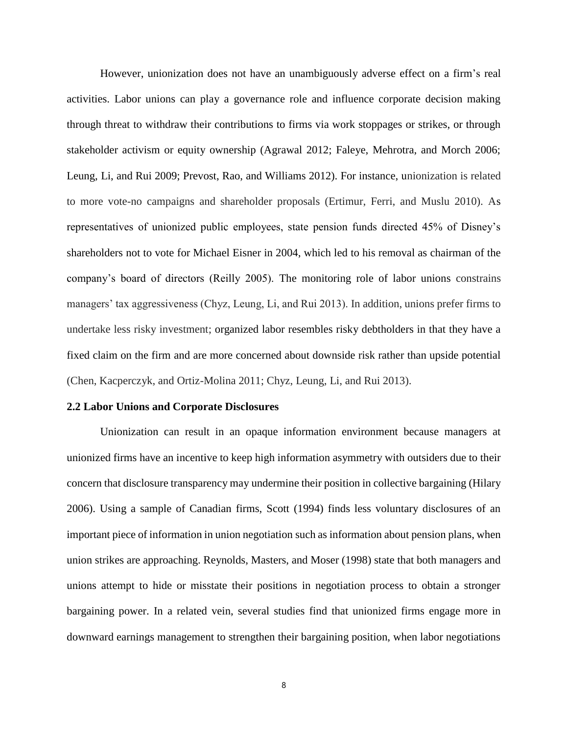However, unionization does not have an unambiguously adverse effect on a firm's real activities. Labor unions can play a governance role and influence corporate decision making through threat to withdraw their contributions to firms via work stoppages or strikes, or through stakeholder activism or equity ownership (Agrawal 2012; Faleye, Mehrotra, and Morch 2006; Leung, Li, and Rui 2009; Prevost, Rao, and Williams 2012). For instance, unionization is related to more vote-no campaigns and shareholder proposals (Ertimur, Ferri, and Muslu 2010). As representatives of unionized public employees, state pension funds directed 45% of Disney's shareholders not to vote for Michael Eisner in 2004, which led to his removal as chairman of the company's board of directors (Reilly 2005). The monitoring role of labor unions constrains managers' tax aggressiveness (Chyz, Leung, Li, and Rui 2013). In addition, unions prefer firms to undertake less risky investment; organized labor resembles risky debtholders in that they have a fixed claim on the firm and are more concerned about downside risk rather than upside potential (Chen, Kacperczyk, and Ortiz-Molina 2011; Chyz, Leung, Li, and Rui 2013).

### 2.2 Labor Unions and Corporate Disclosures

Unionization can result in an opaque information environment because managers at unionized firms have an incentive to keep high information asymmetry with outsiders due to their concern that disclosure transparency may undermine their position in collective bargaining (Hilary 2006). Using a sample of Canadian firms, Scott (1994) finds less voluntary disclosures of an important piece of information in union negotiation such as information about pension plans, when union strikes are approaching. Reynolds, Masters, and Moser (1998) state that both managers and unions attempt to hide or misstate their positions in negotiation process to obtain a stronger bargaining power. In a related vein, several studies find that unionized firms engage more in downward earnings management to strengthen their bargaining position, when labor negotiations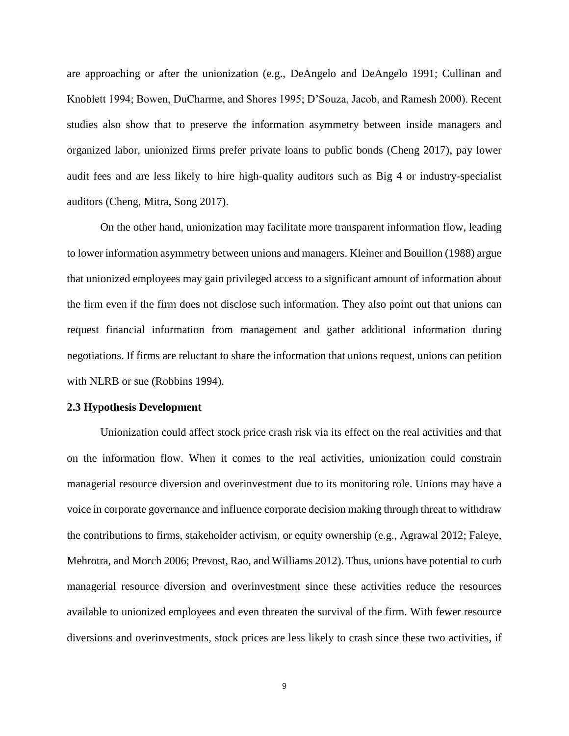are approaching or after the unionization (e.g., DeAngelo and DeAngelo 1991; Cullinan and Knoblett 1994; Bowen, DuCharme, and Shores 1995; D'Souza, Jacob, and Ramesh 2000). Recent studies also show that to preserve the information asymmetry between inside managers and organized labor, unionized firms prefer private loans to public bonds (Cheng 2017), pay lower audit fees and are less likely to hire high-quality auditors such as Big 4 or industry-specialist auditors (Cheng, Mitra, Song 2017).

On the other hand, unionization may facilitate more transparent information flow, leading to lower information asymmetry between unions and managers. Kleiner and Bouillon (1988) argue that unionized employees may gain privileged access to a significant amount of information about the firm even if the firm does not disclose such information. They also point out that unions can request financial information from management and gather additional information during negotiations. If firms are reluctant to share the information that unions request, unions can petition with NLRB or sue (Robbins 1994).

### 2.3 Hypothesis Development

Unionization could affect stock price crash risk via its effect on the real activities and that on the information flow. When it comes to the real activities, unionization could constrain managerial resource diversion and overinvestment due to its monitoring role. Unions may have a voice in corporate governance and influence corporate decision making through threat to withdraw the contributions to firms, stakeholder activism, or equity ownership (e.g., Agrawal 2012; Faleye, Mehrotra, and Morch 2006; Prevost, Rao, and Williams 2012). Thus, unions have potential to curb managerial resource diversion and overinvestment since these activities reduce the resources available to unionized employees and even threaten the survival of the firm. With fewer resource diversions and overinvestments, stock prices are less likely to crash since these two activities, if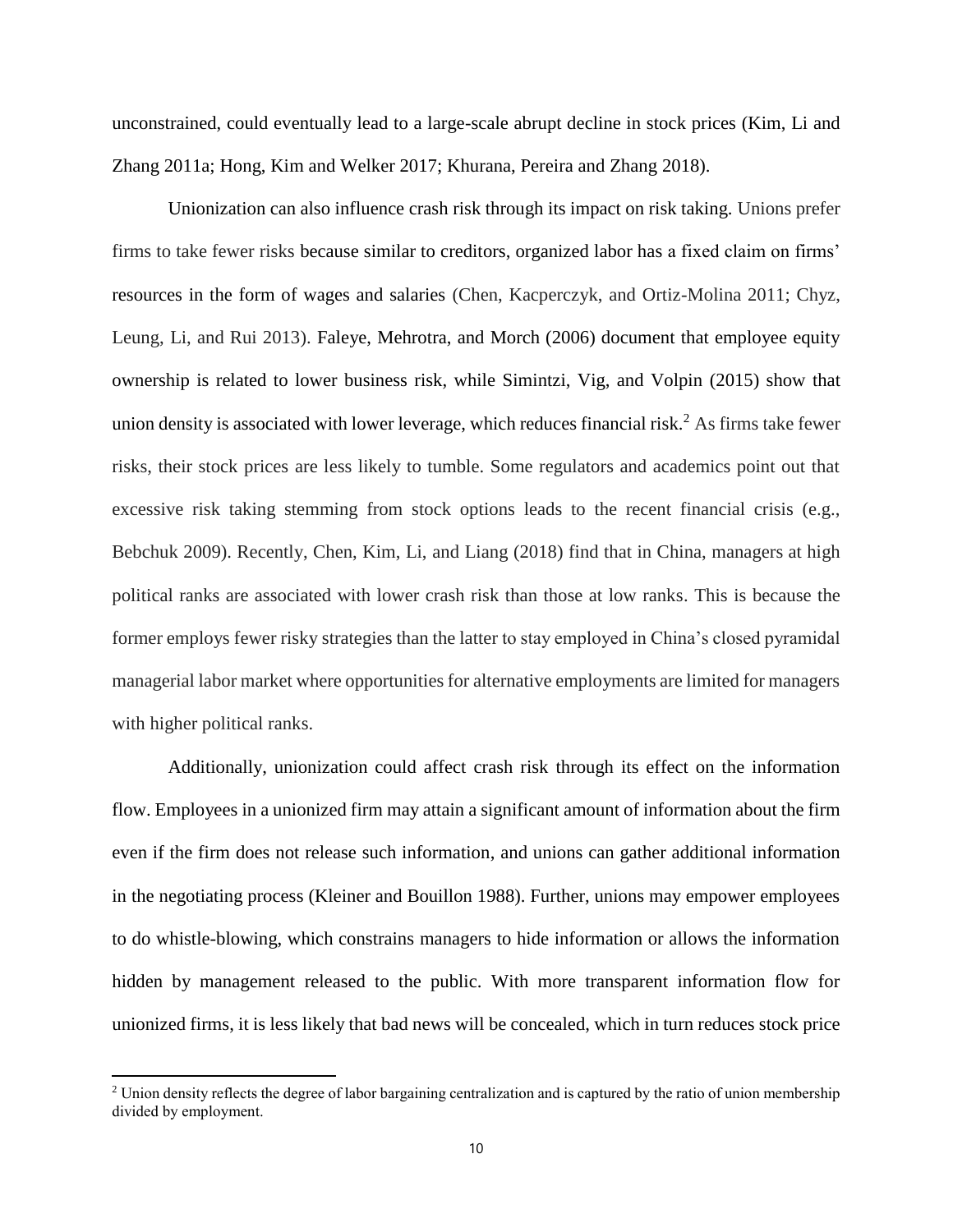unconstrained, could eventually lead to a large-scale abrupt decline in stock prices (Kim, Li and Zhang 2011a; Hong, Kim and Welker 2017; Khurana, Pereira and Zhang 2018).

Unionization can also influence crash risk through its impact on risk taking. Unions prefer firms to take fewer risks because similar to creditors, organized labor has a fixed claim on firms' resources in the form of wages and salaries (Chen, Kacperczyk, and Ortiz-Molina 2011; Chyz, Leung, Li, and Rui 2013). Faleye, Mehrotra, and Morch (2006) document that employee equity ownership is related to lower business risk, while Simintzi, Vig, and Volpin (2015) show that union density is associated with lower leverage, which reduces financial risk.[2] As firms take fewer risks, their stock prices are less likely to tumble. Some regulators and academics point out that excessive risk taking stemming from stock options leads to the recent financial crisis (e.g., Bebchuk 2009). Recently, Chen, Kim, Li, and Liang (2018) find that in China, managers at high political ranks are associated with lower crash risk than those at low ranks. This is because the former employs fewer risky strategies than the latter to stay employed in China's closed pyramidal managerial labor market where opportunities for alternative employments are limited for managers with higher political ranks.

Additionally, unionization could affect crash risk through its effect on the information flow. Employees in a unionized firm may attain a significant amount of information about the firm even if the firm does not release such information, and unions can gather additional information in the negotiating process (Kleiner and Bouillon 1988). Further, unions may empower employees to do whistle-blowing, which constrains managers to hide information or allows the information hidden by management released to the public. With more transparent information flow for unionized firms, it is less likely that bad news will be concealed, which in turn reduces stock price

[2] Union density reflects the degree of labor bargaining centralization and is captured by the ratio of union membership divided by employment.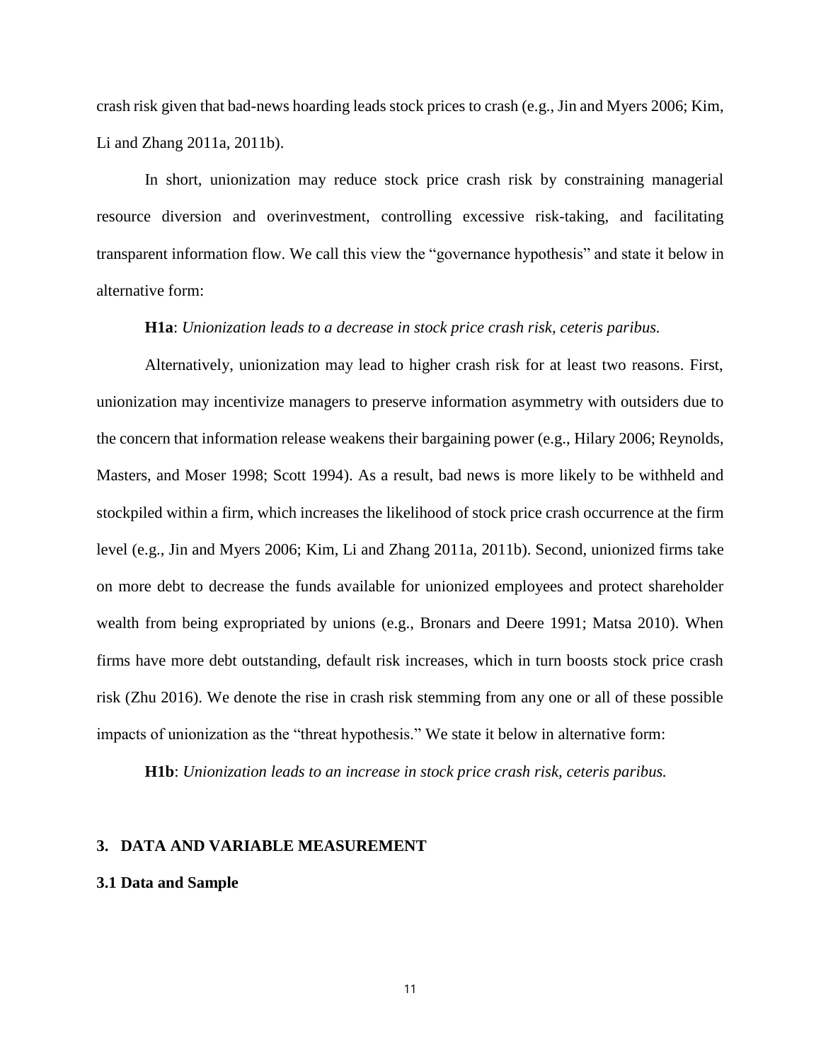crash risk given that bad-news hoarding leads stock prices to crash (e.g., Jin and Myers 2006; Kim, Li and Zhang 2011a, 2011b).

In short, unionization may reduce stock price crash risk by constraining managerial resource diversion and overinvestment, controlling excessive risk-taking, and facilitating transparent information flow. We call this view the "governance hypothesis" and state it below in alternative form:

**H1a**: *Unionization leads to a decrease in stock price crash risk, ceteris paribus.*

Alternatively, unionization may lead to higher crash risk for at least two reasons. First, unionization may incentivize managers to preserve information asymmetry with outsiders due to the concern that information release weakens their bargaining power (e.g., Hilary 2006; Reynolds, Masters, and Moser 1998; Scott 1994). As a result, bad news is more likely to be withheld and stockpiled within a firm, which increases the likelihood of stock price crash occurrence at the firm level (e.g., Jin and Myers 2006; Kim, Li and Zhang 2011a, 2011b). Second, unionized firms take on more debt to decrease the funds available for unionized employees and protect shareholder wealth from being expropriated by unions (e.g., Bronars and Deere 1991; Matsa 2010). When firms have more debt outstanding, default risk increases, which in turn boosts stock price crash risk (Zhu 2016). We denote the rise in crash risk stemming from any one or all of these possible impacts of unionization as the "threat hypothesis." We state it below in alternative form:

**H1b**: *Unionization leads to an increase in stock price crash risk, ceteris paribus.*

## 3. DATA AND VARIABLE MEASUREMENT

### 3.1 Data and Sample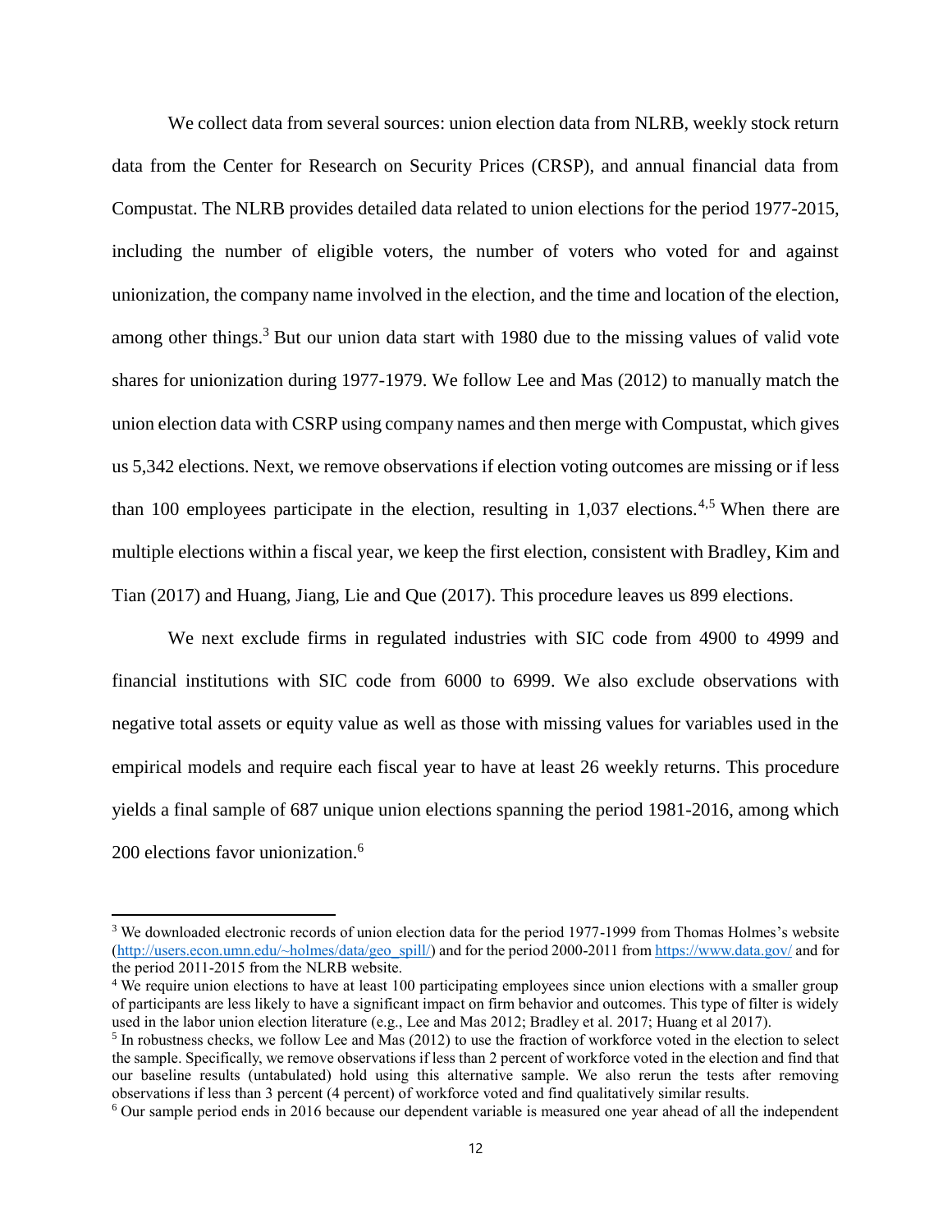We collect data from several sources: union election data from NLRB, weekly stock return data from the Center for Research on Security Prices (CRSP), and annual financial data from Compustat. The NLRB provides detailed data related to union elections for the period 1977-2015, including the number of eligible voters, the number of voters who voted for and against unionization, the company name involved in the election, and the time and location of the election, among other things.[3] But our union data start with 1980 due to the missing values of valid vote shares for unionization during 1977-1979. We follow Lee and Mas (2012) to manually match the union election data with CSRP using company names and then merge with Compustat, which gives us 5,342 elections. Next, we remove observations if election voting outcomes are missing or if less than 100 employees participate in the election, resulting in 1,037 elections.[4,5] When there are multiple elections within a fiscal year, we keep the first election, consistent with Bradley, Kim and Tian (2017) and Huang, Jiang, Lie and Que (2017). This procedure leaves us 899 elections.

We next exclude firms in regulated industries with SIC code from 4900 to 4999 and financial institutions with SIC code from 6000 to 6999. We also exclude observations with negative total assets or equity value as well as those with missing values for variables used in the empirical models and require each fiscal year to have at least 26 weekly returns. This procedure yields a final sample of 687 unique union elections spanning the period 1981-2016, among which 200 elections favor unionization.[6]

---

[3] We downloaded electronic records of union election data for the period 1977-1999 from Thomas Holmes's website (http://users.econ.umn.edu/~holmes/data/geo_spill/) and for the period 2000-2011 from https://www.data.gov/ and for the period 2011-2015 from the NLRB website.

[4] We require union elections to have at least 100 participating employees since union elections with a smaller group of participants are less likely to have a significant impact on firm behavior and outcomes. This type of filter is widely used in the labor union election literature (e.g., Lee and Mas 2012; Bradley et al. 2017; Huang et al 2017).

[5] In robustness checks, we follow Lee and Mas (2012) to use the fraction of workforce voted in the election to select the sample. Specifically, we remove observations if less than 2 percent of workforce voted in the election and find that our baseline results (untabulated) hold using this alternative sample. We also rerun the tests after removing observations if less than 3 percent (4 percent) of workforce voted and find qualitatively similar results.

[6] Our sample period ends in 2016 because our dependent variable is measured one year ahead of all the independent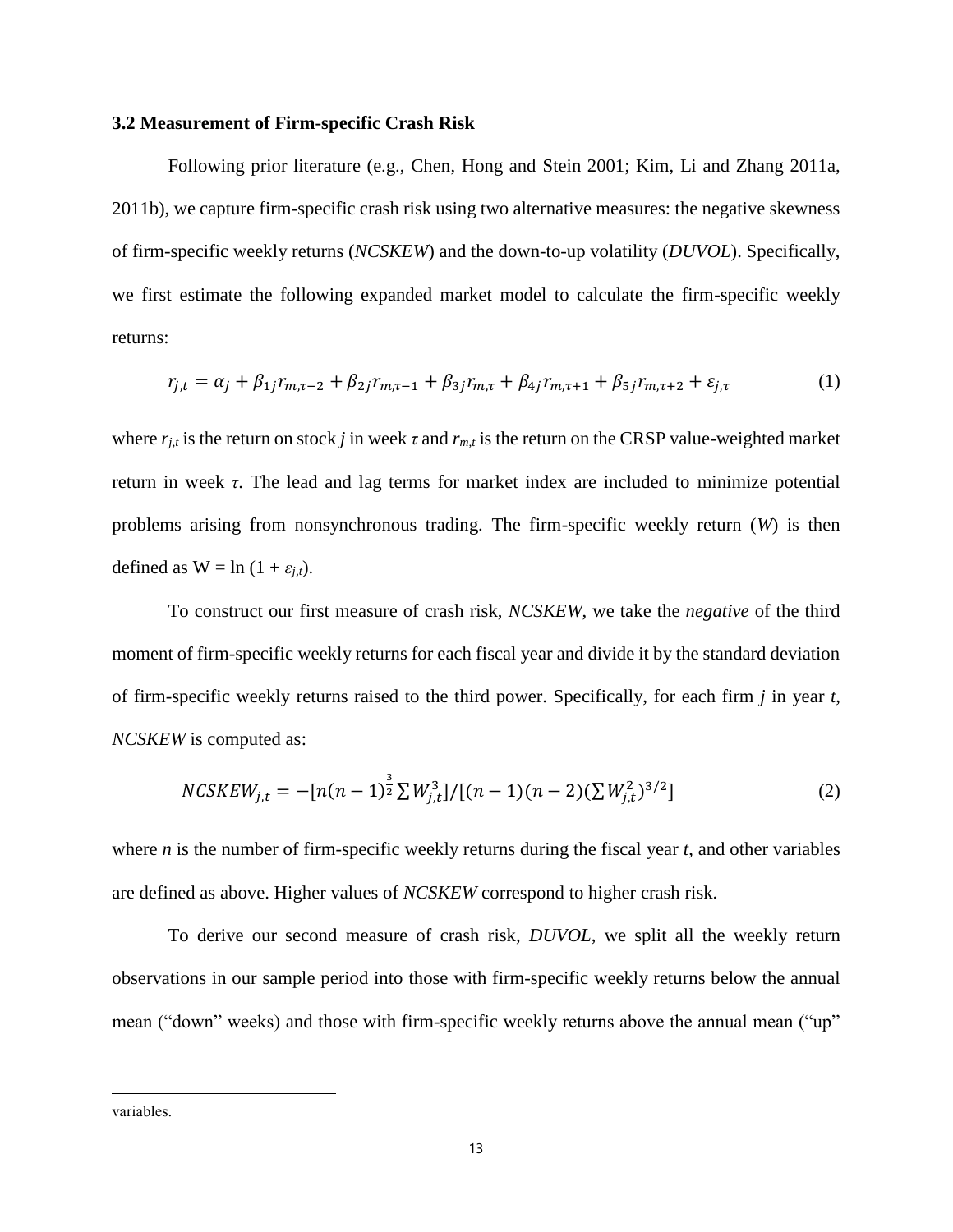### 3.2 Measurement of Firm-specific Crash Risk

Following prior literature (e.g., Chen, Hong and Stein 2001; Kim, Li and Zhang 2011a, 2011b), we capture firm-specific crash risk using two alternative measures: the negative skewness of firm-specific weekly returns (*NCSKEW*) and the down-to-up volatility (*DUVOL*). Specifically, we first estimate the following expanded market model to calculate the firm-specific weekly returns:

$$r_{j,t} = \alpha_j + \beta_{1j} r_{m,\tau-2} + \beta_{2j} r_{m,\tau-1} + \beta_{3j} r_{m,\tau} + \beta_{4j} r_{m,\tau+1} + \beta_{5j} r_{m,\tau+2} + \varepsilon_{j,\tau} \tag{1}$$

where $r_{j,t}$ is the return on stock *j* in week $\tau$ and $r_{m,t}$ is the return on the CRSP value-weighted market return in week $\tau$. The lead and lag terms for market index are included to minimize potential problems arising from nonsynchronous trading. The firm-specific weekly return (*W*) is then defined as $W = \ln(1 + \varepsilon_{j,t})$.

To construct our first measure of crash risk, *NCSKEW*, we take the *negative* of the third moment of firm-specific weekly returns for each fiscal year and divide it by the standard deviation of firm-specific weekly returns raised to the third power. Specifically, for each firm *j* in year *t*, *NCSKEW* is computed as:

$$NCSKEW_{j,t} = -[n(n-1)^{\frac{3}{2}} \sum W_{j,t}^3]/[(n-1)(n-2)(\sum W_{j,t}^2)^{3/2}] \tag{2}$$

where *n* is the number of firm-specific weekly returns during the fiscal year *t*, and other variables are defined as above. Higher values of *NCSKEW* correspond to higher crash risk.

To derive our second measure of crash risk, *DUVOL*, we split all the weekly return observations in our sample period into those with firm-specific weekly returns below the annual mean ("down" weeks) and those with firm-specific weekly returns above the annual mean ("up"

variables.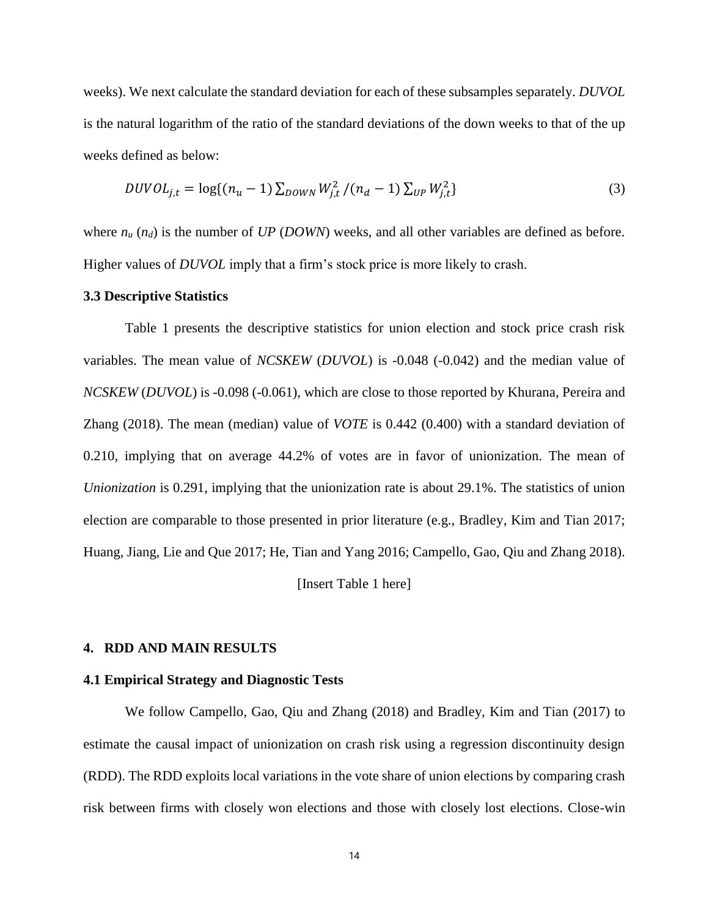weeks). We next calculate the standard deviation for each of these subsamples separately. *DUVOL* is the natural logarithm of the ratio of the standard deviations of the down weeks to that of the up weeks defined as below:

$$DUVOL_{j,t} = \log\{(n_u - 1)\sum_{DOWN} W_{j,t}^2 / (n_d - 1)\sum_{UP} W_{j,t}^2\} \tag{3}$$

where $n_u$ ($n_d$) is the number of *UP* (*DOWN*) weeks, and all other variables are defined as before. Higher values of *DUVOL* imply that a firm's stock price is more likely to crash.

### 3.3 Descriptive Statistics

Table 1 presents the descriptive statistics for union election and stock price crash risk variables. The mean value of *NCSKEW* (*DUVOL*) is -0.048 (-0.042) and the median value of *NCSKEW* (*DUVOL*) is -0.098 (-0.061), which are close to those reported by Khurana, Pereira and Zhang (2018). The mean (median) value of *VOTE* is 0.442 (0.400) with a standard deviation of 0.210, implying that on average 44.2% of votes are in favor of unionization. The mean of *Unionization* is 0.291, implying that the unionization rate is about 29.1%. The statistics of union election are comparable to those presented in prior literature (e.g., Bradley, Kim and Tian 2017; Huang, Jiang, Lie and Que 2017; He, Tian and Yang 2016; Campello, Gao, Qiu and Zhang 2018).

[Insert Table 1 here]

## 4. RDD AND MAIN RESULTS

### 4.1 Empirical Strategy and Diagnostic Tests

We follow Campello, Gao, Qiu and Zhang (2018) and Bradley, Kim and Tian (2017) to estimate the causal impact of unionization on crash risk using a regression discontinuity design (RDD). The RDD exploits local variations in the vote share of union elections by comparing crash risk between firms with closely won elections and those with closely lost elections. Close-win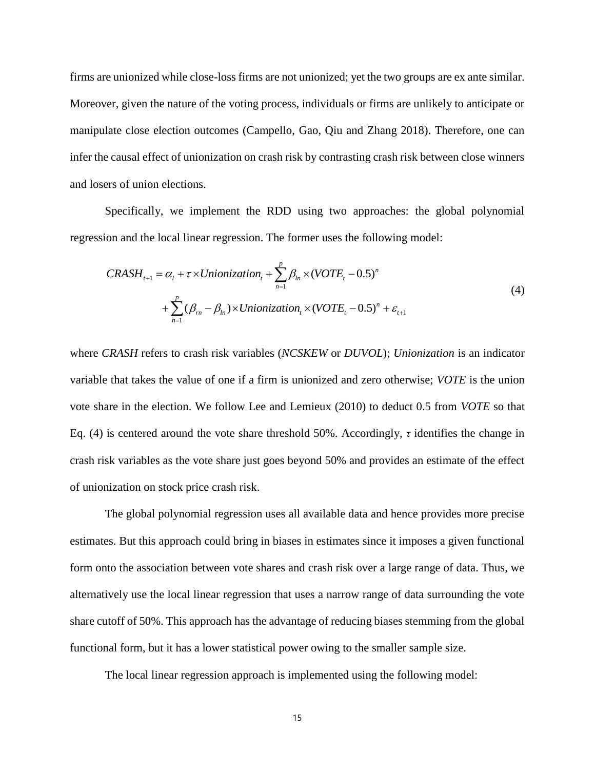firms are unionized while close-loss firms are not unionized; yet the two groups are ex ante similar. Moreover, given the nature of the voting process, individuals or firms are unlikely to anticipate or manipulate close election outcomes (Campello, Gao, Qiu and Zhang 2018). Therefore, one can infer the causal effect of unionization on crash risk by contrasting crash risk between close winners and losers of union elections.

Specifically, we implement the RDD using two approaches: the global polynomial regression and the local linear regression. The former uses the following model:

$$
\begin{aligned}
CRASH_{t+1} = \alpha_l + \tau \times Unionization_t + \sum_{n=1}^{p} \beta_{ln} \times (VOTE_t - 0.5)^n \\
+ \sum_{n=1}^{p} (\beta_{rn} - \beta_{ln}) \times Unionization_t \times (VOTE_t - 0.5)^n + \varepsilon_{t+1}
\end{aligned}
\tag{4}
$$

where *CRASH* refers to crash risk variables (*NCSKEW* or *DUVOL*); *Unionization* is an indicator variable that takes the value of one if a firm is unionized and zero otherwise; *VOTE* is the union vote share in the election. We follow Lee and Lemieux (2010) to deduct 0.5 from *VOTE* so that Eq. (4) is centered around the vote share threshold 50%. Accordingly, $\tau$ identifies the change in crash risk variables as the vote share just goes beyond 50% and provides an estimate of the effect of unionization on stock price crash risk.

The global polynomial regression uses all available data and hence provides more precise estimates. But this approach could bring in biases in estimates since it imposes a given functional form onto the association between vote shares and crash risk over a large range of data. Thus, we alternatively use the local linear regression that uses a narrow range of data surrounding the vote share cutoff of 50%. This approach has the advantage of reducing biases stemming from the global functional form, but it has a lower statistical power owing to the smaller sample size.

The local linear regression approach is implemented using the following model: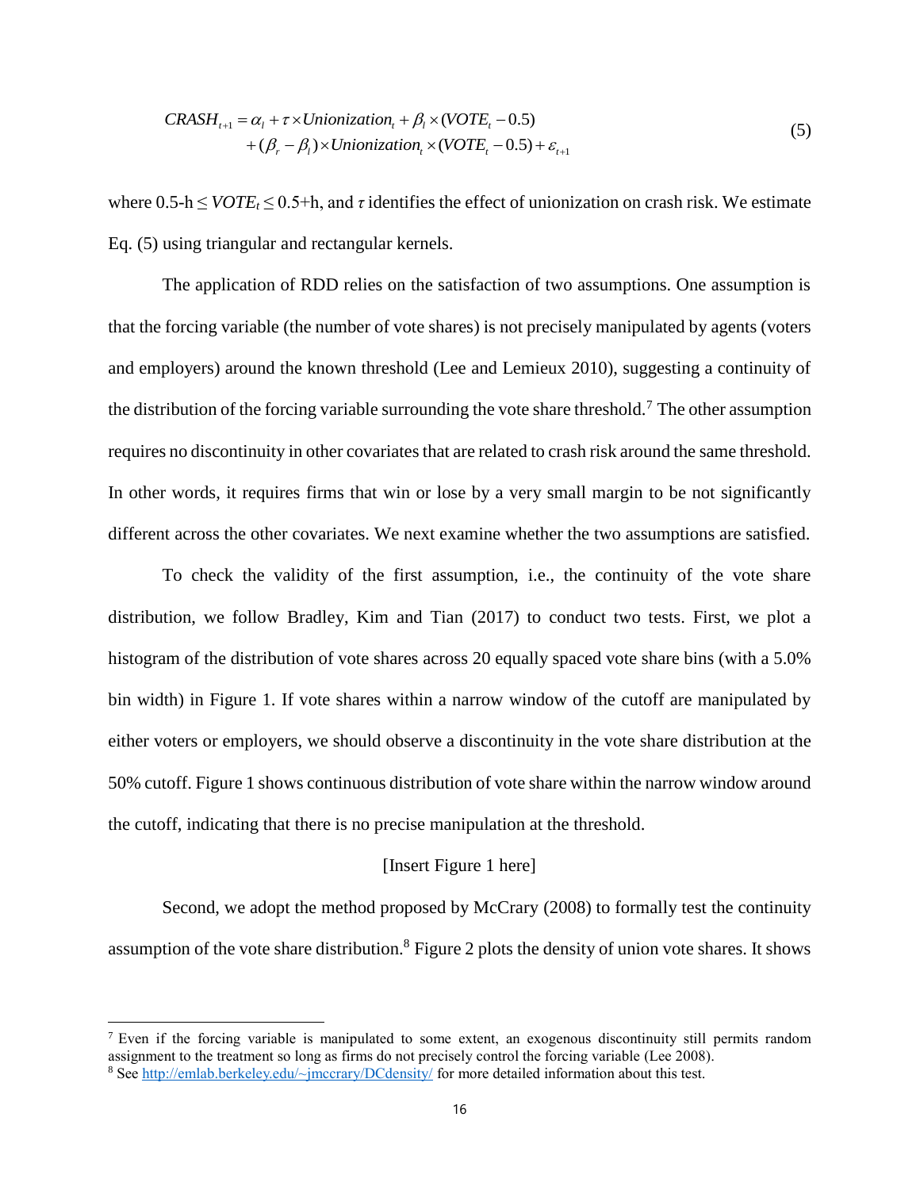$$CRASH_{t+1} = \alpha_l + \tau \times Unionization_t + \beta_l \times (VOTE_t - 0.5) + (\beta_r - \beta_l) \times Unionization_t \times (VOTE_t - 0.5) + \varepsilon_{t+1} \tag{5}$$

where $0.5\text{-h} \leq VOTE_t \leq 0.5\text{+h}$, and $\tau$ identifies the effect of unionization on crash risk. We estimate Eq. (5) using triangular and rectangular kernels.

The application of RDD relies on the satisfaction of two assumptions. One assumption is that the forcing variable (the number of vote shares) is not precisely manipulated by agents (voters and employers) around the known threshold (Lee and Lemieux 2010), suggesting a continuity of the distribution of the forcing variable surrounding the vote share threshold.[7] The other assumption requires no discontinuity in other covariates that are related to crash risk around the same threshold. In other words, it requires firms that win or lose by a very small margin to be not significantly different across the other covariates. We next examine whether the two assumptions are satisfied.

To check the validity of the first assumption, i.e., the continuity of the vote share distribution, we follow Bradley, Kim and Tian (2017) to conduct two tests. First, we plot a histogram of the distribution of vote shares across 20 equally spaced vote share bins (with a 5.0% bin width) in Figure 1. If vote shares within a narrow window of the cutoff are manipulated by either voters or employers, we should observe a discontinuity in the vote share distribution at the 50% cutoff. Figure 1 shows continuous distribution of vote share within the narrow window around the cutoff, indicating that there is no precise manipulation at the threshold.

[Insert Figure 1 here]

Second, we adopt the method proposed by McCrary (2008) to formally test the continuity assumption of the vote share distribution.[8] Figure 2 plots the density of union vote shares. It shows

---

[7] Even if the forcing variable is manipulated to some extent, an exogenous discontinuity still permits random assignment to the treatment so long as firms do not precisely control the forcing variable (Lee 2008).

[8] See http://emlab.berkeley.edu/~jmccrary/DCdensity/ for more detailed information about this test.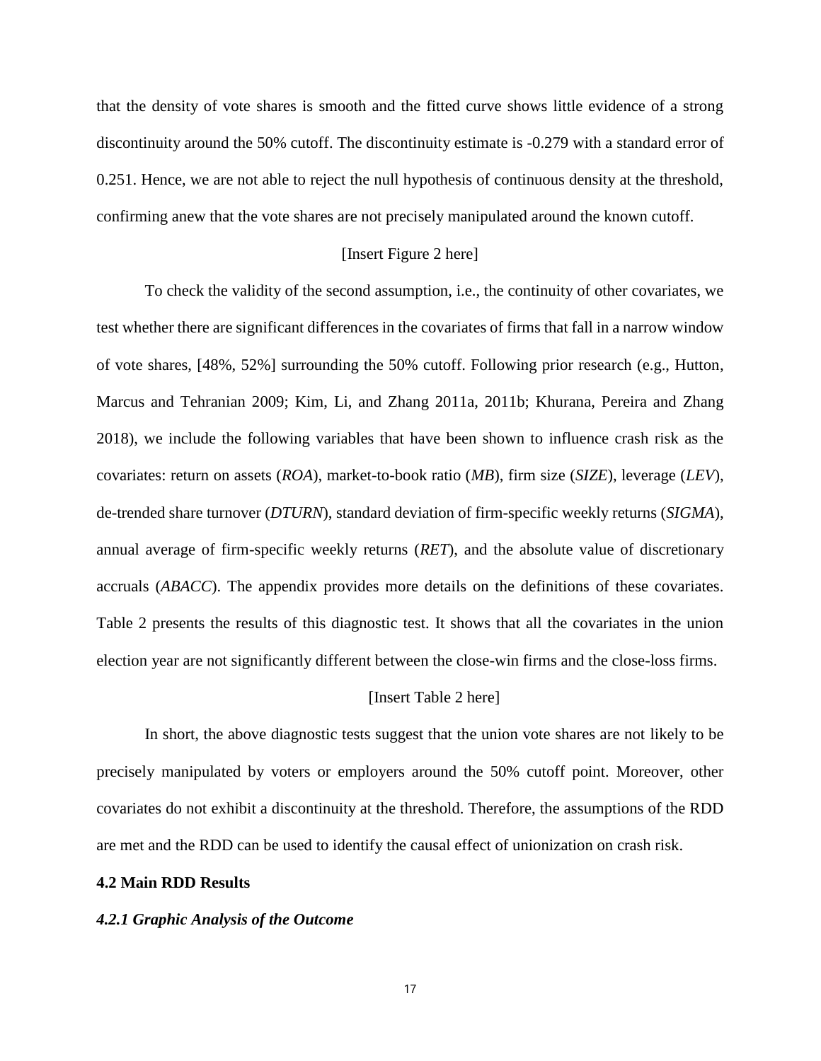that the density of vote shares is smooth and the fitted curve shows little evidence of a strong discontinuity around the 50% cutoff. The discontinuity estimate is -0.279 with a standard error of 0.251. Hence, we are not able to reject the null hypothesis of continuous density at the threshold, confirming anew that the vote shares are not precisely manipulated around the known cutoff.

[Insert Figure 2 here]

To check the validity of the second assumption, i.e., the continuity of other covariates, we test whether there are significant differences in the covariates of firms that fall in a narrow window of vote shares, [48%, 52%] surrounding the 50% cutoff. Following prior research (e.g., Hutton, Marcus and Tehranian 2009; Kim, Li, and Zhang 2011a, 2011b; Khurana, Pereira and Zhang 2018), we include the following variables that have been shown to influence crash risk as the covariates: return on assets (*ROA*), market-to-book ratio (*MB*), firm size (*SIZE*), leverage (*LEV*), de-trended share turnover (*DTURN*), standard deviation of firm-specific weekly returns (*SIGMA*), annual average of firm-specific weekly returns (*RET*), and the absolute value of discretionary accruals (*ABACC*). The appendix provides more details on the definitions of these covariates. Table 2 presents the results of this diagnostic test. It shows that all the covariates in the union election year are not significantly different between the close-win firms and the close-loss firms.

[Insert Table 2 here]

In short, the above diagnostic tests suggest that the union vote shares are not likely to be precisely manipulated by voters or employers around the 50% cutoff point. Moreover, other covariates do not exhibit a discontinuity at the threshold. Therefore, the assumptions of the RDD are met and the RDD can be used to identify the causal effect of unionization on crash risk.

## 4.2 Main RDD Results

### *4.2.1 Graphic Analysis of the Outcome*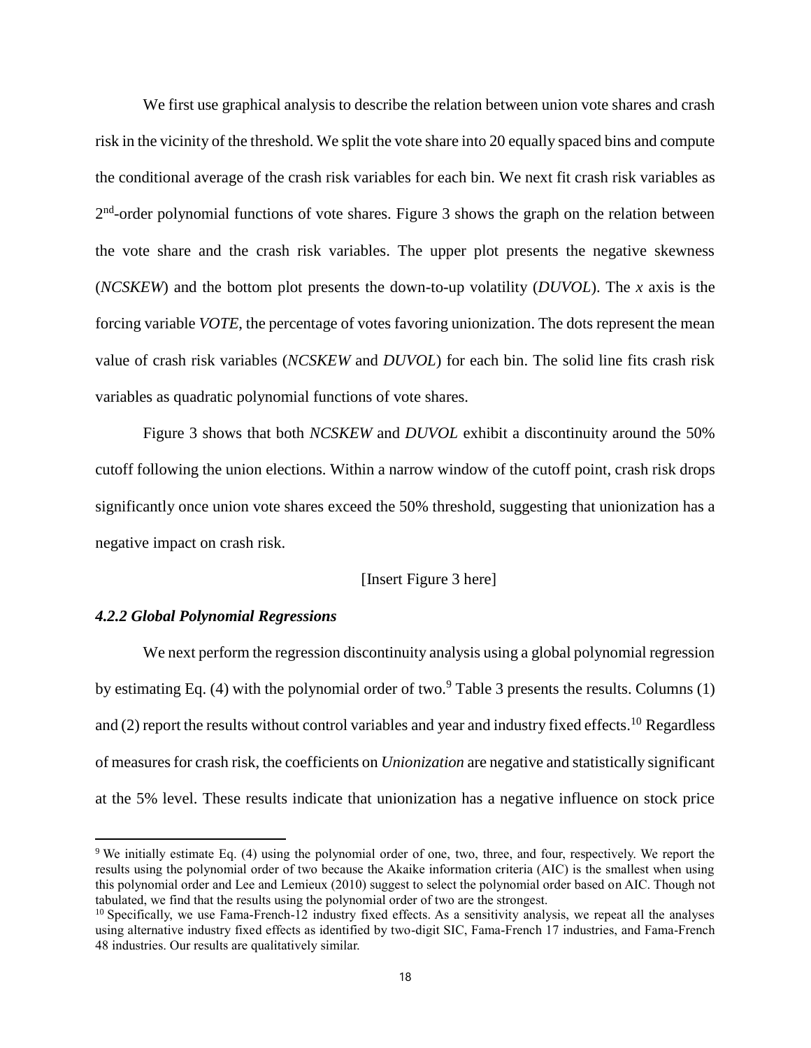We first use graphical analysis to describe the relation between union vote shares and crash risk in the vicinity of the threshold. We split the vote share into 20 equally spaced bins and compute the conditional average of the crash risk variables for each bin. We next fit crash risk variables as $2^{nd}$-order polynomial functions of vote shares. Figure 3 shows the graph on the relation between the vote share and the crash risk variables. The upper plot presents the negative skewness (*NCSKEW*) and the bottom plot presents the down-to-up volatility (*DUVOL*). The $x$ axis is the forcing variable *VOTE*, the percentage of votes favoring unionization. The dots represent the mean value of crash risk variables (*NCSKEW* and *DUVOL*) for each bin. The solid line fits crash risk variables as quadratic polynomial functions of vote shares.

Figure 3 shows that both *NCSKEW* and *DUVOL* exhibit a discontinuity around the 50% cutoff following the union elections. Within a narrow window of the cutoff point, crash risk drops significantly once union vote shares exceed the 50% threshold, suggesting that unionization has a negative impact on crash risk.

[Insert Figure 3 here]

#### *4.2.2 Global Polynomial Regressions*

We next perform the regression discontinuity analysis using a global polynomial regression by estimating Eq. (4) with the polynomial order of two.[9] Table 3 presents the results. Columns (1) and (2) report the results without control variables and year and industry fixed effects.[10] Regardless of measures for crash risk, the coefficients on *Unionization* are negative and statistically significant at the 5% level. These results indicate that unionization has a negative influence on stock price

---

[9] We initially estimate Eq. (4) using the polynomial order of one, two, three, and four, respectively. We report the results using the polynomial order of two because the Akaike information criteria (AIC) is the smallest when using this polynomial order and Lee and Lemieux (2010) suggest to select the polynomial order based on AIC. Though not tabulated, we find that the results using the polynomial order of two are the strongest.

[10] Specifically, we use Fama-French-12 industry fixed effects. As a sensitivity analysis, we repeat all the analyses using alternative industry fixed effects as identified by two-digit SIC, Fama-French 17 industries, and Fama-French 48 industries. Our results are qualitatively similar.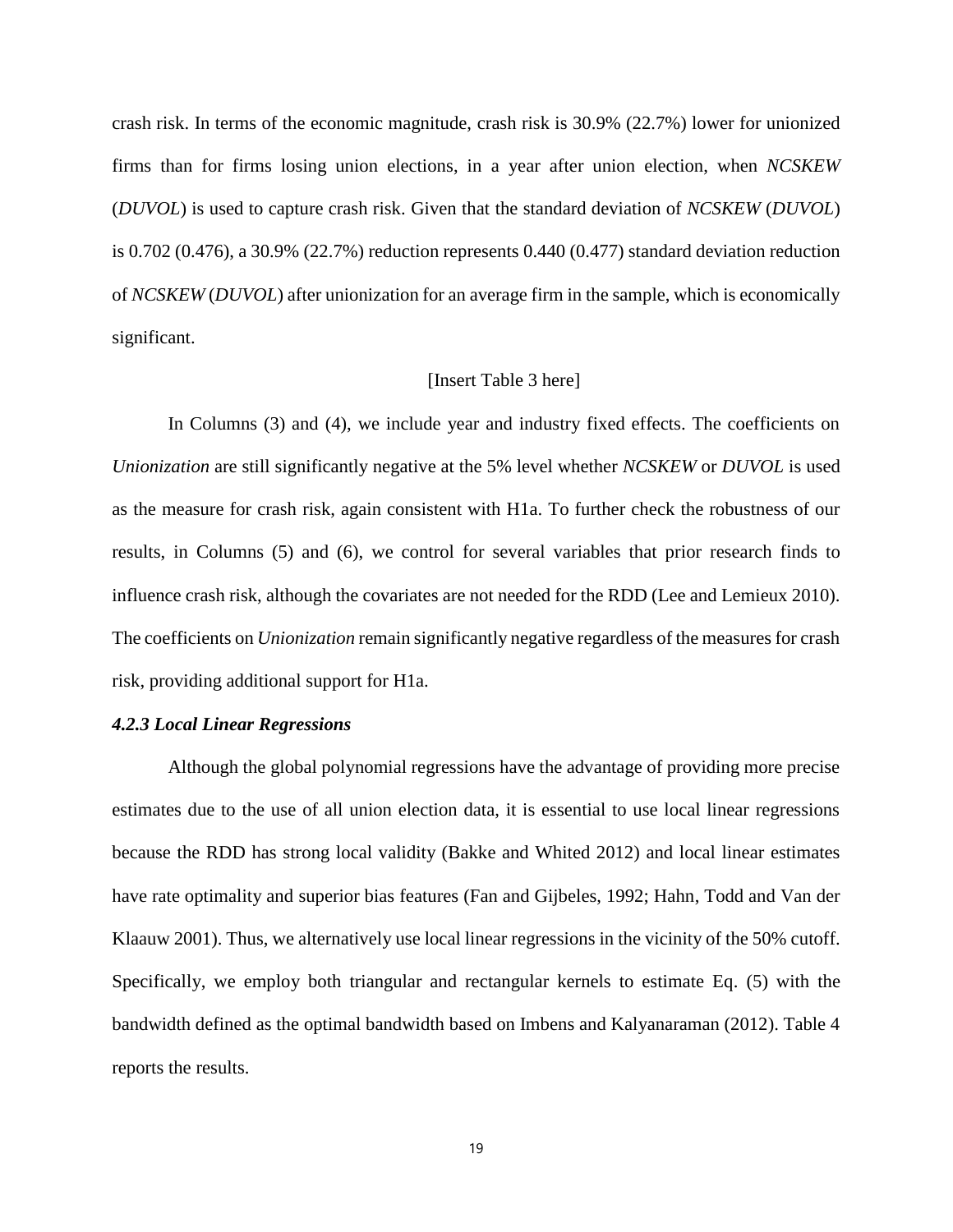crash risk. In terms of the economic magnitude, crash risk is 30.9% (22.7%) lower for unionized firms than for firms losing union elections, in a year after union election, when *NCSKEW* (*DUVOL*) is used to capture crash risk. Given that the standard deviation of *NCSKEW* (*DUVOL*) is 0.702 (0.476), a 30.9% (22.7%) reduction represents 0.440 (0.477) standard deviation reduction of *NCSKEW* (*DUVOL*) after unionization for an average firm in the sample, which is economically significant.

[Insert Table 3 here]

In Columns (3) and (4), we include year and industry fixed effects. The coefficients on *Unionization* are still significantly negative at the 5% level whether *NCSKEW* or *DUVOL* is used as the measure for crash risk, again consistent with H1a. To further check the robustness of our results, in Columns (5) and (6), we control for several variables that prior research finds to influence crash risk, although the covariates are not needed for the RDD (Lee and Lemieux 2010). The coefficients on *Unionization* remain significantly negative regardless of the measures for crash risk, providing additional support for H1a.

#### *4.2.3 Local Linear Regressions*

Although the global polynomial regressions have the advantage of providing more precise estimates due to the use of all union election data, it is essential to use local linear regressions because the RDD has strong local validity (Bakke and Whited 2012) and local linear estimates have rate optimality and superior bias features (Fan and Gijbeles, 1992; Hahn, Todd and Van der Klaauw 2001). Thus, we alternatively use local linear regressions in the vicinity of the 50% cutoff. Specifically, we employ both triangular and rectangular kernels to estimate Eq. (5) with the bandwidth defined as the optimal bandwidth based on Imbens and Kalyanaraman (2012). Table 4 reports the results.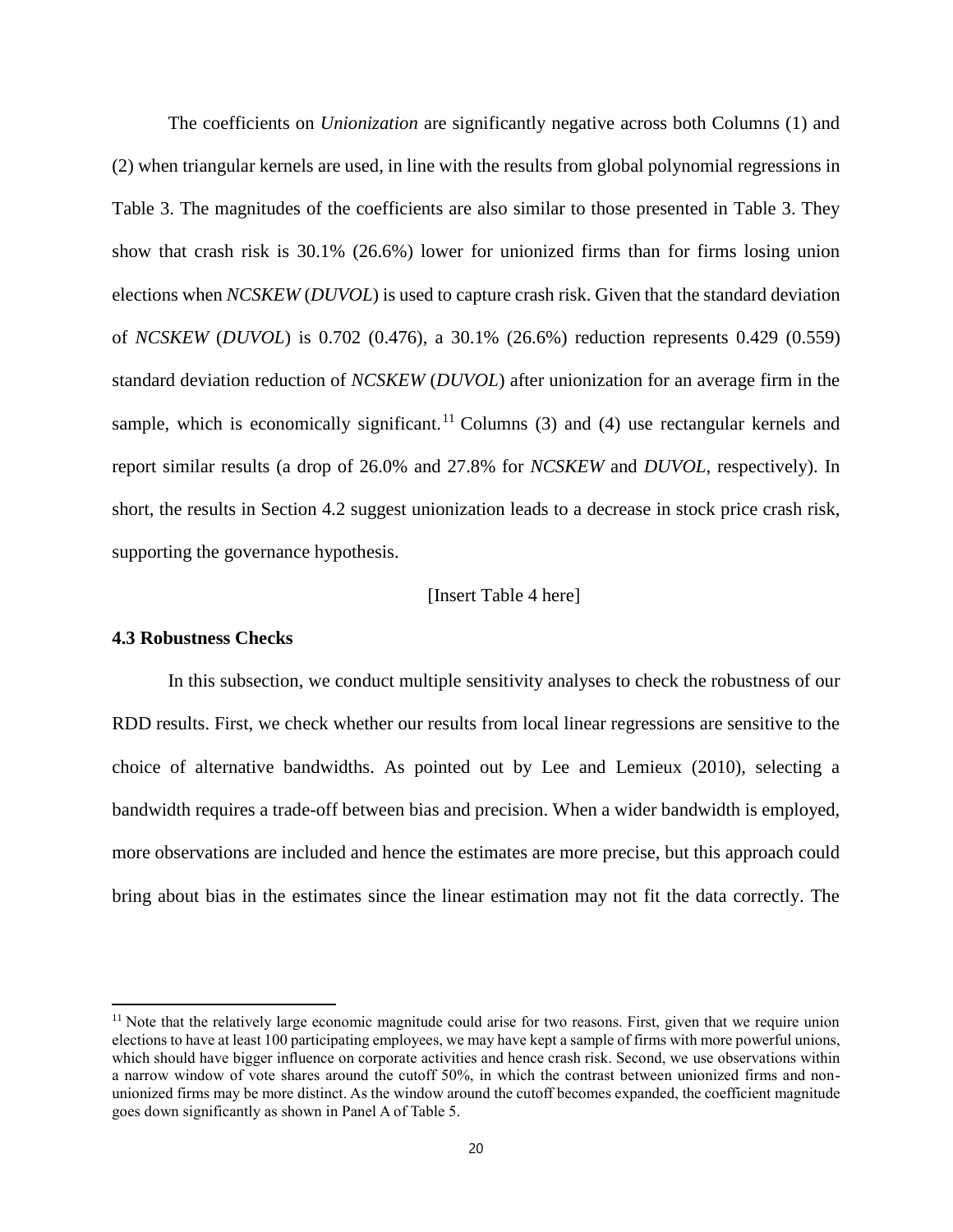The coefficients on *Unionization* are significantly negative across both Columns (1) and (2) when triangular kernels are used, in line with the results from global polynomial regressions in Table 3. The magnitudes of the coefficients are also similar to those presented in Table 3. They show that crash risk is 30.1% (26.6%) lower for unionized firms than for firms losing union elections when *NCSKEW* (*DUVOL*) is used to capture crash risk. Given that the standard deviation of *NCSKEW* (*DUVOL*) is 0.702 (0.476), a 30.1% (26.6%) reduction represents 0.429 (0.559) standard deviation reduction of *NCSKEW* (*DUVOL*) after unionization for an average firm in the sample, which is economically significant.[11] Columns (3) and (4) use rectangular kernels and report similar results (a drop of 26.0% and 27.8% for *NCSKEW* and *DUVOL*, respectively). In short, the results in Section 4.2 suggest unionization leads to a decrease in stock price crash risk, supporting the governance hypothesis.

[Insert Table 4 here]

### 4.3 Robustness Checks

In this subsection, we conduct multiple sensitivity analyses to check the robustness of our RDD results. First, we check whether our results from local linear regressions are sensitive to the choice of alternative bandwidths. As pointed out by Lee and Lemieux (2010), selecting a bandwidth requires a trade-off between bias and precision. When a wider bandwidth is employed, more observations are included and hence the estimates are more precise, but this approach could bring about bias in the estimates since the linear estimation may not fit the data correctly. The

[11] Note that the relatively large economic magnitude could arise for two reasons. First, given that we require union elections to have at least 100 participating employees, we may have kept a sample of firms with more powerful unions, which should have bigger influence on corporate activities and hence crash risk. Second, we use observations within a narrow window of vote shares around the cutoff 50%, in which the contrast between unionized firms and non-unionized firms may be more distinct. As the window around the cutoff becomes expanded, the coefficient magnitude goes down significantly as shown in Panel A of Table 5.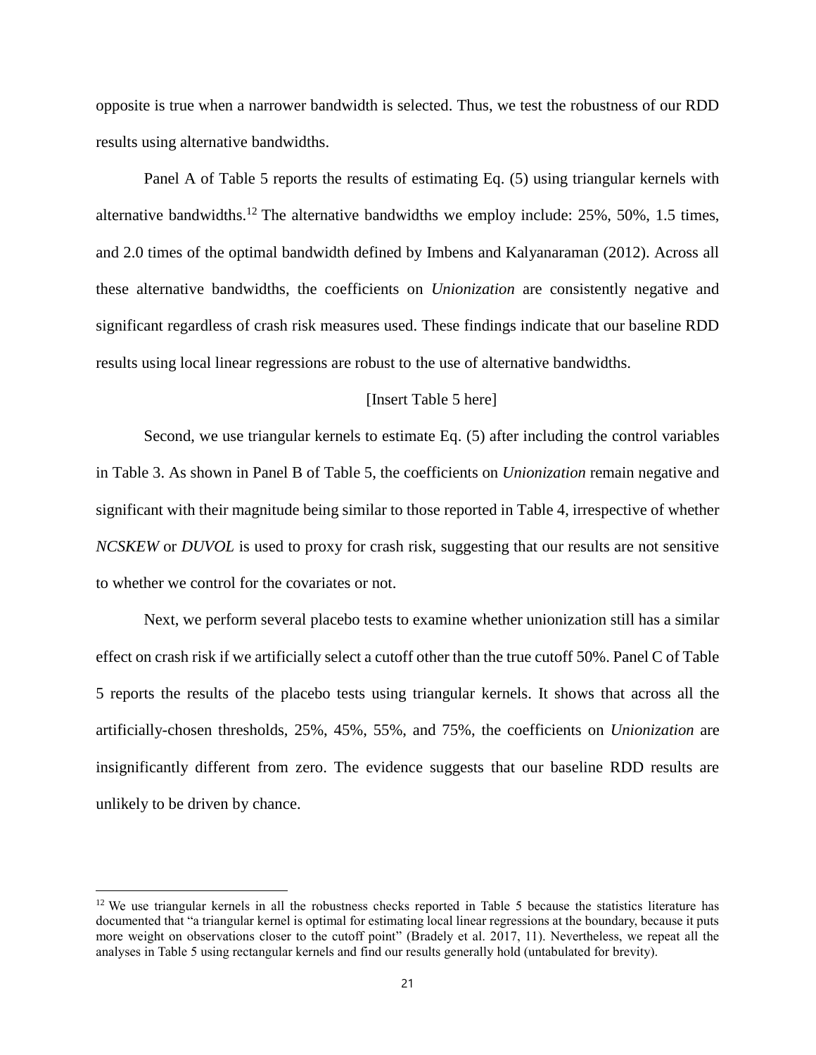opposite is true when a narrower bandwidth is selected. Thus, we test the robustness of our RDD results using alternative bandwidths.

Panel A of Table 5 reports the results of estimating Eq. (5) using triangular kernels with alternative bandwidths.[12] The alternative bandwidths we employ include: 25%, 50%, 1.5 times, and 2.0 times of the optimal bandwidth defined by Imbens and Kalyanaraman (2012). Across all these alternative bandwidths, the coefficients on *Unionization* are consistently negative and significant regardless of crash risk measures used. These findings indicate that our baseline RDD results using local linear regressions are robust to the use of alternative bandwidths.

[Insert Table 5 here]

Second, we use triangular kernels to estimate Eq. (5) after including the control variables in Table 3. As shown in Panel B of Table 5, the coefficients on *Unionization* remain negative and significant with their magnitude being similar to those reported in Table 4, irrespective of whether *NCSKEW* or *DUVOL* is used to proxy for crash risk, suggesting that our results are not sensitive to whether we control for the covariates or not.

Next, we perform several placebo tests to examine whether unionization still has a similar effect on crash risk if we artificially select a cutoff other than the true cutoff 50%. Panel C of Table 5 reports the results of the placebo tests using triangular kernels. It shows that across all the artificially-chosen thresholds, 25%, 45%, 55%, and 75%, the coefficients on *Unionization* are insignificantly different from zero. The evidence suggests that our baseline RDD results are unlikely to be driven by chance.

---

[12] We use triangular kernels in all the robustness checks reported in Table 5 because the statistics literature has documented that "a triangular kernel is optimal for estimating local linear regressions at the boundary, because it puts more weight on observations closer to the cutoff point" (Bradely et al. 2017, 11). Nevertheless, we repeat all the analyses in Table 5 using rectangular kernels and find our results generally hold (untabulated for brevity).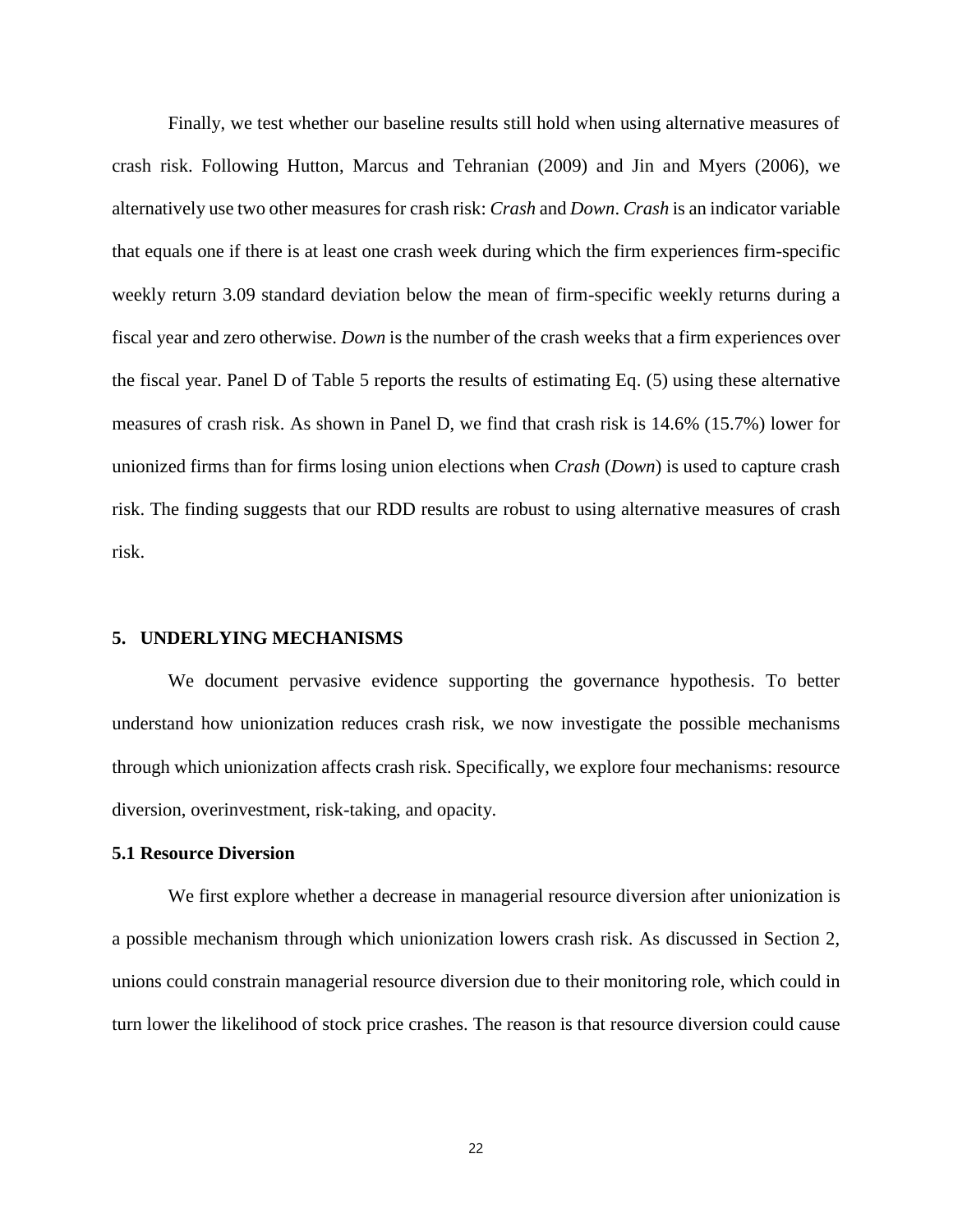Finally, we test whether our baseline results still hold when using alternative measures of crash risk. Following Hutton, Marcus and Tehranian (2009) and Jin and Myers (2006), we alternatively use two other measures for crash risk: *Crash* and *Down*. *Crash* is an indicator variable that equals one if there is at least one crash week during which the firm experiences firm-specific weekly return 3.09 standard deviation below the mean of firm-specific weekly returns during a fiscal year and zero otherwise. *Down* is the number of the crash weeks that a firm experiences over the fiscal year. Panel D of Table 5 reports the results of estimating Eq. (5) using these alternative measures of crash risk. As shown in Panel D, we find that crash risk is 14.6% (15.7%) lower for unionized firms than for firms losing union elections when *Crash* (*Down*) is used to capture crash risk. The finding suggests that our RDD results are robust to using alternative measures of crash risk.

## 5. UNDERLYING MECHANISMS

We document pervasive evidence supporting the governance hypothesis. To better understand how unionization reduces crash risk, we now investigate the possible mechanisms through which unionization affects crash risk. Specifically, we explore four mechanisms: resource diversion, overinvestment, risk-taking, and opacity.

### 5.1 Resource Diversion

We first explore whether a decrease in managerial resource diversion after unionization is a possible mechanism through which unionization lowers crash risk. As discussed in Section 2, unions could constrain managerial resource diversion due to their monitoring role, which could in turn lower the likelihood of stock price crashes. The reason is that resource diversion could cause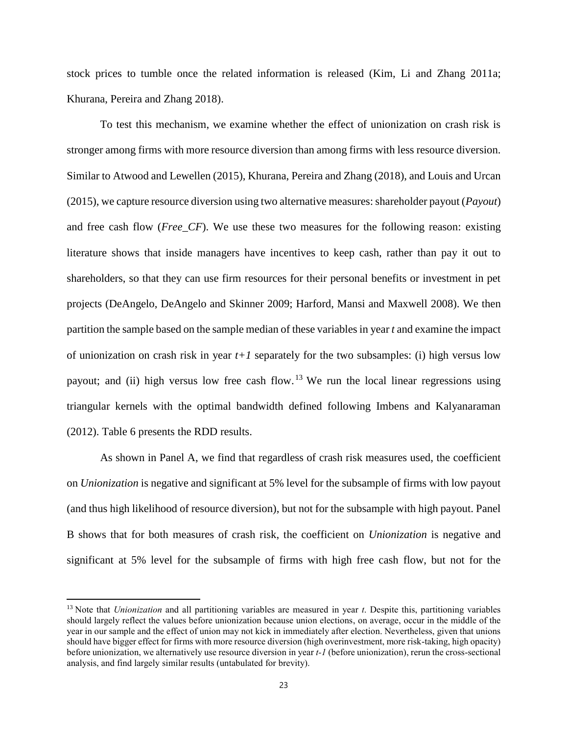stock prices to tumble once the related information is released (Kim, Li and Zhang 2011a; Khurana, Pereira and Zhang 2018).

To test this mechanism, we examine whether the effect of unionization on crash risk is stronger among firms with more resource diversion than among firms with less resource diversion. Similar to Atwood and Lewellen (2015), Khurana, Pereira and Zhang (2018), and Louis and Urcan (2015), we capture resource diversion using two alternative measures: shareholder payout (*Payout*) and free cash flow (*Free_CF*). We use these two measures for the following reason: existing literature shows that inside managers have incentives to keep cash, rather than pay it out to shareholders, so that they can use firm resources for their personal benefits or investment in pet projects (DeAngelo, DeAngelo and Skinner 2009; Harford, Mansi and Maxwell 2008). We then partition the sample based on the sample median of these variables in year *t* and examine the impact of unionization on crash risk in year *t+1* separately for the two subsamples: (i) high versus low payout; and (ii) high versus low free cash flow.[13] We run the local linear regressions using triangular kernels with the optimal bandwidth defined following Imbens and Kalyanaraman (2012). Table 6 presents the RDD results.

As shown in Panel A, we find that regardless of crash risk measures used, the coefficient on *Unionization* is negative and significant at 5% level for the subsample of firms with low payout (and thus high likelihood of resource diversion), but not for the subsample with high payout. Panel B shows that for both measures of crash risk, the coefficient on *Unionization* is negative and significant at 5% level for the subsample of firms with high free cash flow, but not for the

---

[13] Note that *Unionization* and all partitioning variables are measured in year *t*. Despite this, partitioning variables should largely reflect the values before unionization because union elections, on average, occur in the middle of the year in our sample and the effect of union may not kick in immediately after election. Nevertheless, given that unions should have bigger effect for firms with more resource diversion (high overinvestment, more risk-taking, high opacity) before unionization, we alternatively use resource diversion in year *t-1* (before unionization), rerun the cross-sectional analysis, and find largely similar results (untabulated for brevity).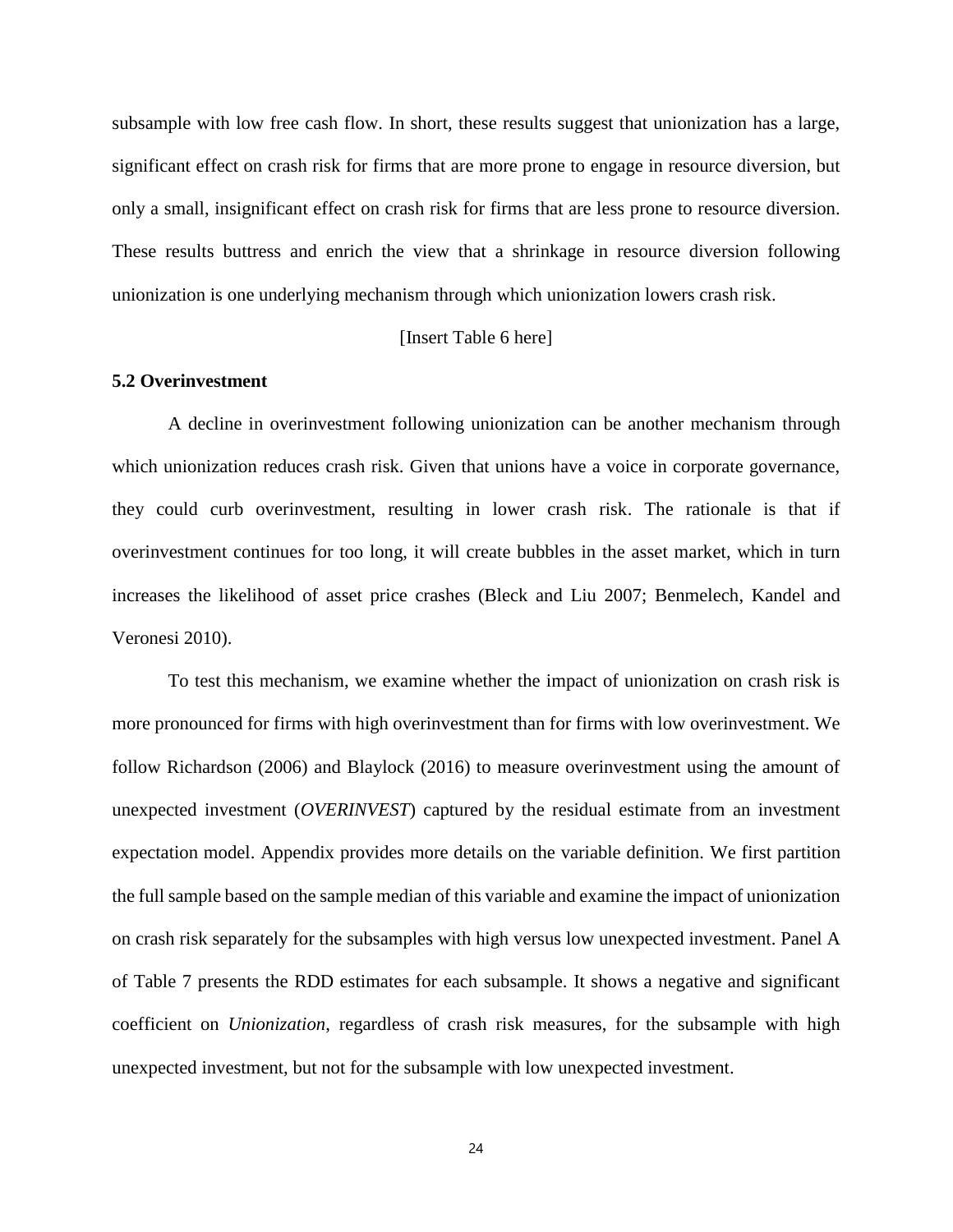subsample with low free cash flow. In short, these results suggest that unionization has a large, significant effect on crash risk for firms that are more prone to engage in resource diversion, but only a small, insignificant effect on crash risk for firms that are less prone to resource diversion. These results buttress and enrich the view that a shrinkage in resource diversion following unionization is one underlying mechanism through which unionization lowers crash risk.

[Insert Table 6 here]

### 5.2 Overinvestment

A decline in overinvestment following unionization can be another mechanism through which unionization reduces crash risk. Given that unions have a voice in corporate governance, they could curb overinvestment, resulting in lower crash risk. The rationale is that if overinvestment continues for too long, it will create bubbles in the asset market, which in turn increases the likelihood of asset price crashes (Bleck and Liu 2007; Benmelech, Kandel and Veronesi 2010).

To test this mechanism, we examine whether the impact of unionization on crash risk is more pronounced for firms with high overinvestment than for firms with low overinvestment. We follow Richardson (2006) and Blaylock (2016) to measure overinvestment using the amount of unexpected investment (*OVERINVEST*) captured by the residual estimate from an investment expectation model. Appendix provides more details on the variable definition. We first partition the full sample based on the sample median of this variable and examine the impact of unionization on crash risk separately for the subsamples with high versus low unexpected investment. Panel A of Table 7 presents the RDD estimates for each subsample. It shows a negative and significant coefficient on *Unionization*, regardless of crash risk measures, for the subsample with high unexpected investment, but not for the subsample with low unexpected investment.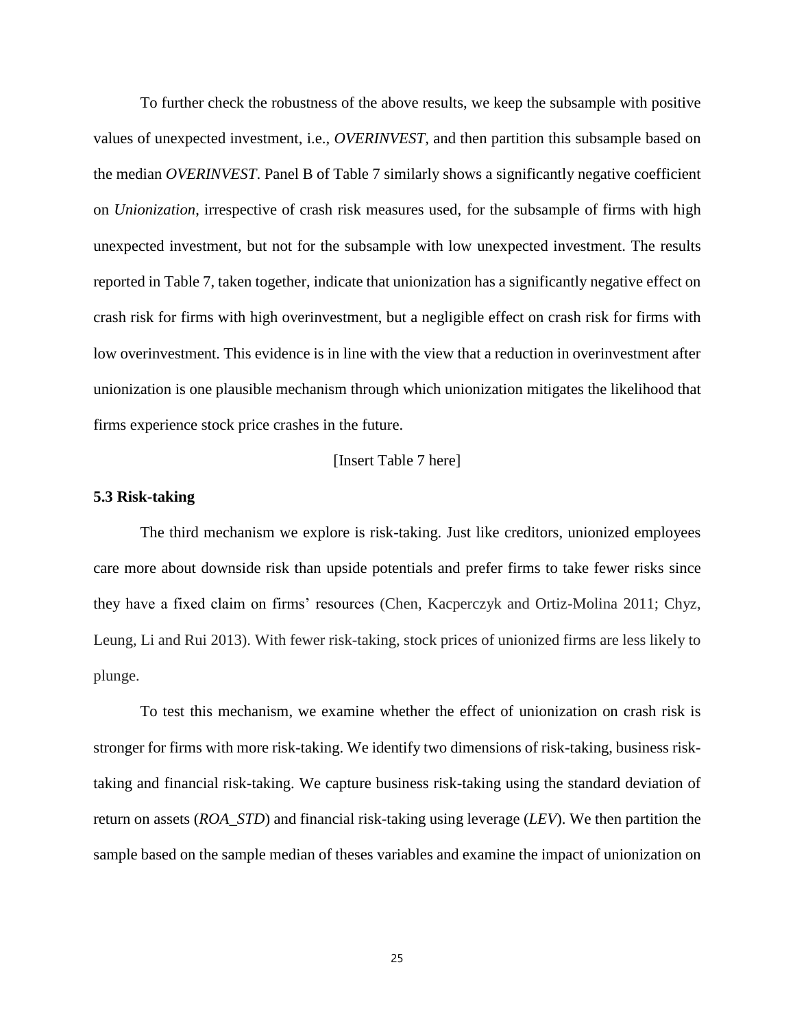To further check the robustness of the above results, we keep the subsample with positive values of unexpected investment, i.e., *OVERINVEST*, and then partition this subsample based on the median *OVERINVEST*. Panel B of Table 7 similarly shows a significantly negative coefficient on *Unionization*, irrespective of crash risk measures used, for the subsample of firms with high unexpected investment, but not for the subsample with low unexpected investment. The results reported in Table 7, taken together, indicate that unionization has a significantly negative effect on crash risk for firms with high overinvestment, but a negligible effect on crash risk for firms with low overinvestment. This evidence is in line with the view that a reduction in overinvestment after unionization is one plausible mechanism through which unionization mitigates the likelihood that firms experience stock price crashes in the future.

[Insert Table 7 here]

### 5.3 Risk-taking

The third mechanism we explore is risk-taking. Just like creditors, unionized employees care more about downside risk than upside potentials and prefer firms to take fewer risks since they have a fixed claim on firms' resources (Chen, Kacperczyk and Ortiz-Molina 2011; Chyz, Leung, Li and Rui 2013). With fewer risk-taking, stock prices of unionized firms are less likely to plunge.

To test this mechanism, we examine whether the effect of unionization on crash risk is stronger for firms with more risk-taking. We identify two dimensions of risk-taking, business risk-taking and financial risk-taking. We capture business risk-taking using the standard deviation of return on assets (*ROA_STD*) and financial risk-taking using leverage (*LEV*). We then partition the sample based on the sample median of theses variables and examine the impact of unionization on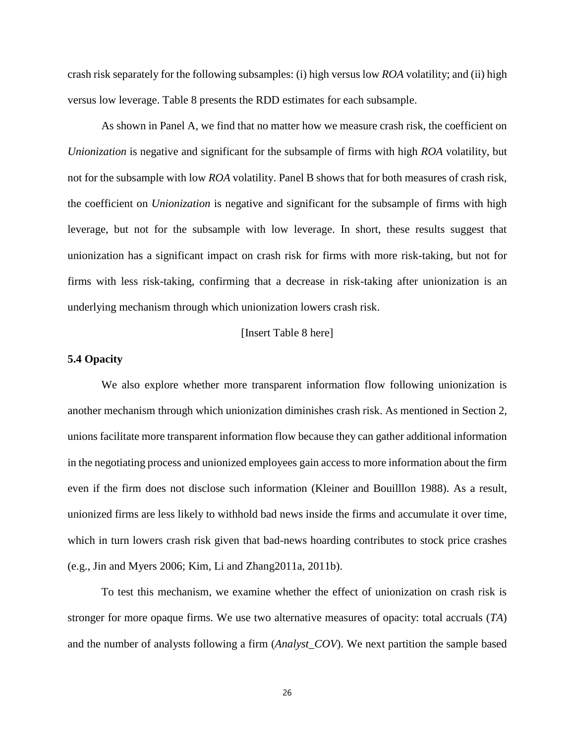crash risk separately for the following subsamples: (i) high versus low *ROA* volatility; and (ii) high versus low leverage. Table 8 presents the RDD estimates for each subsample.

As shown in Panel A, we find that no matter how we measure crash risk, the coefficient on *Unionization* is negative and significant for the subsample of firms with high *ROA* volatility, but not for the subsample with low *ROA* volatility. Panel B shows that for both measures of crash risk, the coefficient on *Unionization* is negative and significant for the subsample of firms with high leverage, but not for the subsample with low leverage. In short, these results suggest that unionization has a significant impact on crash risk for firms with more risk-taking, but not for firms with less risk-taking, confirming that a decrease in risk-taking after unionization is an underlying mechanism through which unionization lowers crash risk.

[Insert Table 8 here]

**5.4 Opacity**

We also explore whether more transparent information flow following unionization is another mechanism through which unionization diminishes crash risk. As mentioned in Section 2, unions facilitate more transparent information flow because they can gather additional information in the negotiating process and unionized employees gain access to more information about the firm even if the firm does not disclose such information (Kleiner and Bouilllon 1988). As a result, unionized firms are less likely to withhold bad news inside the firms and accumulate it over time, which in turn lowers crash risk given that bad-news hoarding contributes to stock price crashes (e.g., Jin and Myers 2006; Kim, Li and Zhang2011a, 2011b).

To test this mechanism, we examine whether the effect of unionization on crash risk is stronger for more opaque firms. We use two alternative measures of opacity: total accruals (*TA*) and the number of analysts following a firm (*Analyst_COV*). We next partition the sample based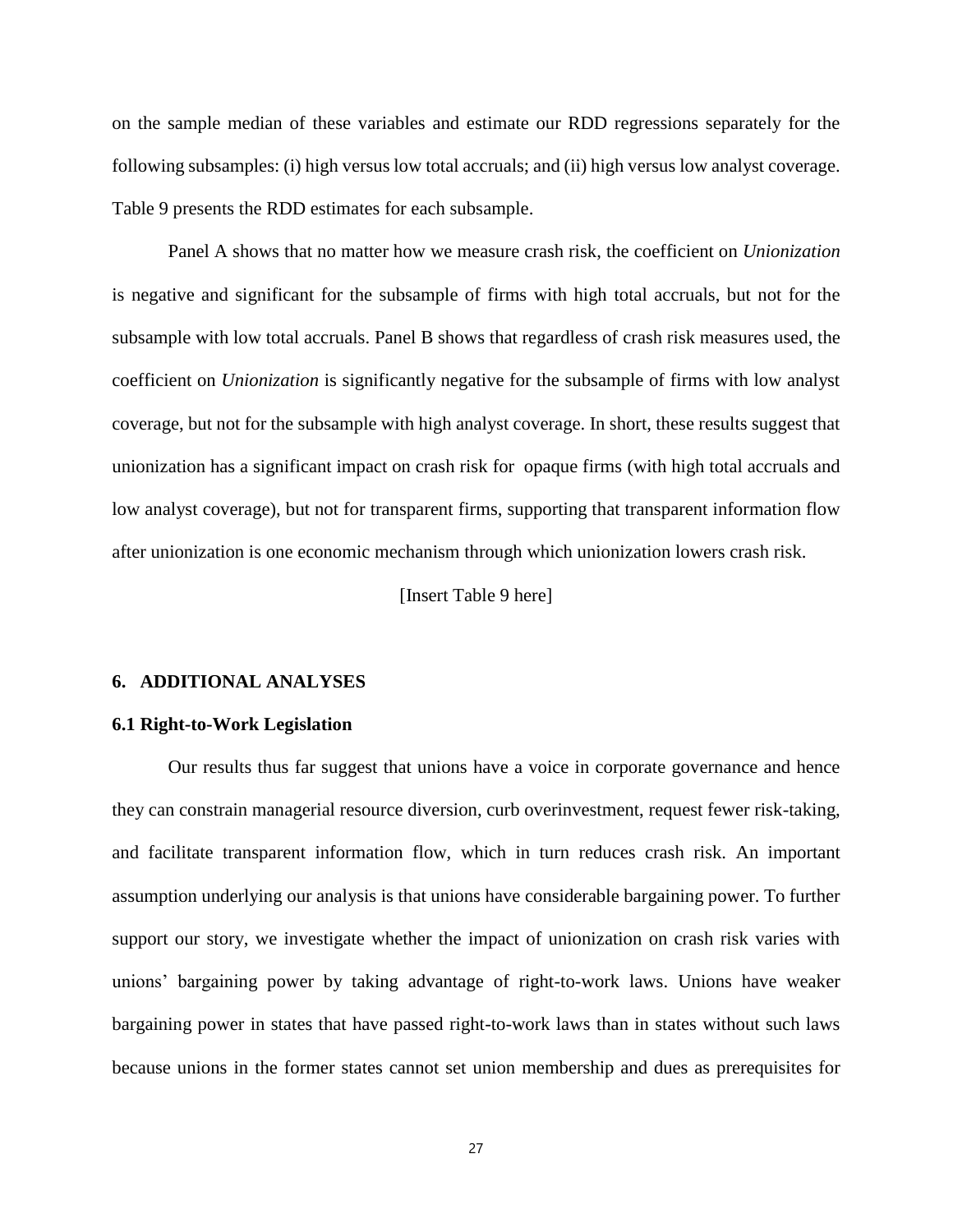on the sample median of these variables and estimate our RDD regressions separately for the following subsamples: (i) high versus low total accruals; and (ii) high versus low analyst coverage. Table 9 presents the RDD estimates for each subsample.

Panel A shows that no matter how we measure crash risk, the coefficient on *Unionization* is negative and significant for the subsample of firms with high total accruals, but not for the subsample with low total accruals. Panel B shows that regardless of crash risk measures used, the coefficient on *Unionization* is significantly negative for the subsample of firms with low analyst coverage, but not for the subsample with high analyst coverage. In short, these results suggest that unionization has a significant impact on crash risk for opaque firms (with high total accruals and low analyst coverage), but not for transparent firms, supporting that transparent information flow after unionization is one economic mechanism through which unionization lowers crash risk.

[Insert Table 9 here]

## 6. ADDITIONAL ANALYSES

### 6.1 Right-to-Work Legislation

Our results thus far suggest that unions have a voice in corporate governance and hence they can constrain managerial resource diversion, curb overinvestment, request fewer risk-taking, and facilitate transparent information flow, which in turn reduces crash risk. An important assumption underlying our analysis is that unions have considerable bargaining power. To further support our story, we investigate whether the impact of unionization on crash risk varies with unions' bargaining power by taking advantage of right-to-work laws. Unions have weaker bargaining power in states that have passed right-to-work laws than in states without such laws because unions in the former states cannot set union membership and dues as prerequisites for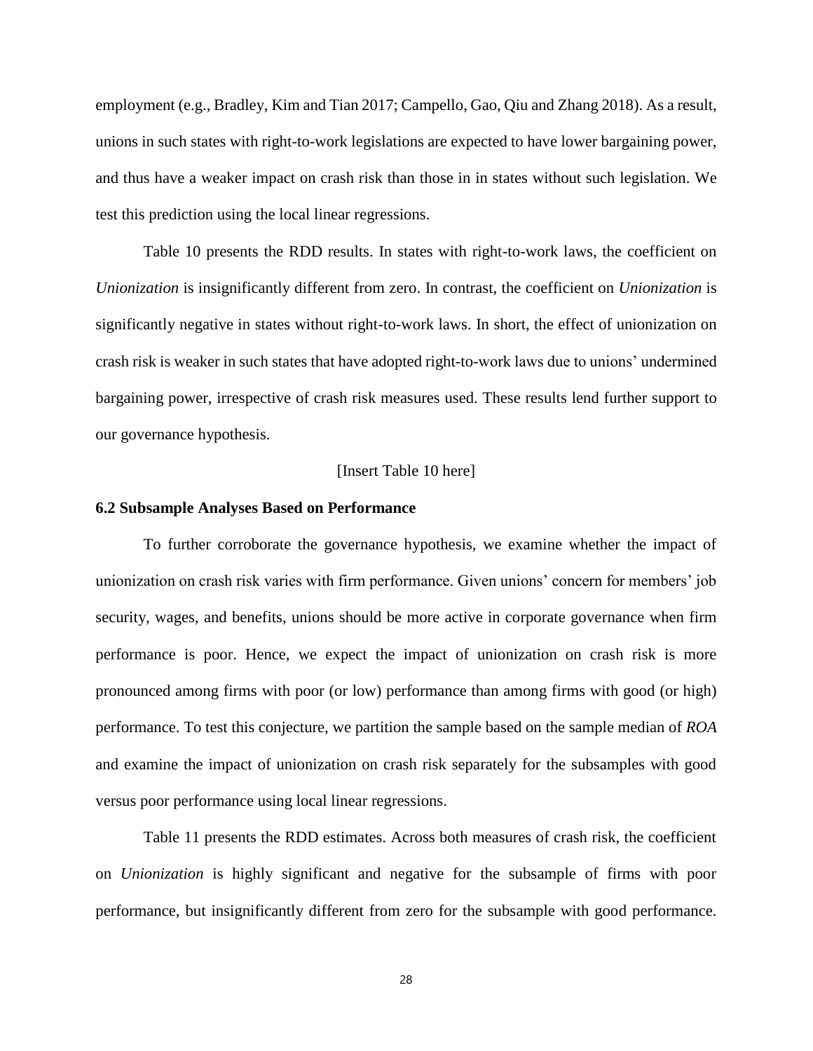employment (e.g., Bradley, Kim and Tian 2017; Campello, Gao, Qiu and Zhang 2018). As a result, unions in such states with right-to-work legislations are expected to have lower bargaining power, and thus have a weaker impact on crash risk than those in in states without such legislation. We test this prediction using the local linear regressions.

Table 10 presents the RDD results. In states with right-to-work laws, the coefficient on *Unionization* is insignificantly different from zero. In contrast, the coefficient on *Unionization* is significantly negative in states without right-to-work laws. In short, the effect of unionization on crash risk is weaker in such states that have adopted right-to-work laws due to unions' undermined bargaining power, irrespective of crash risk measures used. These results lend further support to our governance hypothesis.

[Insert Table 10 here]

### 6.2 Subsample Analyses Based on Performance

To further corroborate the governance hypothesis, we examine whether the impact of unionization on crash risk varies with firm performance. Given unions' concern for members' job security, wages, and benefits, unions should be more active in corporate governance when firm performance is poor. Hence, we expect the impact of unionization on crash risk is more pronounced among firms with poor (or low) performance than among firms with good (or high) performance. To test this conjecture, we partition the sample based on the sample median of *ROA* and examine the impact of unionization on crash risk separately for the subsamples with good versus poor performance using local linear regressions.

Table 11 presents the RDD estimates. Across both measures of crash risk, the coefficient on *Unionization* is highly significant and negative for the subsample of firms with poor performance, but insignificantly different from zero for the subsample with good performance.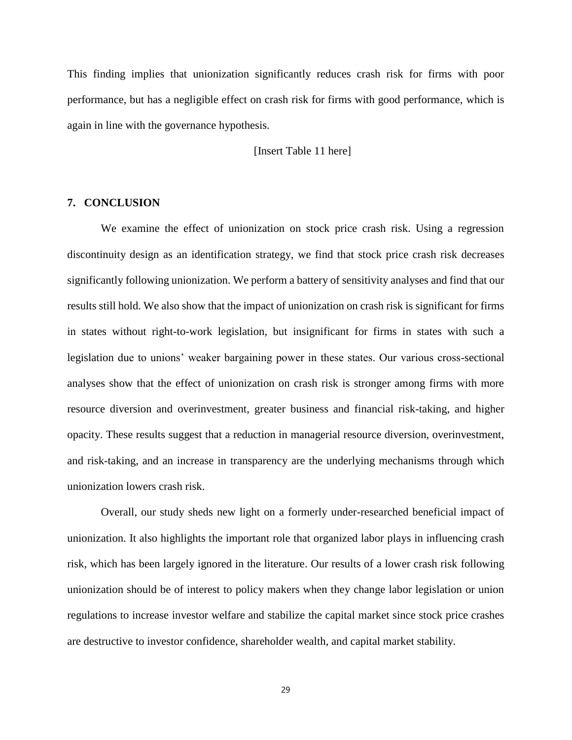This finding implies that unionization significantly reduces crash risk for firms with poor performance, but has a negligible effect on crash risk for firms with good performance, which is again in line with the governance hypothesis.

[Insert Table 11 here]

## 7. CONCLUSION

We examine the effect of unionization on stock price crash risk. Using a regression discontinuity design as an identification strategy, we find that stock price crash risk decreases significantly following unionization. We perform a battery of sensitivity analyses and find that our results still hold. We also show that the impact of unionization on crash risk is significant for firms in states without right-to-work legislation, but insignificant for firms in states with such a legislation due to unions' weaker bargaining power in these states. Our various cross-sectional analyses show that the effect of unionization on crash risk is stronger among firms with more resource diversion and overinvestment, greater business and financial risk-taking, and higher opacity. These results suggest that a reduction in managerial resource diversion, overinvestment, and risk-taking, and an increase in transparency are the underlying mechanisms through which unionization lowers crash risk.

Overall, our study sheds new light on a formerly under-researched beneficial impact of unionization. It also highlights the important role that organized labor plays in influencing crash risk, which has been largely ignored in the literature. Our results of a lower crash risk following unionization should be of interest to policy makers when they change labor legislation or union regulations to increase investor welfare and stabilize the capital market since stock price crashes are destructive to investor confidence, shareholder wealth, and capital market stability.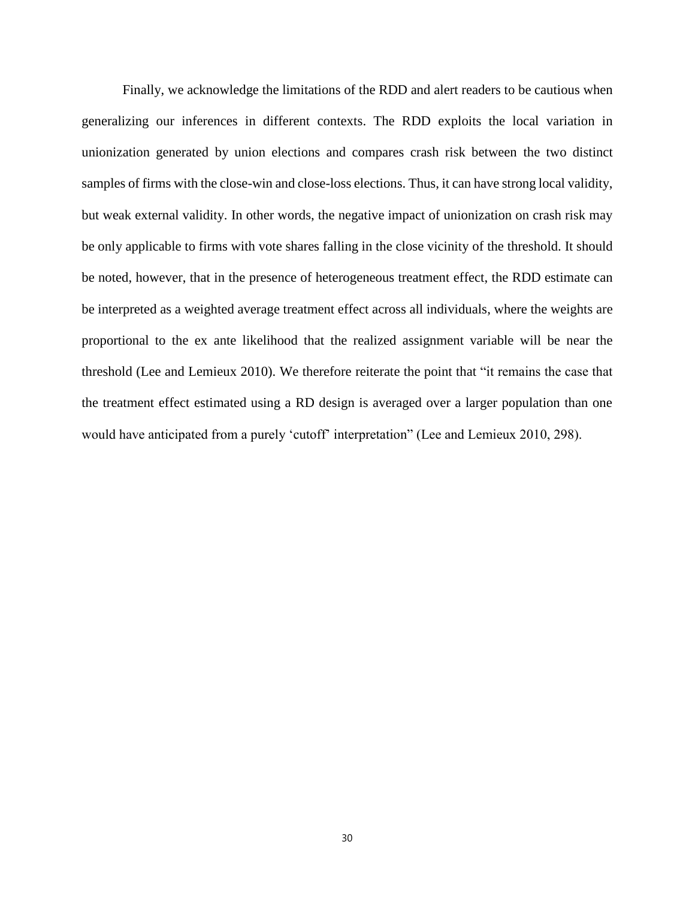Finally, we acknowledge the limitations of the RDD and alert readers to be cautious when generalizing our inferences in different contexts. The RDD exploits the local variation in unionization generated by union elections and compares crash risk between the two distinct samples of firms with the close-win and close-loss elections. Thus, it can have strong local validity, but weak external validity. In other words, the negative impact of unionization on crash risk may be only applicable to firms with vote shares falling in the close vicinity of the threshold. It should be noted, however, that in the presence of heterogeneous treatment effect, the RDD estimate can be interpreted as a weighted average treatment effect across all individuals, where the weights are proportional to the ex ante likelihood that the realized assignment variable will be near the threshold (Lee and Lemieux 2010). We therefore reiterate the point that "it remains the case that the treatment effect estimated using a RD design is averaged over a larger population than one would have anticipated from a purely 'cutoff' interpretation" (Lee and Lemieux 2010, 298).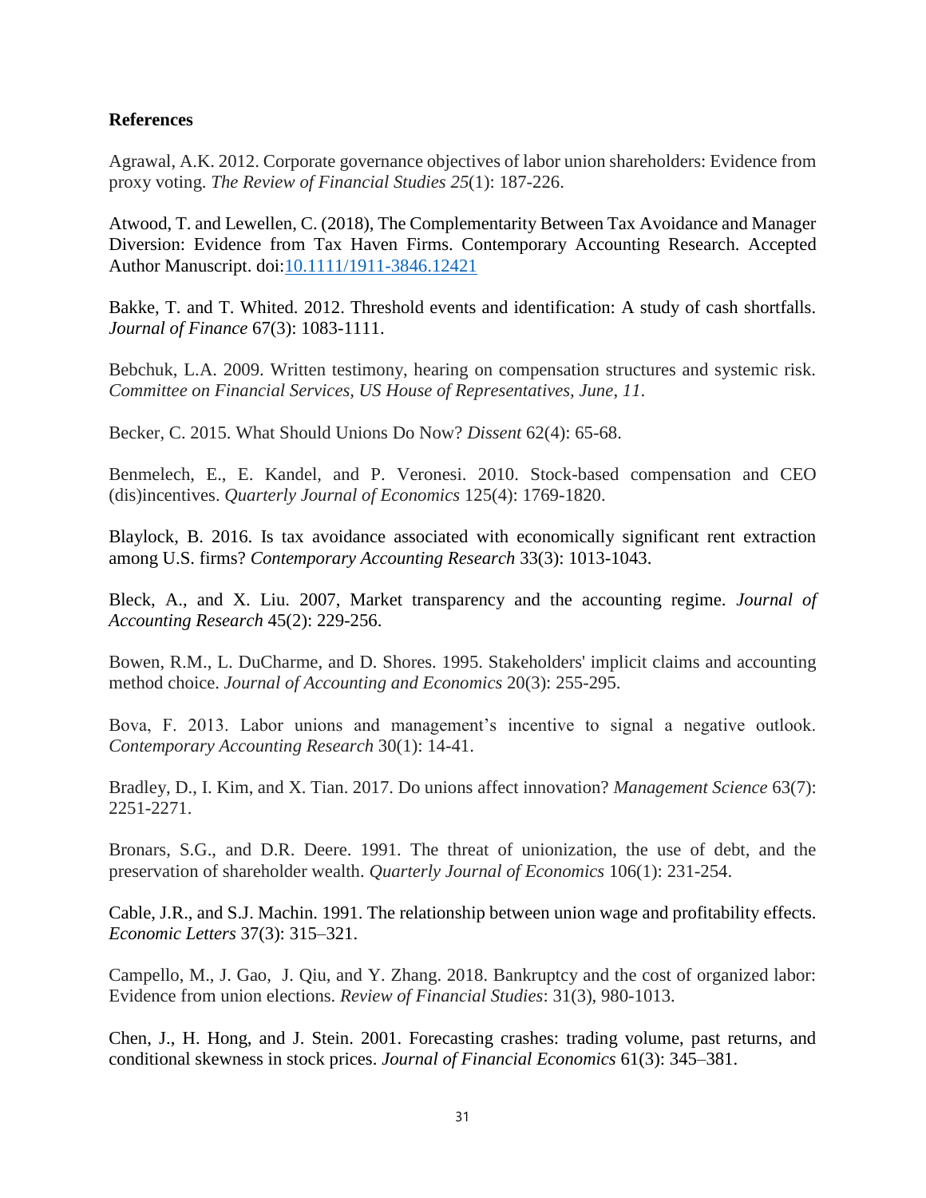## References

Agrawal, A.K. 2012. Corporate governance objectives of labor union shareholders: Evidence from proxy voting. *The Review of Financial Studies 25*(1): 187-226.

Atwood, T. and Lewellen, C. (2018), The Complementarity Between Tax Avoidance and Manager Diversion: Evidence from Tax Haven Firms. Contemporary Accounting Research. Accepted Author Manuscript. doi:10.1111/1911-3846.12421

Bakke, T. and T. Whited. 2012. Threshold events and identification: A study of cash shortfalls. *Journal of Finance* 67(3): 1083-1111.

Bebchuk, L.A. 2009. Written testimony, hearing on compensation structures and systemic risk. *Committee on Financial Services, US House of Representatives, June, 11*.

Becker, C. 2015. What Should Unions Do Now? *Dissent* 62(4): 65-68.

Benmelech, E., E. Kandel, and P. Veronesi. 2010. Stock-based compensation and CEO (dis)incentives. *Quarterly Journal of Economics* 125(4): 1769-1820.

Blaylock, B. 2016. Is tax avoidance associated with economically significant rent extraction among U.S. firms? *Contemporary Accounting Research* 33(3): 1013-1043.

Bleck, A., and X. Liu. 2007, Market transparency and the accounting regime. *Journal of Accounting Research* 45(2): 229-256.

Bowen, R.M., L. DuCharme, and D. Shores. 1995. Stakeholders' implicit claims and accounting method choice. *Journal of Accounting and Economics* 20(3): 255-295.

Bova, F. 2013. Labor unions and management's incentive to signal a negative outlook. *Contemporary Accounting Research* 30(1): 14-41.

Bradley, D., I. Kim, and X. Tian. 2017. Do unions affect innovation? *Management Science* 63(7): 2251-2271.

Bronars, S.G., and D.R. Deere. 1991. The threat of unionization, the use of debt, and the preservation of shareholder wealth. *Quarterly Journal of Economics* 106(1): 231-254.

Cable, J.R., and S.J. Machin. 1991. The relationship between union wage and profitability effects. *Economic Letters* 37(3): 315–321.

Campello, M., J. Gao, J. Qiu, and Y. Zhang. 2018. Bankruptcy and the cost of organized labor: Evidence from union elections. *Review of Financial Studies*: 31(3), 980-1013.

Chen, J., H. Hong, and J. Stein. 2001. Forecasting crashes: trading volume, past returns, and conditional skewness in stock prices. *Journal of Financial Economics* 61(3): 345–381.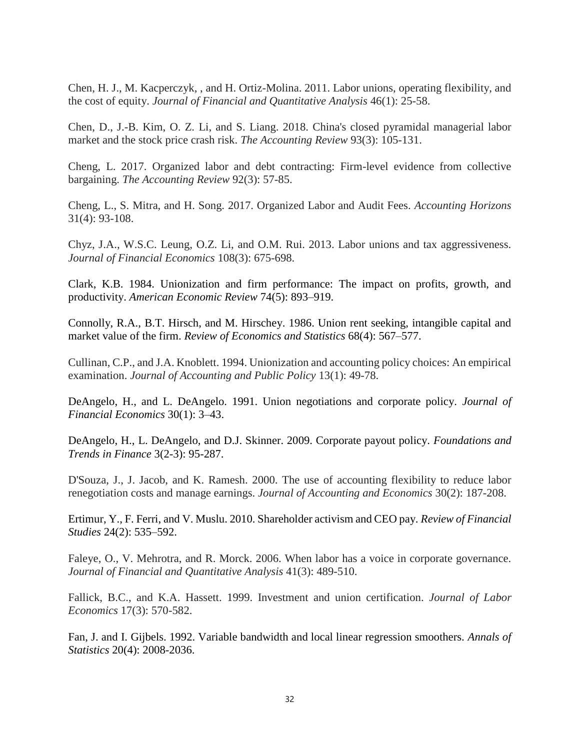Chen, H. J., M. Kacperczyk, , and H. Ortiz-Molina. 2011. Labor unions, operating flexibility, and the cost of equity. *Journal of Financial and Quantitative Analysis* 46(1): 25-58.

Chen, D., J.-B. Kim, O. Z. Li, and S. Liang. 2018. China's closed pyramidal managerial labor market and the stock price crash risk. *The Accounting Review* 93(3): 105-131.

Cheng, L. 2017. Organized labor and debt contracting: Firm-level evidence from collective bargaining. *The Accounting Review* 92(3): 57-85.

Cheng, L., S. Mitra, and H. Song. 2017. Organized Labor and Audit Fees. *Accounting Horizons* 31(4): 93-108.

Chyz, J.A., W.S.C. Leung, O.Z. Li, and O.M. Rui. 2013. Labor unions and tax aggressiveness. *Journal of Financial Economics* 108(3): 675-698.

Clark, K.B. 1984. Unionization and firm performance: The impact on profits, growth, and productivity. *American Economic Review* 74(5): 893–919.

Connolly, R.A., B.T. Hirsch, and M. Hirschey. 1986. Union rent seeking, intangible capital and market value of the firm. *Review of Economics and Statistics* 68(4): 567–577.

Cullinan, C.P., and J.A. Knoblett. 1994. Unionization and accounting policy choices: An empirical examination. *Journal of Accounting and Public Policy* 13(1): 49-78.

DeAngelo, H., and L. DeAngelo. 1991. Union negotiations and corporate policy. *Journal of Financial Economics* 30(1): 3–43.

DeAngelo, H., L. DeAngelo, and D.J. Skinner. 2009. Corporate payout policy. *Foundations and Trends in Finance* 3(2-3): 95-287.

D'Souza, J., J. Jacob, and K. Ramesh. 2000. The use of accounting flexibility to reduce labor renegotiation costs and manage earnings. *Journal of Accounting and Economics* 30(2): 187-208.

Ertimur, Y., F. Ferri, and V. Muslu. 2010. Shareholder activism and CEO pay. *Review of Financial Studies* 24(2): 535–592.

Faleye, O., V. Mehrotra, and R. Morck. 2006. When labor has a voice in corporate governance. *Journal of Financial and Quantitative Analysis* 41(3): 489-510.

Fallick, B.C., and K.A. Hassett. 1999. Investment and union certification. *Journal of Labor Economics* 17(3): 570-582.

Fan, J. and I. Gijbels. 1992. Variable bandwidth and local linear regression smoothers. *Annals of Statistics* 20(4): 2008-2036.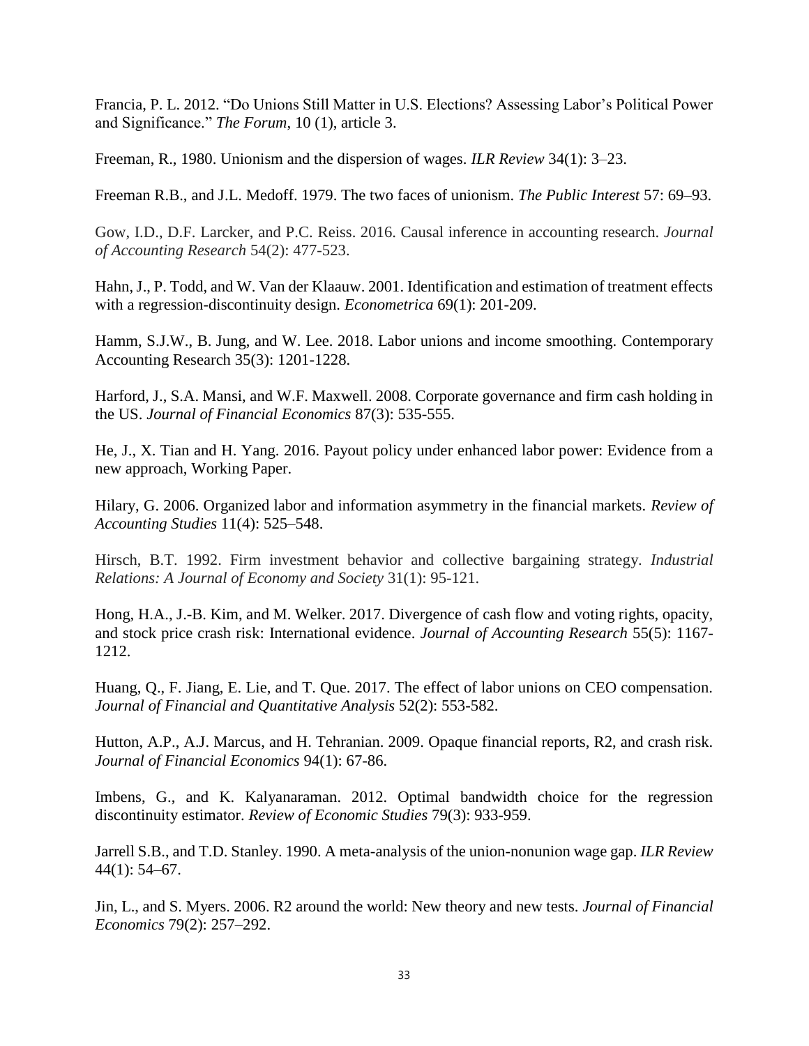Francia, P. L. 2012. "Do Unions Still Matter in U.S. Elections? Assessing Labor's Political Power and Significance." *The Forum*, 10 (1), article 3.

Freeman, R., 1980. Unionism and the dispersion of wages. *ILR Review* 34(1): 3–23.

Freeman R.B., and J.L. Medoff. 1979. The two faces of unionism. *The Public Interest* 57: 69–93.

Gow, I.D., D.F. Larcker, and P.C. Reiss. 2016. Causal inference in accounting research. *Journal of Accounting Research* 54(2): 477-523.

Hahn, J., P. Todd, and W. Van der Klaauw. 2001. Identification and estimation of treatment effects with a regression-discontinuity design. *Econometrica* 69(1): 201-209.

Hamm, S.J.W., B. Jung, and W. Lee. 2018. Labor unions and income smoothing. Contemporary Accounting Research 35(3): 1201-1228.

Harford, J., S.A. Mansi, and W.F. Maxwell. 2008. Corporate governance and firm cash holding in the US. *Journal of Financial Economics* 87(3): 535-555.

He, J., X. Tian and H. Yang. 2016. Payout policy under enhanced labor power: Evidence from a new approach, Working Paper.

Hilary, G. 2006. Organized labor and information asymmetry in the financial markets. *Review of Accounting Studies* 11(4): 525–548.

Hirsch, B.T. 1992. Firm investment behavior and collective bargaining strategy. *Industrial Relations: A Journal of Economy and Society* 31(1): 95-121.

Hong, H.A., J.-B. Kim, and M. Welker. 2017. Divergence of cash flow and voting rights, opacity, and stock price crash risk: International evidence. *Journal of Accounting Research* 55(5): 1167-1212.

Huang, Q., F. Jiang, E. Lie, and T. Que. 2017. The effect of labor unions on CEO compensation. *Journal of Financial and Quantitative Analysis* 52(2): 553-582.

Hutton, A.P., A.J. Marcus, and H. Tehranian. 2009. Opaque financial reports, R2, and crash risk. *Journal of Financial Economics* 94(1): 67-86.

Imbens, G., and K. Kalyanaraman. 2012. Optimal bandwidth choice for the regression discontinuity estimator. *Review of Economic Studies* 79(3): 933-959.

Jarrell S.B., and T.D. Stanley. 1990. A meta-analysis of the union-nonunion wage gap. *ILR Review* 44(1): 54–67.

Jin, L., and S. Myers. 2006. R2 around the world: New theory and new tests. *Journal of Financial Economics* 79(2): 257–292.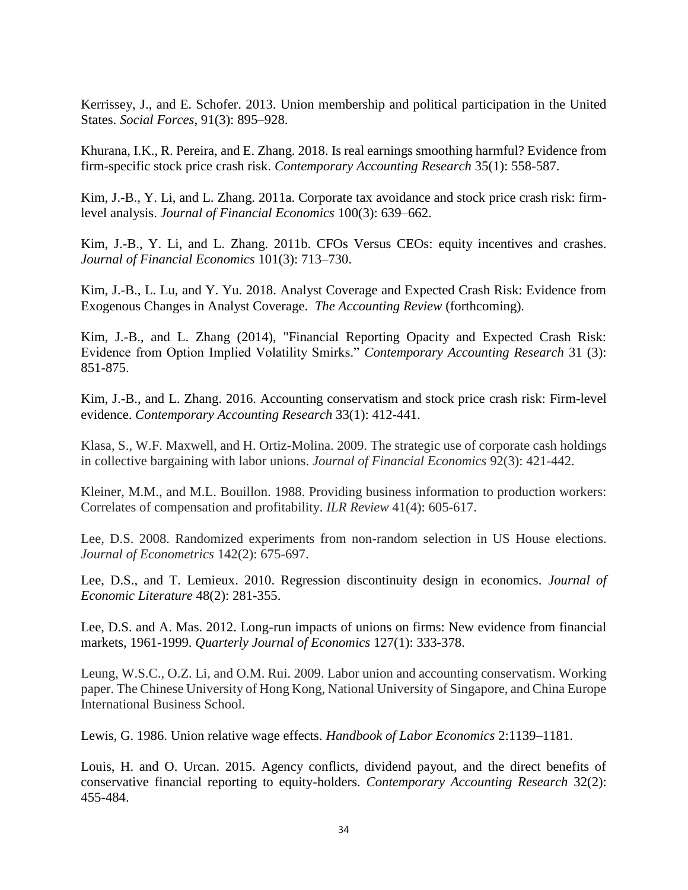Kerrissey, J., and E. Schofer. 2013. Union membership and political participation in the United States. *Social Forces*, 91(3): 895–928.

Khurana, I.K., R. Pereira, and E. Zhang. 2018. Is real earnings smoothing harmful? Evidence from firm-specific stock price crash risk. *Contemporary Accounting Research* 35(1): 558-587.

Kim, J.-B., Y. Li, and L. Zhang. 2011a. Corporate tax avoidance and stock price crash risk: firm-level analysis. *Journal of Financial Economics* 100(3): 639–662.

Kim, J.-B., Y. Li, and L. Zhang. 2011b. CFOs Versus CEOs: equity incentives and crashes. *Journal of Financial Economics* 101(3): 713–730.

Kim, J.-B., L. Lu, and Y. Yu. 2018. Analyst Coverage and Expected Crash Risk: Evidence from Exogenous Changes in Analyst Coverage. *The Accounting Review* (forthcoming).

Kim, J.-B., and L. Zhang (2014), "Financial Reporting Opacity and Expected Crash Risk: Evidence from Option Implied Volatility Smirks." *Contemporary Accounting Research* 31 (3): 851-875.

Kim, J.-B., and L. Zhang. 2016. Accounting conservatism and stock price crash risk: Firm-level evidence. *Contemporary Accounting Research* 33(1): 412-441.

Klasa, S., W.F. Maxwell, and H. Ortiz-Molina. 2009. The strategic use of corporate cash holdings in collective bargaining with labor unions. *Journal of Financial Economics* 92(3): 421-442.

Kleiner, M.M., and M.L. Bouillon. 1988. Providing business information to production workers: Correlates of compensation and profitability. *ILR Review* 41(4): 605-617.

Lee, D.S. 2008. Randomized experiments from non-random selection in US House elections. *Journal of Econometrics* 142(2): 675-697.

Lee, D.S., and T. Lemieux. 2010. Regression discontinuity design in economics. *Journal of Economic Literature* 48(2): 281-355.

Lee, D.S. and A. Mas. 2012. Long-run impacts of unions on firms: New evidence from financial markets, 1961-1999. *Quarterly Journal of Economics* 127(1): 333-378.

Leung, W.S.C., O.Z. Li, and O.M. Rui. 2009. Labor union and accounting conservatism. Working paper. The Chinese University of Hong Kong, National University of Singapore, and China Europe International Business School.

Lewis, G. 1986. Union relative wage effects. *Handbook of Labor Economics* 2:1139–1181.

Louis, H. and O. Urcan. 2015. Agency conflicts, dividend payout, and the direct benefits of conservative financial reporting to equity-holders. *Contemporary Accounting Research* 32(2): 455-484.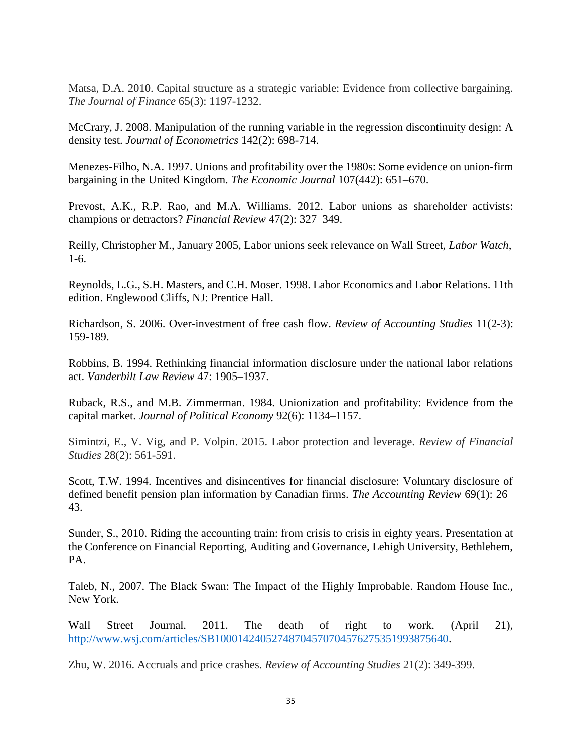Matsa, D.A. 2010. Capital structure as a strategic variable: Evidence from collective bargaining. *The Journal of Finance* 65(3): 1197-1232.

McCrary, J. 2008. Manipulation of the running variable in the regression discontinuity design: A density test. *Journal of Econometrics* 142(2): 698-714.

Menezes-Filho, N.A. 1997. Unions and profitability over the 1980s: Some evidence on union-firm bargaining in the United Kingdom. *The Economic Journal* 107(442): 651–670.

Prevost, A.K., R.P. Rao, and M.A. Williams. 2012. Labor unions as shareholder activists: champions or detractors? *Financial Review* 47(2): 327–349.

Reilly, Christopher M., January 2005, Labor unions seek relevance on Wall Street, *Labor Watch*, 1-6.

Reynolds, L.G., S.H. Masters, and C.H. Moser. 1998. Labor Economics and Labor Relations. 11th edition. Englewood Cliffs, NJ: Prentice Hall.

Richardson, S. 2006. Over-investment of free cash flow. *Review of Accounting Studies* 11(2-3): 159-189.

Robbins, B. 1994. Rethinking financial information disclosure under the national labor relations act. *Vanderbilt Law Review* 47: 1905–1937.

Ruback, R.S., and M.B. Zimmerman. 1984. Unionization and profitability: Evidence from the capital market. *Journal of Political Economy* 92(6): 1134–1157.

Simintzi, E., V. Vig, and P. Volpin. 2015. Labor protection and leverage. *Review of Financial Studies* 28(2): 561-591.

Scott, T.W. 1994. Incentives and disincentives for financial disclosure: Voluntary disclosure of defined benefit pension plan information by Canadian firms. *The Accounting Review* 69(1): 26–43.

Sunder, S., 2010. Riding the accounting train: from crisis to crisis in eighty years. Presentation at the Conference on Financial Reporting, Auditing and Governance, Lehigh University, Bethlehem, PA.

Taleb, N., 2007. The Black Swan: The Impact of the Highly Improbable. Random House Inc., New York.

Wall Street Journal. 2011. The death of right to work. (April 21), http://www.wsj.com/articles/SB10001424052748704570704576275351993875640.

Zhu, W. 2016. Accruals and price crashes. *Review of Accounting Studies* 21(2): 349-399.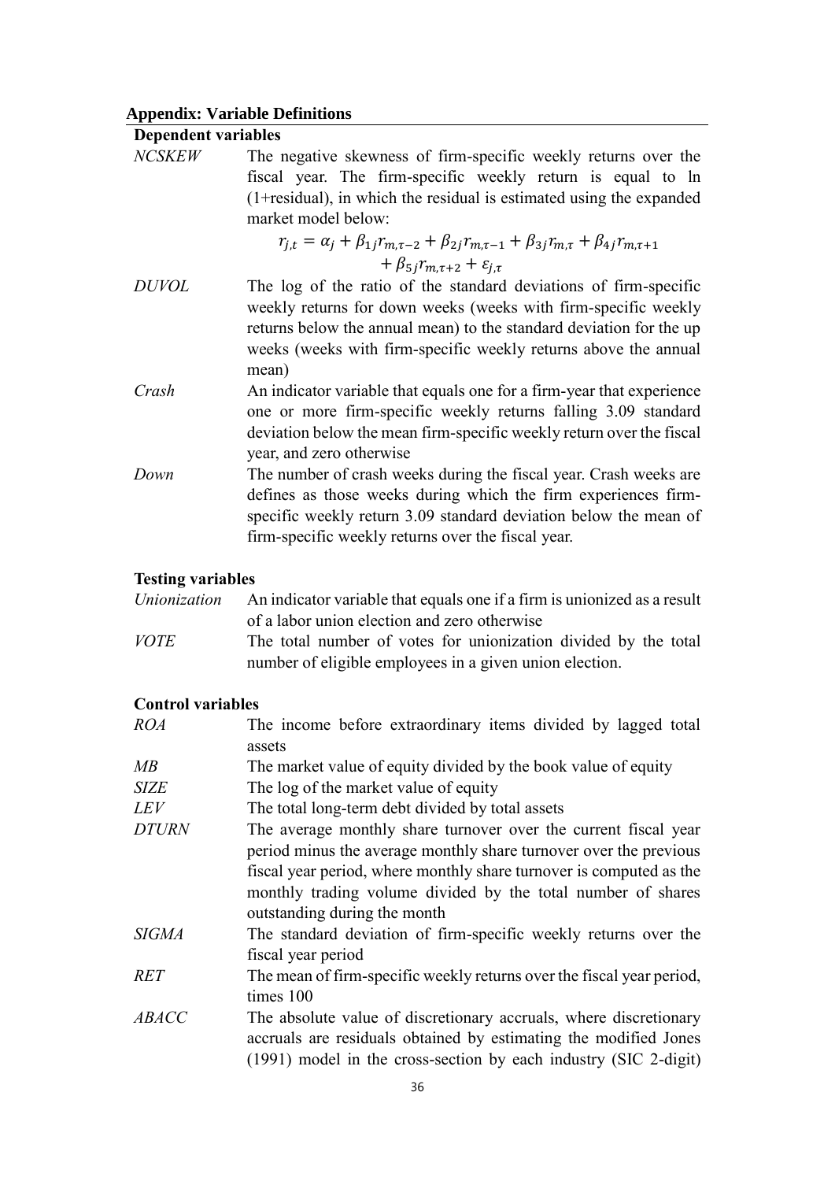## Appendix: Variable Definitions

### Dependent variables

| | |
|---|---|
| *NCSKEW* | The negative skewness of firm-specific weekly returns over the fiscal year. The firm-specific weekly return is equal to ln (1+residual), in which the residual is estimated using the expanded market model below: $$r_{j,t} = \alpha_j + \beta_{1j} r_{m,\tau-2} + \beta_{2j} r_{m,\tau-1} + \beta_{3j} r_{m,\tau} + \beta_{4j} r_{m,\tau+1} + \beta_{5j} r_{m,\tau+2} + \varepsilon_{j,\tau}$$ |
| *DUVOL* | The log of the ratio of the standard deviations of firm-specific weekly returns for down weeks (weeks with firm-specific weekly returns below the annual mean) to the standard deviation for the up weeks (weeks with firm-specific weekly returns above the annual mean) |
| *Crash* | An indicator variable that equals one for a firm-year that experience one or more firm-specific weekly returns falling 3.09 standard deviation below the mean firm-specific weekly return over the fiscal year, and zero otherwise |
| *Down* | The number of crash weeks during the fiscal year. Crash weeks are defines as those weeks during which the firm experiences firm-specific weekly return 3.09 standard deviation below the mean of firm-specific weekly returns over the fiscal year. |

### Testing variables

| | |
|---|---|
| *Unionization* | An indicator variable that equals one if a firm is unionized as a result of a labor union election and zero otherwise |
| *VOTE* | The total number of votes for unionization divided by the total number of eligible employees in a given union election. |

### Control variables

| | |
|---|---|
| *ROA* | The income before extraordinary items divided by lagged total assets |
| *MB* | The market value of equity divided by the book value of equity |
| *SIZE* | The log of the market value of equity |
| *LEV* | The total long-term debt divided by total assets |
| *DTURN* | The average monthly share turnover over the current fiscal year period minus the average monthly share turnover over the previous fiscal year period, where monthly share turnover is computed as the monthly trading volume divided by the total number of shares outstanding during the month |
| *SIGMA* | The standard deviation of firm-specific weekly returns over the fiscal year period |
| *RET* | The mean of firm-specific weekly returns over the fiscal year period, times 100 |
| *ABACC* | The absolute value of discretionary accruals, where discretionary accruals are residuals obtained by estimating the modified Jones (1991) model in the cross-section by each industry (SIC 2-digit) |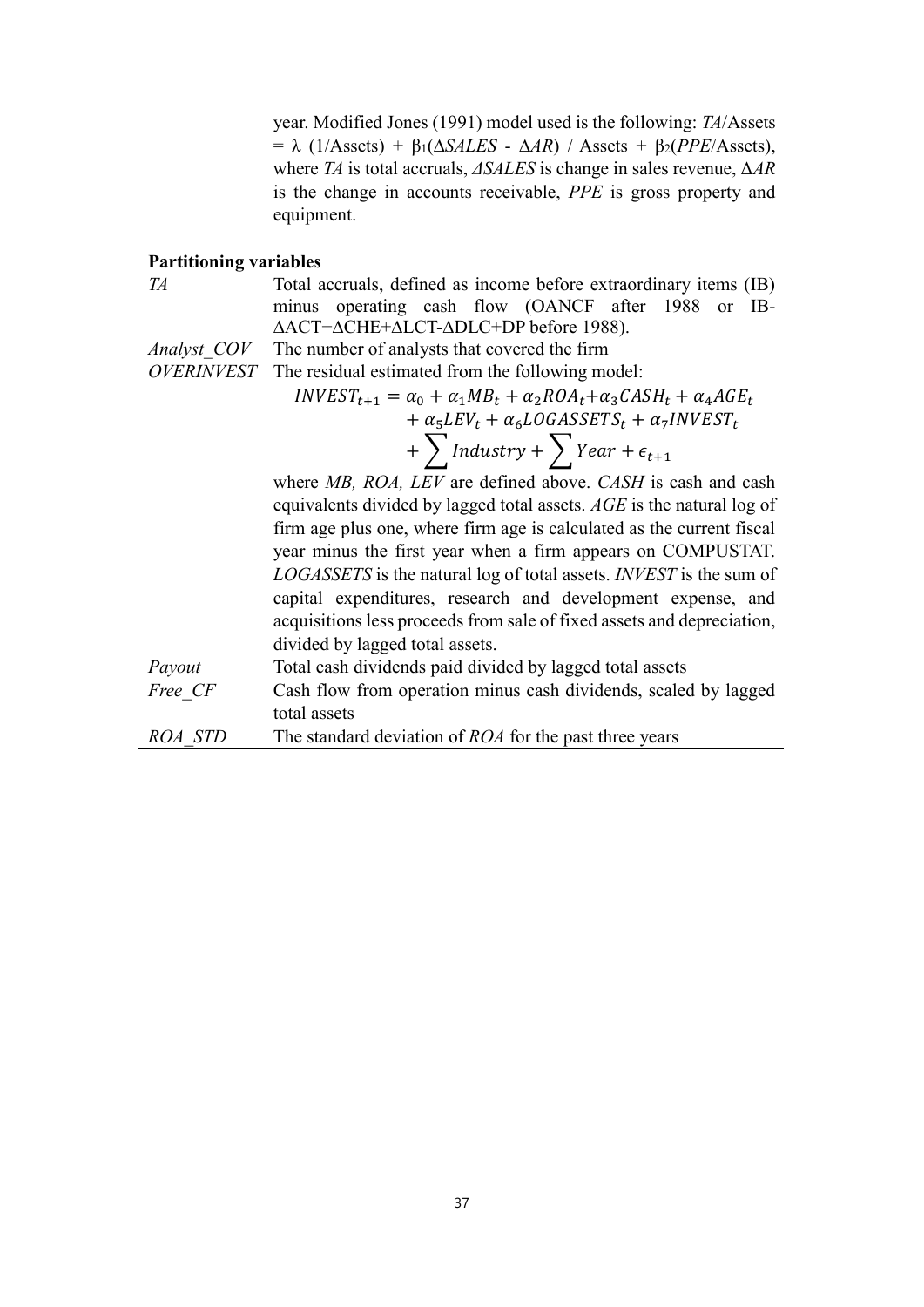year. Modified Jones (1991) model used is the following: *TA*/Assets = λ (1/Assets) + $\beta_1$(Δ*SALES* - Δ*AR*) / Assets + $\beta_2$(*PPE*/Assets), where *TA* is total accruals, *ΔSALES* is change in sales revenue, Δ*AR* is the change in accounts receivable, *PPE* is gross property and equipment.

**Partitioning variables**

| | |
|---|---|
| *TA* | Total accruals, defined as income before extraordinary items (IB) minus operating cash flow (OANCF after 1988 or IB-ΔACT+ΔCHE+ΔLCT-ΔDLC+DP before 1988). |
| *Analyst_COV* | The number of analysts that covered the firm |
| *OVERINVEST* | The residual estimated from the following model: $$INVEST_{t+1} = \alpha_0 + \alpha_1 MB_t + \alpha_2 ROA_t + \alpha_3 CASH_t + \alpha_4 AGE_t + \alpha_5 LEV_t + \alpha_6 LOGASSETS_t + \alpha_7 INVEST_t + \sum Industry + \sum Year + \epsilon_{t+1}$$ where *MB, ROA, LEV* are defined above. *CASH* is cash and cash equivalents divided by lagged total assets. *AGE* is the natural log of firm age plus one, where firm age is calculated as the current fiscal year minus the first year when a firm appears on COMPUSTAT. *LOGASSETS* is the natural log of total assets. *INVEST* is the sum of capital expenditures, research and development expense, and acquisitions less proceeds from sale of fixed assets and depreciation, divided by lagged total assets. |
| *Payout* | Total cash dividends paid divided by lagged total assets |
| *Free_CF* | Cash flow from operation minus cash dividends, scaled by lagged total assets |
| *ROA_STD* | The standard deviation of *ROA* for the past three years |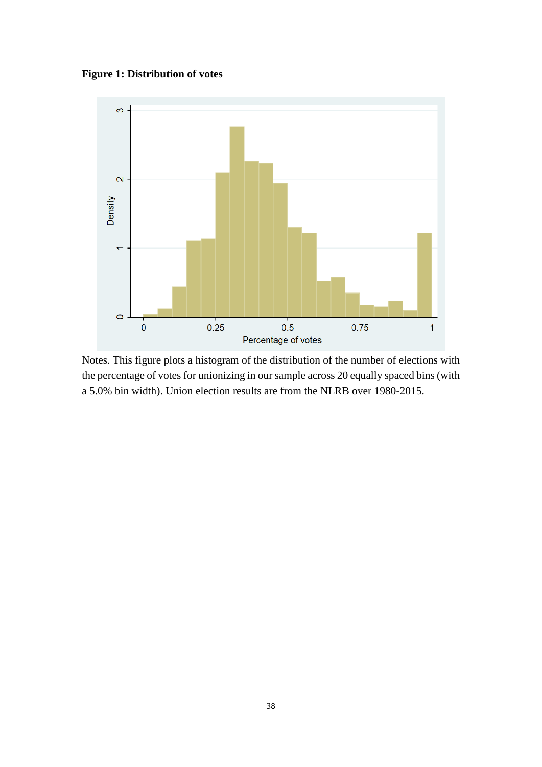**Figure 1: Distribution of votes**

Notes. This figure plots a histogram of the distribution of the number of elections with the percentage of votes for unionizing in our sample across 20 equally spaced bins (with a 5.0% bin width). Union election results are from the NLRB over 1980-2015.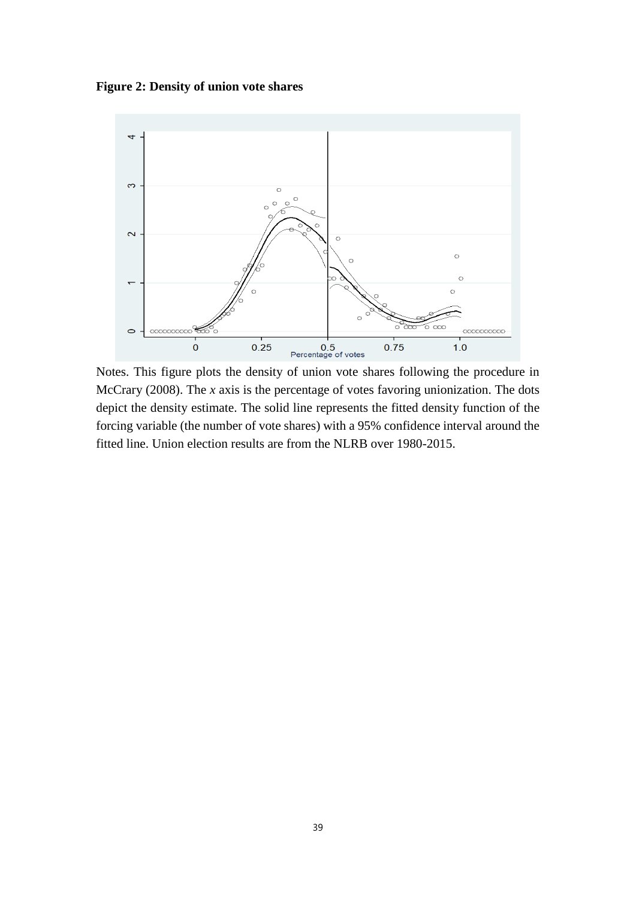**Figure 2: Density of union vote shares**

Notes. This figure plots the density of union vote shares following the procedure in McCrary (2008). The *x* axis is the percentage of votes favoring unionization. The dots depict the density estimate. The solid line represents the fitted density function of the forcing variable (the number of vote shares) with a 95% confidence interval around the fitted line. Union election results are from the NLRB over 1980-2015.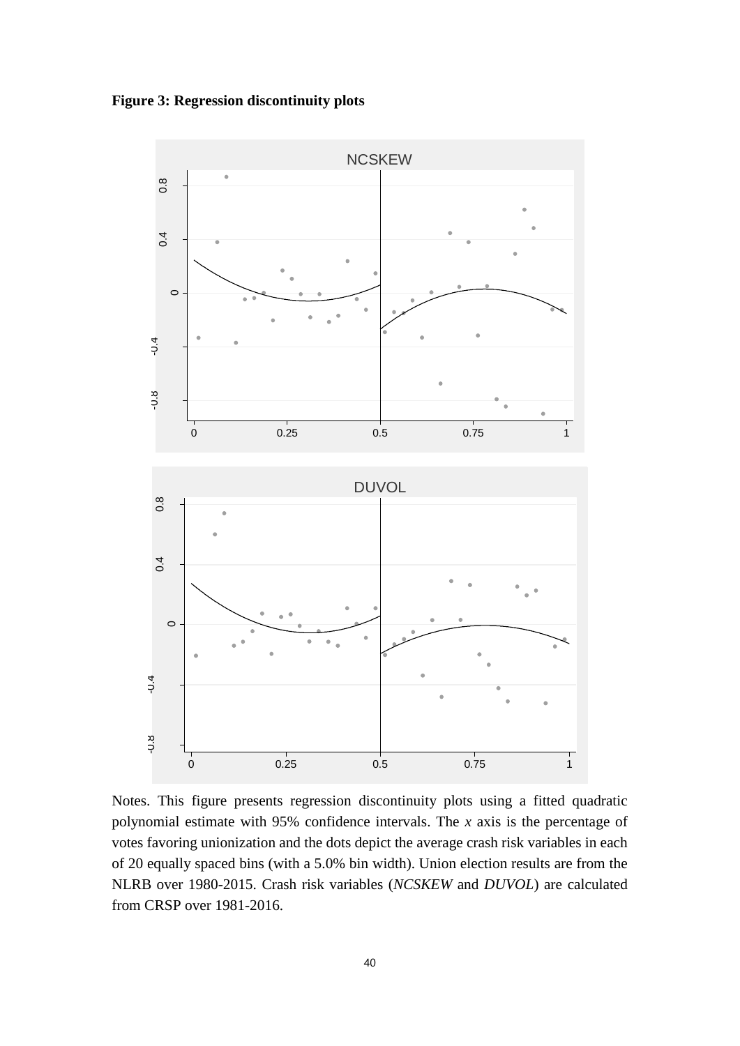**Figure 3: Regression discontinuity plots**

Notes. This figure presents regression discontinuity plots using a fitted quadratic polynomial estimate with 95% confidence intervals. The *x* axis is the percentage of votes favoring unionization and the dots depict the average crash risk variables in each of 20 equally spaced bins (with a 5.0% bin width). Union election results are from the NLRB over 1980-2015. Crash risk variables (*NCSKEW* and *DUVOL*) are calculated from CRSP over 1981-2016.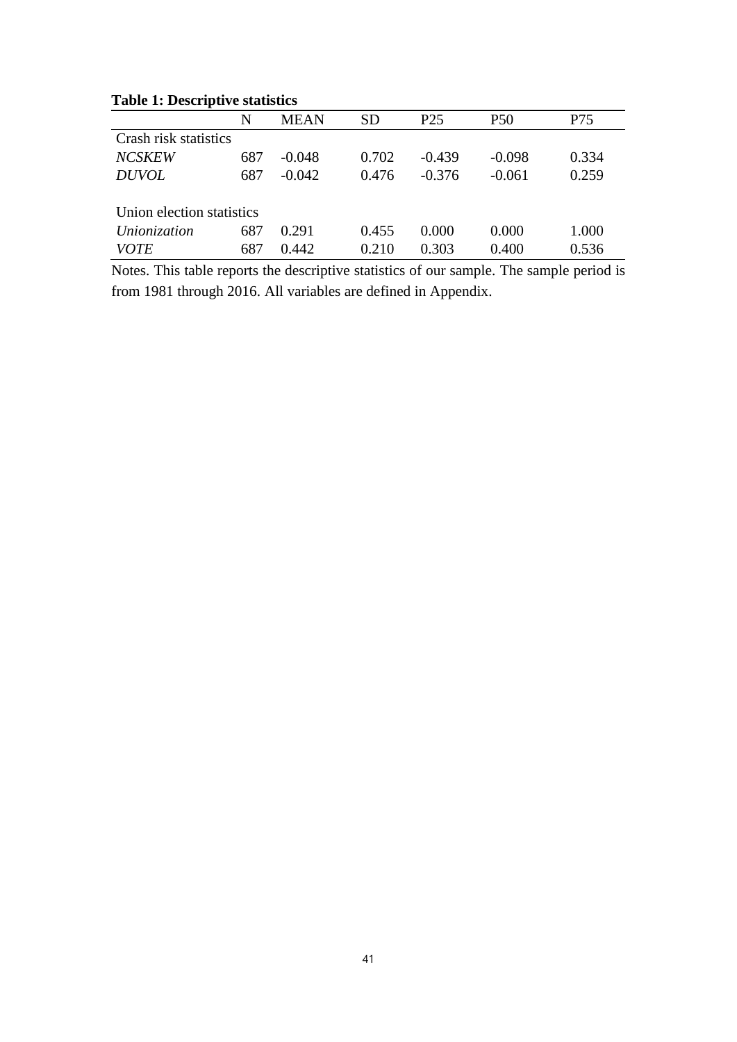**Table 1: Descriptive statistics**

| | N | MEAN | SD | P25 | P50 | P75 |
|---|---|---|---|---|---|---|
| Crash risk statistics | | | | | | |
| *NCSKEW* | 687 | -0.048 | 0.702 | -0.439 | -0.098 | 0.334 |
| *DUVOL* | 687 | -0.042 | 0.476 | -0.376 | -0.061 | 0.259 |
| | | | | | | |
| Union election statistics | | | | | | |
| *Unionization* | 687 | 0.291 | 0.455 | 0.000 | 0.000 | 1.000 |
| *VOTE* | 687 | 0.442 | 0.210 | 0.303 | 0.400 | 0.536 |

Notes. This table reports the descriptive statistics of our sample. The sample period is from 1981 through 2016. All variables are defined in Appendix.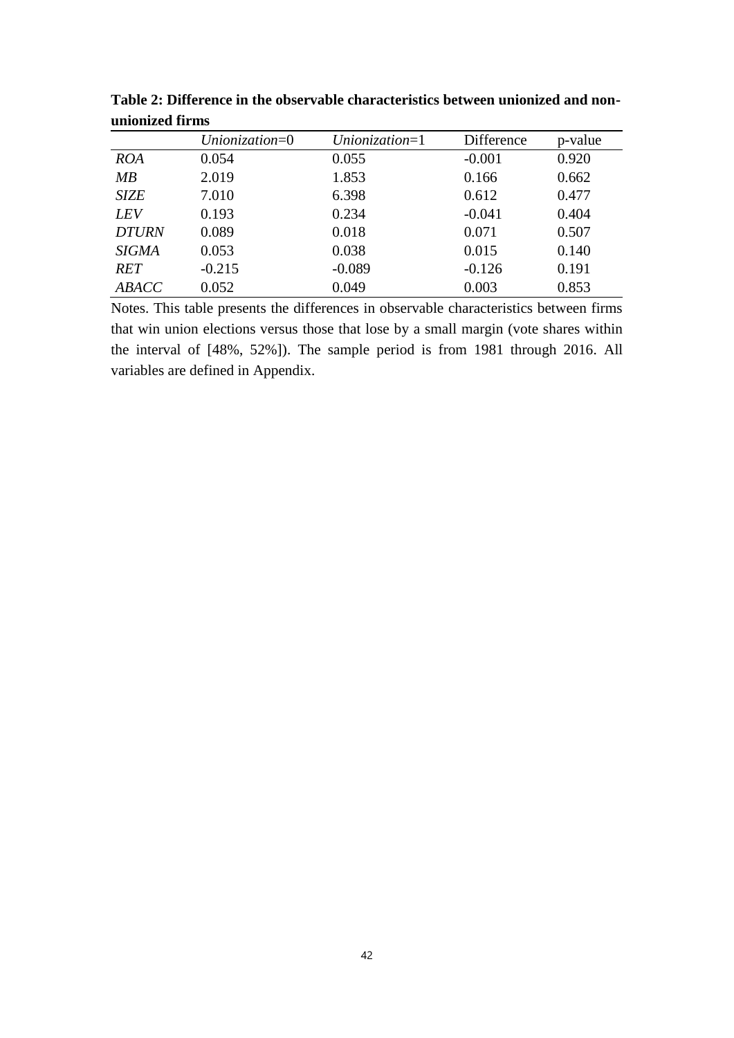**Table 2: Difference in the observable characteristics between unionized and non-unionized firms**

| | *Unionization*=0 | *Unionization*=1 | Difference | p-value |
|---|---|---|---|---|
| *ROA* | 0.054 | 0.055 | -0.001 | 0.920 |
| *MB* | 2.019 | 1.853 | 0.166 | 0.662 |
| *SIZE* | 7.010 | 6.398 | 0.612 | 0.477 |
| *LEV* | 0.193 | 0.234 | -0.041 | 0.404 |
| *DTURN* | 0.089 | 0.018 | 0.071 | 0.507 |
| *SIGMA* | 0.053 | 0.038 | 0.015 | 0.140 |
| *RET* | -0.215 | -0.089 | -0.126 | 0.191 |
| *ABACC* | 0.052 | 0.049 | 0.003 | 0.853 |

Notes. This table presents the differences in observable characteristics between firms that win union elections versus those that lose by a small margin (vote shares within the interval of [48%, 52%]). The sample period is from 1981 through 2016. All variables are defined in Appendix.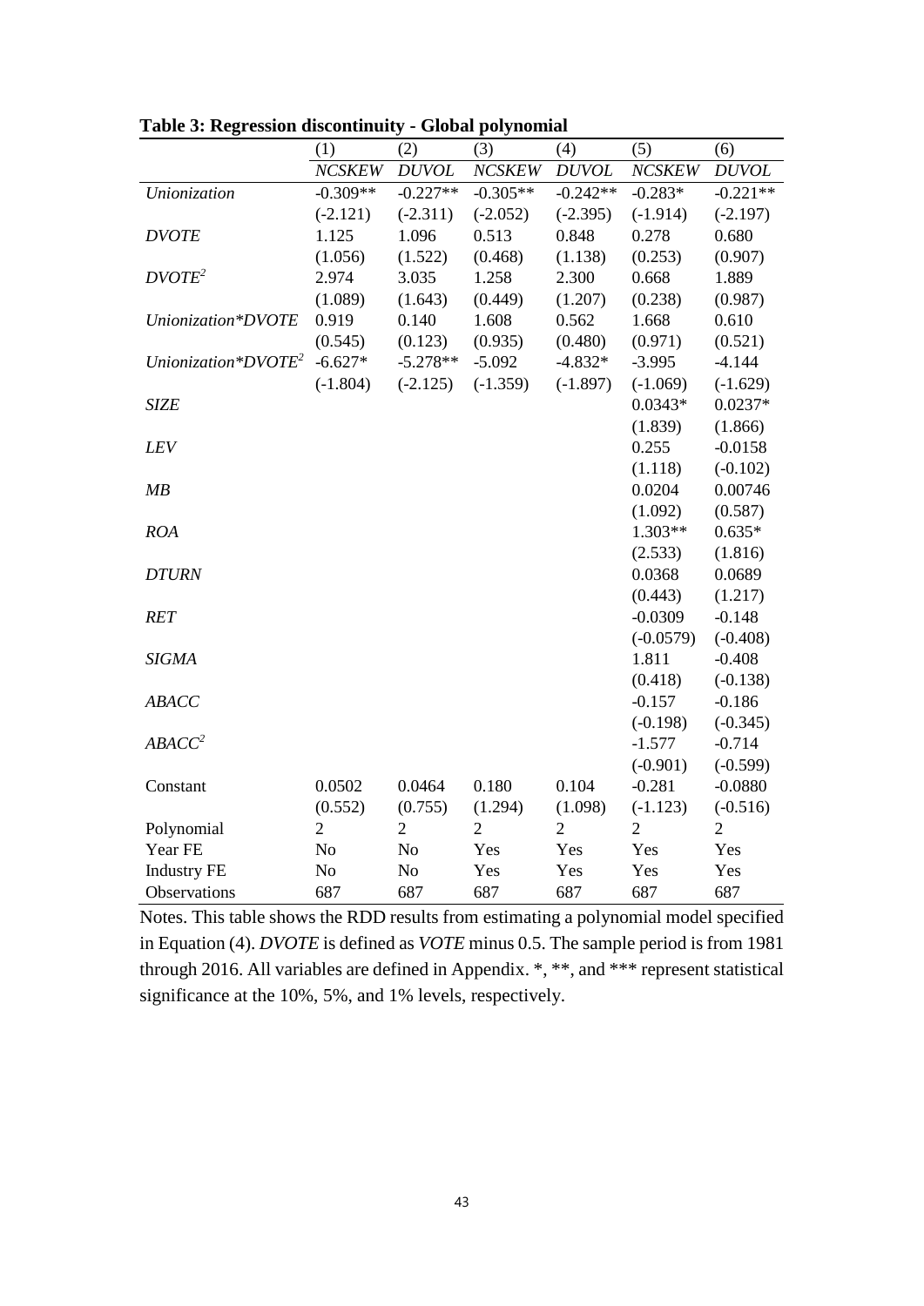**Table 3: Regression discontinuity - Global polynomial**

| | (1) | (2) | (3) | (4) | (5) | (6) |
|---|---|---|---|---|---|---|
| | *NCSKEW* | *DUVOL* | *NCSKEW* | *DUVOL* | *NCSKEW* | *DUVOL* |
| *Unionization* | -0.309** | -0.227** | -0.305** | -0.242** | -0.283* | -0.221** |
| | (-2.121) | (-2.311) | (-2.052) | (-2.395) | (-1.914) | (-2.197) |
| *DVOTE* | 1.125 | 1.096 | 0.513 | 0.848 | 0.278 | 0.680 |
| | (1.056) | (1.522) | (0.468) | (1.138) | (0.253) | (0.907) |
| $DVOTE^2$ | 2.974 | 3.035 | 1.258 | 2.300 | 0.668 | 1.889 |
| | (1.089) | (1.643) | (0.449) | (1.207) | (0.238) | (0.987) |
| *Unionization*DVOTE* | 0.919 | 0.140 | 1.608 | 0.562 | 1.668 | 0.610 |
| | (0.545) | (0.123) | (0.935) | (0.480) | (0.971) | (0.521) |
| $Unionization*DVOTE^2$ | -6.627* | -5.278** | -5.092 | -4.832* | -3.995 | -4.144 |
| | (-1.804) | (-2.125) | (-1.359) | (-1.897) | (-1.069) | (-1.629) |
| *SIZE* | | | | | 0.0343* | 0.0237* |
| | | | | | (1.839) | (1.866) |
| *LEV* | | | | | 0.255 | -0.0158 |
| | | | | | (1.118) | (-0.102) |
| *MB* | | | | | 0.0204 | 0.00746 |
| | | | | | (1.092) | (0.587) |
| *ROA* | | | | | 1.303** | 0.635* |
| | | | | | (2.533) | (1.816) |
| *DTURN* | | | | | 0.0368 | 0.0689 |
| | | | | | (0.443) | (1.217) |
| *RET* | | | | | -0.0309 | -0.148 |
| | | | | | (-0.0579) | (-0.408) |
| *SIGMA* | | | | | 1.811 | -0.408 |
| | | | | | (0.418) | (-0.138) |
| *ABACC* | | | | | -0.157 | -0.186 |
| | | | | | (-0.198) | (-0.345) |
| $ABACC^2$ | | | | | -1.577 | -0.714 |
| | | | | | (-0.901) | (-0.599) |
| Constant | 0.0502 | 0.0464 | 0.180 | 0.104 | -0.281 | -0.0880 |
| | (0.552) | (0.755) | (1.294) | (1.098) | (-1.123) | (-0.516) |
| Polynomial | 2 | 2 | 2 | 2 | 2 | 2 |
| Year FE | No | No | Yes | Yes | Yes | Yes |
| Industry FE | No | No | Yes | Yes | Yes | Yes |
| Observations | 687 | 687 | 687 | 687 | 687 | 687 |

Notes. This table shows the RDD results from estimating a polynomial model specified in Equation (4). *DVOTE* is defined as *VOTE* minus 0.5. The sample period is from 1981 through 2016. All variables are defined in Appendix. *, **, and *** represent statistical significance at the 10%, 5%, and 1% levels, respectively.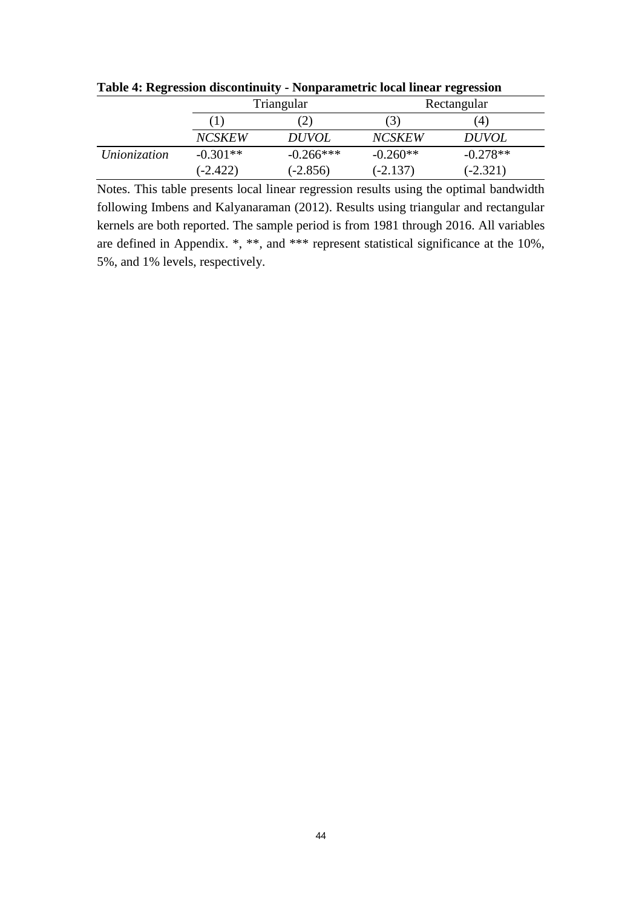**Table 4: Regression discontinuity - Nonparametric local linear regression**

| | Triangular | | Rectangular | |
|---|---|---|---|---|
| | (1) | (2) | (3) | (4) |
| | *NCSKEW* | *DUVOL* | *NCSKEW* | *DUVOL* |
| *Unionization* | -0.301** | -0.266*** | -0.260** | -0.278** |
| | (-2.422) | (-2.856) | (-2.137) | (-2.321) |

Notes. This table presents local linear regression results using the optimal bandwidth following Imbens and Kalyanaraman (2012). Results using triangular and rectangular kernels are both reported. The sample period is from 1981 through 2016. All variables are defined in Appendix. *, **, and *** represent statistical significance at the 10%, 5%, and 1% levels, respectively.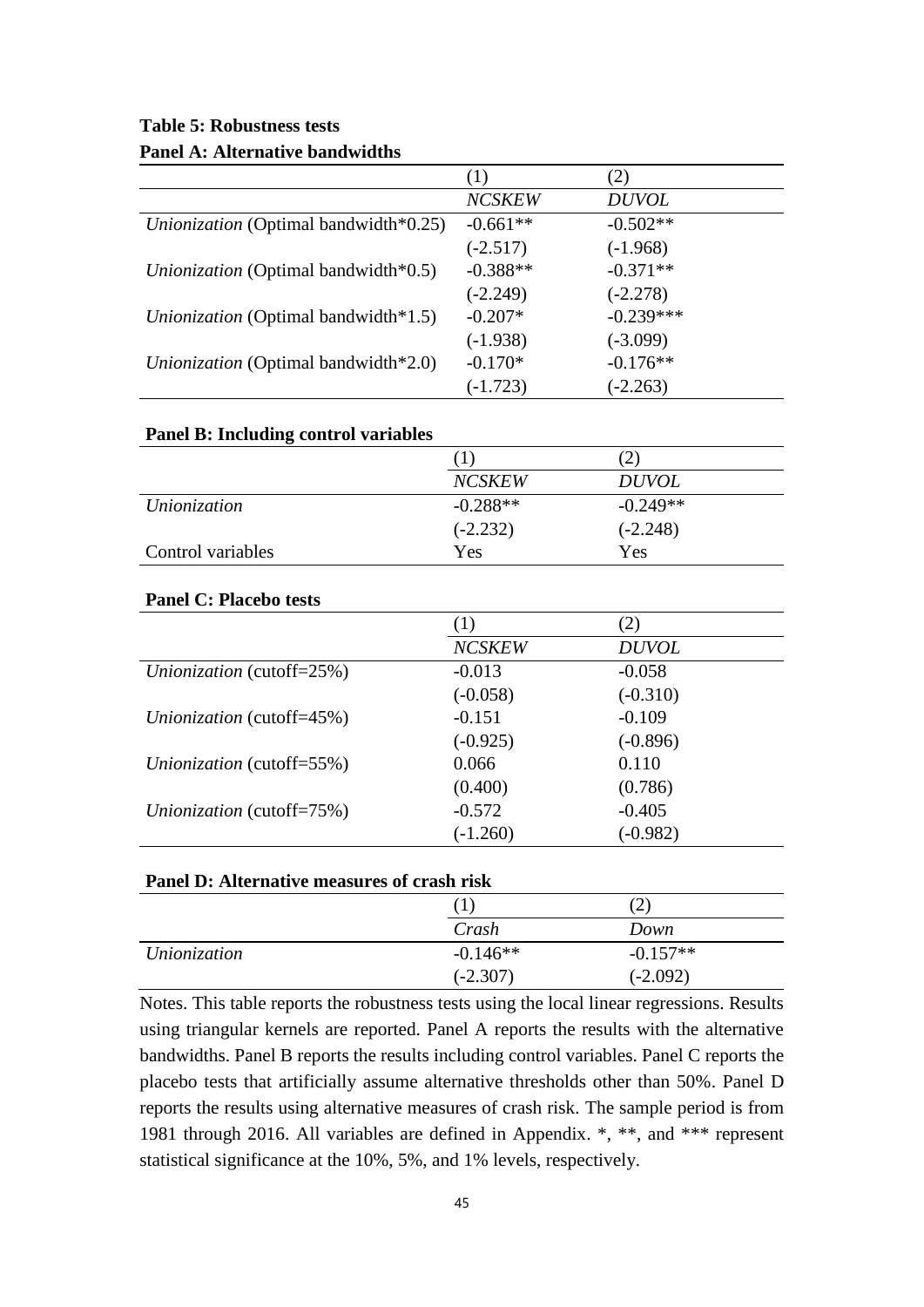**Table 5: Robustness tests**

**Panel A: Alternative bandwidths**

| | (1) | (2) |
|---|---|---|
| | *NCSKEW* | *DUVOL* |
| *Unionization* (Optimal bandwidth*0.25) | -0.661** | -0.502** |
| | (-2.517) | (-1.968) |
| *Unionization* (Optimal bandwidth*0.5) | -0.388** | -0.371** |
| | (-2.249) | (-2.278) |
| *Unionization* (Optimal bandwidth*1.5) | -0.207* | -0.239*** |
| | (-1.938) | (-3.099) |
| *Unionization* (Optimal bandwidth*2.0) | -0.170* | -0.176** |
| | (-1.723) | (-2.263) |

**Panel B: Including control variables**

| | (1) | (2) |
|---|---|---|
| | *NCSKEW* | *DUVOL* |
| *Unionization* | -0.288** | -0.249** |
| | (-2.232) | (-2.248) |
| Control variables | Yes | Yes |

**Panel C: Placebo tests**

| | (1) | (2) |
|---|---|---|
| | *NCSKEW* | *DUVOL* |
| *Unionization* (cutoff=25%) | -0.013 | -0.058 |
| | (-0.058) | (-0.310) |
| *Unionization* (cutoff=45%) | -0.151 | -0.109 |
| | (-0.925) | (-0.896) |
| *Unionization* (cutoff=55%) | 0.066 | 0.110 |
| | (0.400) | (0.786) |
| *Unionization* (cutoff=75%) | -0.572 | -0.405 |
| | (-1.260) | (-0.982) |

**Panel D: Alternative measures of crash risk**

| | (1) | (2) |
|---|---|---|
| | *Crash* | *Down* |
| *Unionization* | -0.146** | -0.157** |
| | (-2.307) | (-2.092) |

Notes. This table reports the robustness tests using the local linear regressions. Results using triangular kernels are reported. Panel A reports the results with the alternative bandwidths. Panel B reports the results including control variables. Panel C reports the placebo tests that artificially assume alternative thresholds other than 50%. Panel D reports the results using alternative measures of crash risk. The sample period is from 1981 through 2016. All variables are defined in Appendix. *, **, and *** represent statistical significance at the 10%, 5%, and 1% levels, respectively.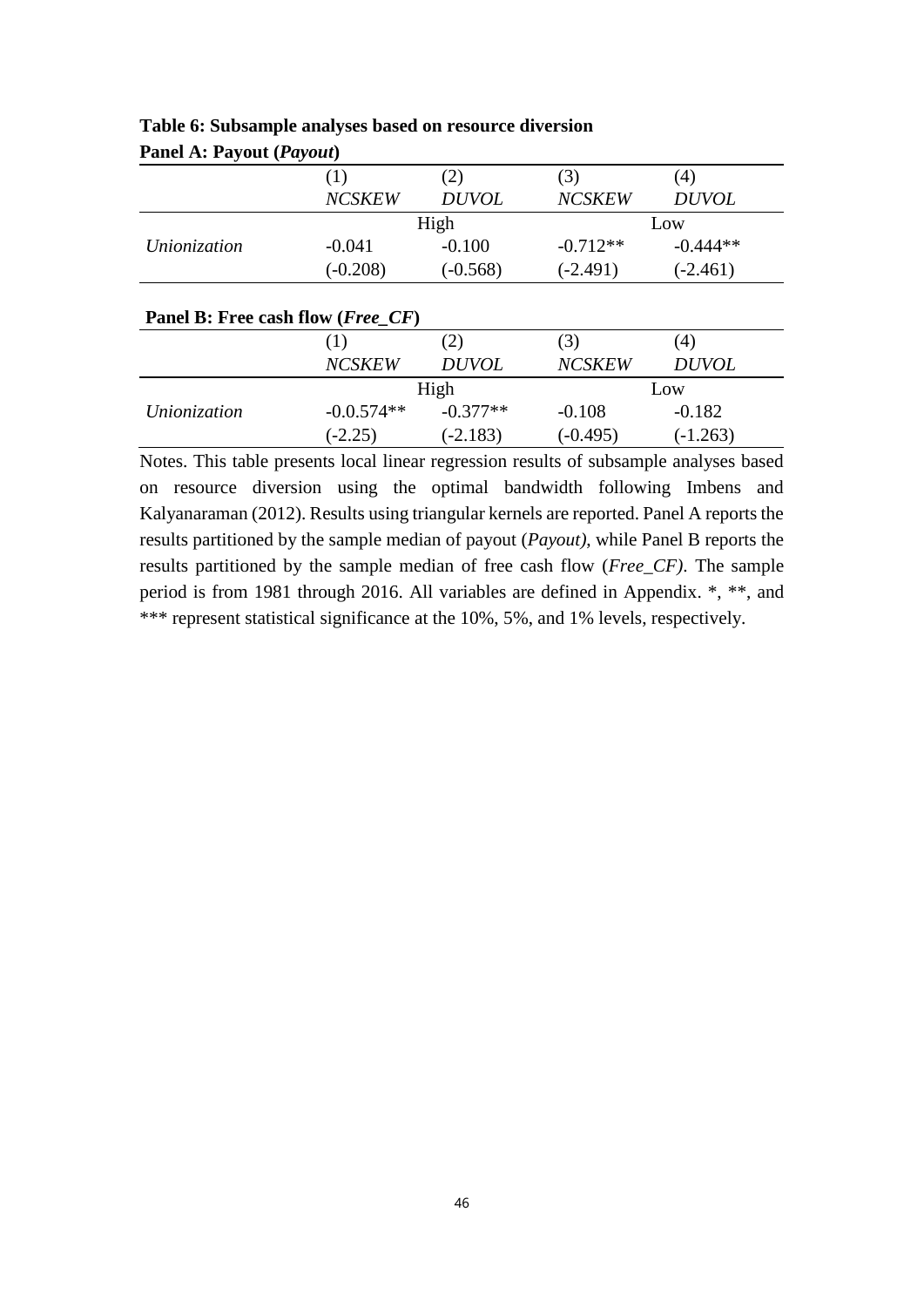**Table 6: Subsample analyses based on resource diversion**

**Panel A: Payout (*Payout*)**

| | (1) | (2) | (3) | (4) |
|---|---|---|---|---|
| | *NCSKEW* | *DUVOL* | *NCSKEW* | *DUVOL* |
| | High | | Low | |
| *Unionization* | -0.041 | -0.100 | -0.712** | -0.444** |
| | (-0.208) | (-0.568) | (-2.491) | (-2.461) |

**Panel B: Free cash flow (*Free_CF*)**

| | (1) | (2) | (3) | (4) |
|---|---|---|---|---|
| | *NCSKEW* | *DUVOL* | *NCSKEW* | *DUVOL* |
| | High | | Low | |
| *Unionization* | -0.0.574** | -0.377** | -0.108 | -0.182 |
| | (-2.25) | (-2.183) | (-0.495) | (-1.263) |

Notes. This table presents local linear regression results of subsample analyses based on resource diversion using the optimal bandwidth following Imbens and Kalyanaraman (2012). Results using triangular kernels are reported. Panel A reports the results partitioned by the sample median of payout (*Payout)*, while Panel B reports the results partitioned by the sample median of free cash flow (*Free_CF)*. The sample period is from 1981 through 2016. All variables are defined in Appendix. *, **, and *** represent statistical significance at the 10%, 5%, and 1% levels, respectively.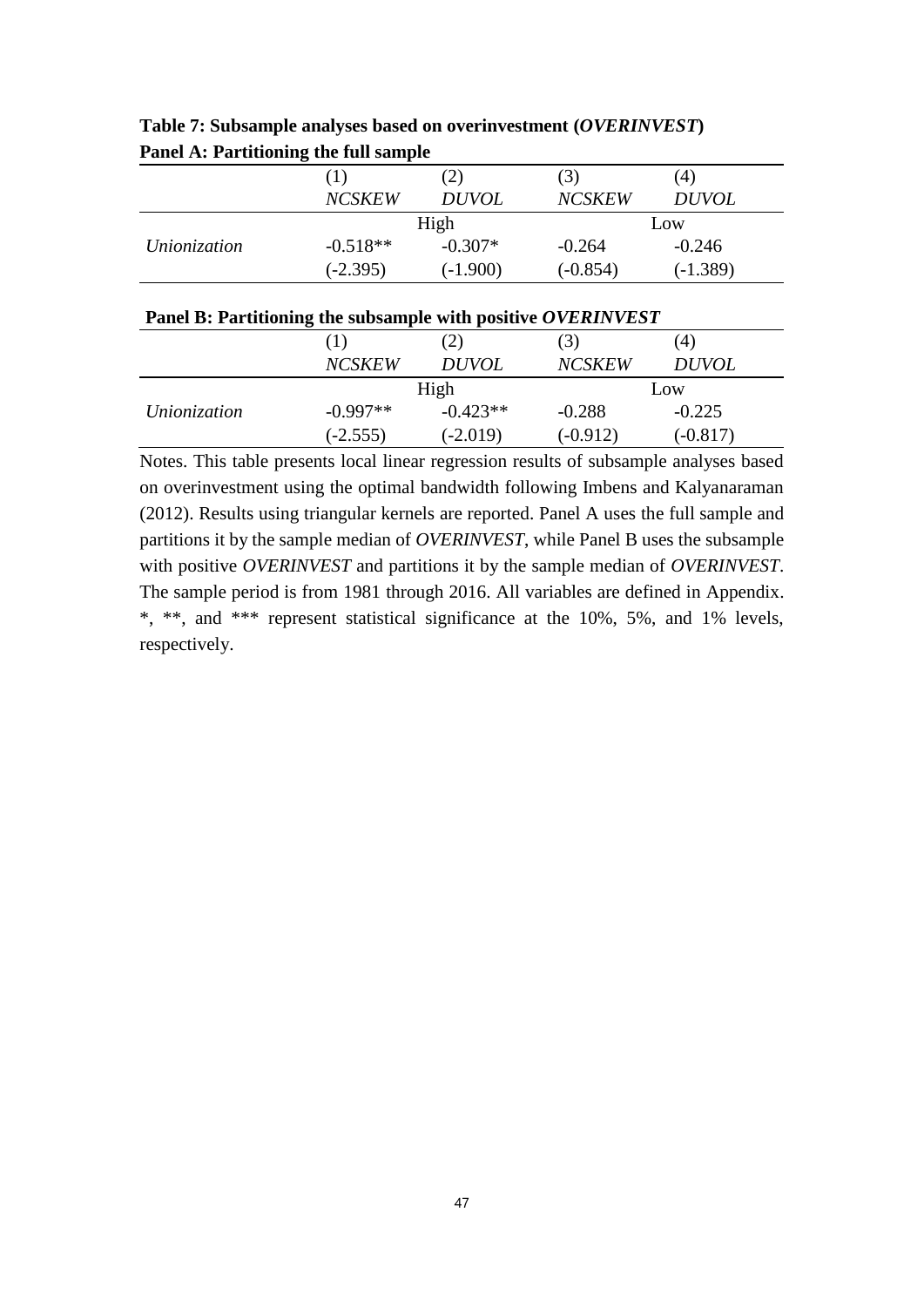**Table 7: Subsample analyses based on overinvestment (*OVERINVEST*)**

**Panel A: Partitioning the full sample**

| | (1) | (2) | (3) | (4) |
|---|---|---|---|---|
| | *NCSKEW* | *DUVOL* | *NCSKEW* | *DUVOL* |
| | High | | Low | |
| *Unionization* | -0.518** | -0.307* | -0.264 | -0.246 |
| | (-2.395) | (-1.900) | (-0.854) | (-1.389) |

**Panel B: Partitioning the subsample with positive *OVERINVEST***

| | (1) | (2) | (3) | (4) |
|---|---|---|---|---|
| | *NCSKEW* | *DUVOL* | *NCSKEW* | *DUVOL* |
| | High | | Low | |
| *Unionization* | -0.997** | -0.423** | -0.288 | -0.225 |
| | (-2.555) | (-2.019) | (-0.912) | (-0.817) |

Notes. This table presents local linear regression results of subsample analyses based on overinvestment using the optimal bandwidth following Imbens and Kalyanaraman (2012). Results using triangular kernels are reported. Panel A uses the full sample and partitions it by the sample median of *OVERINVEST*, while Panel B uses the subsample with positive *OVERINVEST* and partitions it by the sample median of *OVERINVEST*. The sample period is from 1981 through 2016. All variables are defined in Appendix. *, **, and *** represent statistical significance at the 10%, 5%, and 1% levels, respectively.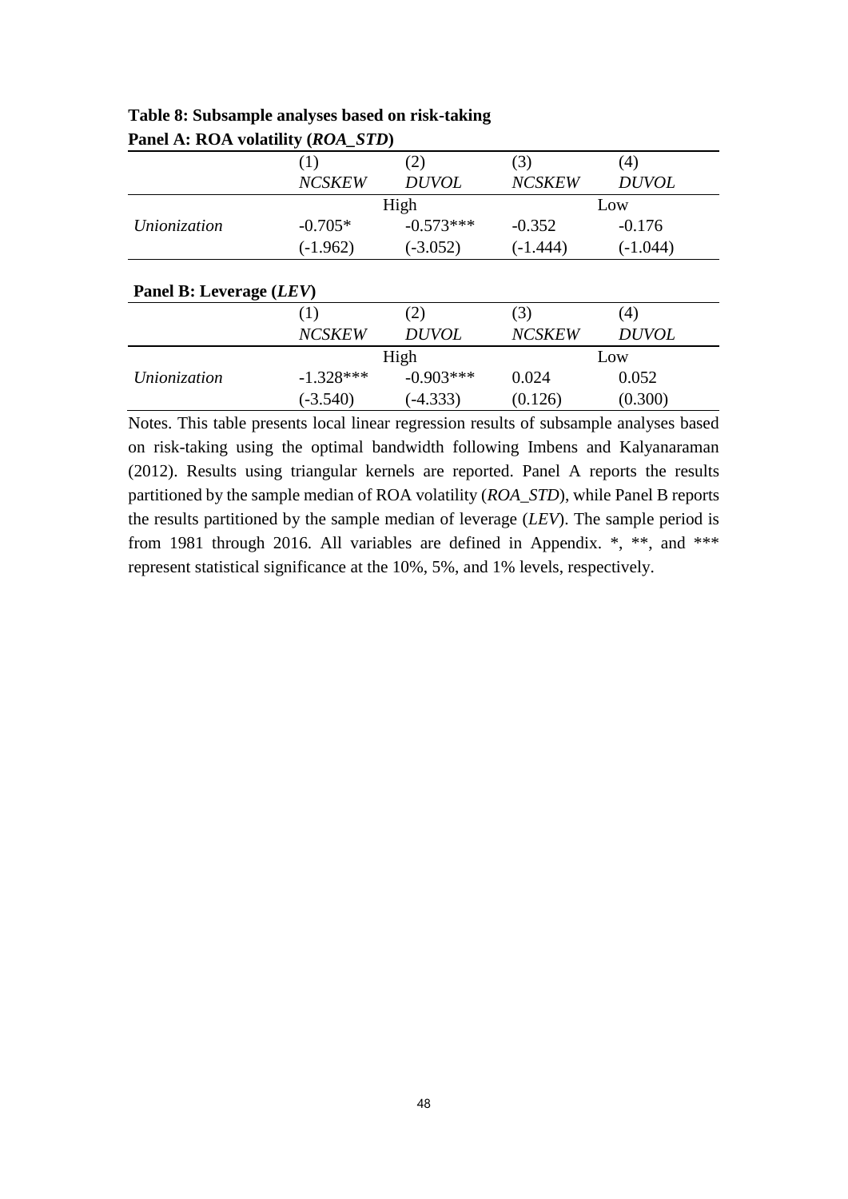**Table 8: Subsample analyses based on risk-taking**

**Panel A: ROA volatility (*ROA_STD*)**

| | (1) | (2) | (3) | (4) |
|---|---|---|---|---|
| | *NCSKEW* | *DUVOL* | *NCSKEW* | *DUVOL* |
| | High | | Low | |
| *Unionization* | -0.705* | -0.573*** | -0.352 | -0.176 |
| | (-1.962) | (-3.052) | (-1.444) | (-1.044) |

**Panel B: Leverage (*LEV*)**

| | (1) | (2) | (3) | (4) |
|---|---|---|---|---|
| | *NCSKEW* | *DUVOL* | *NCSKEW* | *DUVOL* |
| | High | | Low | |
| *Unionization* | -1.328*** | -0.903*** | 0.024 | 0.052 |
| | (-3.540) | (-4.333) | (0.126) | (0.300) |

Notes. This table presents local linear regression results of subsample analyses based on risk-taking using the optimal bandwidth following Imbens and Kalyanaraman (2012). Results using triangular kernels are reported. Panel A reports the results partitioned by the sample median of ROA volatility (*ROA_STD*), while Panel B reports the results partitioned by the sample median of leverage (*LEV*). The sample period is from 1981 through 2016. All variables are defined in Appendix. *, **, and *** represent statistical significance at the 10%, 5%, and 1% levels, respectively.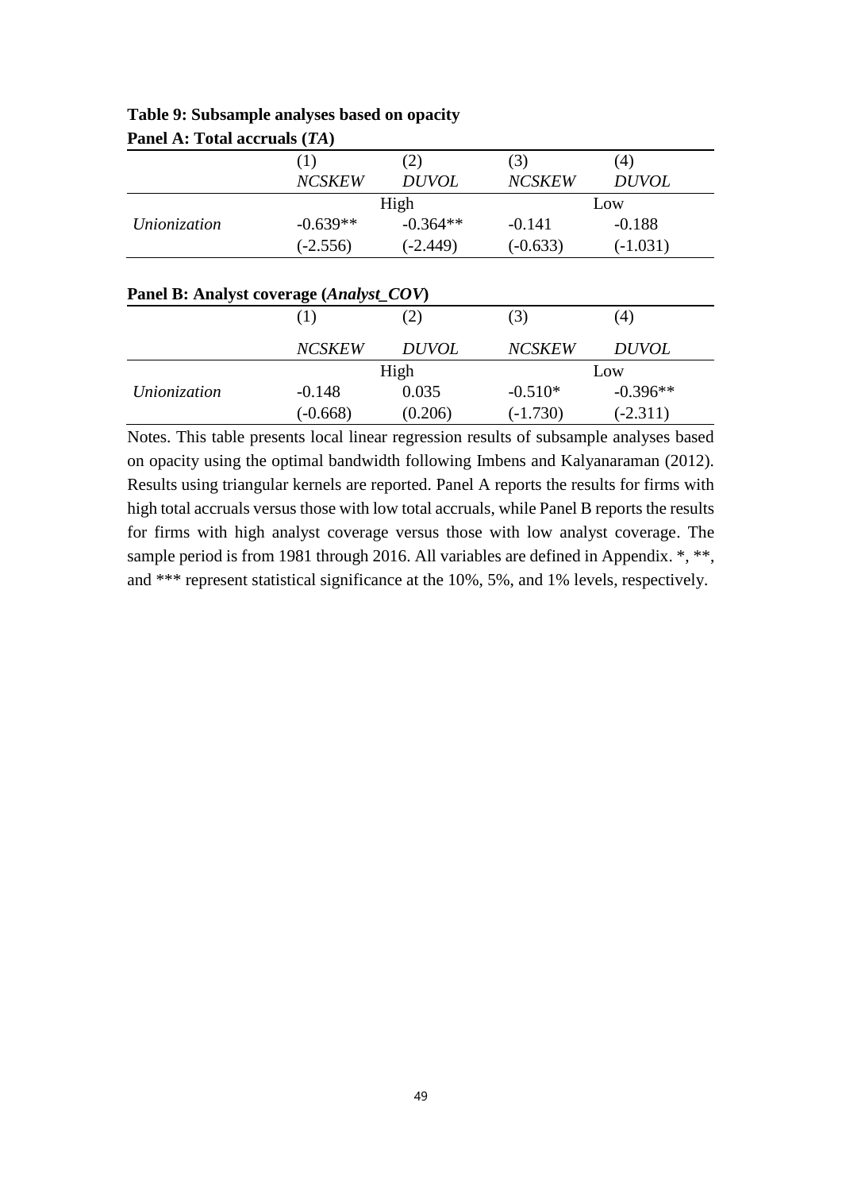**Table 9: Subsample analyses based on opacity**

**Panel A: Total accruals (*TA*)**

| | (1) | (2) | (3) | (4) |
|---|---|---|---|---|
| | *NCSKEW* | *DUVOL* | *NCSKEW* | *DUVOL* |
| | High | | Low | |
| *Unionization* | -0.639** | -0.364** | -0.141 | -0.188 |
| | (-2.556) | (-2.449) | (-0.633) | (-1.031) |

**Panel B: Analyst coverage (*Analyst_COV*)**

| | (1) | (2) | (3) | (4) |
|---|---|---|---|---|
| | *NCSKEW* | *DUVOL* | *NCSKEW* | *DUVOL* |
| | High | | Low | |
| *Unionization* | -0.148 | 0.035 | -0.510* | -0.396** |
| | (-0.668) | (0.206) | (-1.730) | (-2.311) |

Notes. This table presents local linear regression results of subsample analyses based on opacity using the optimal bandwidth following Imbens and Kalyanaraman (2012). Results using triangular kernels are reported. Panel A reports the results for firms with high total accruals versus those with low total accruals, while Panel B reports the results for firms with high analyst coverage versus those with low analyst coverage. The sample period is from 1981 through 2016. All variables are defined in Appendix. *, **, and *** represent statistical significance at the 10%, 5%, and 1% levels, respectively.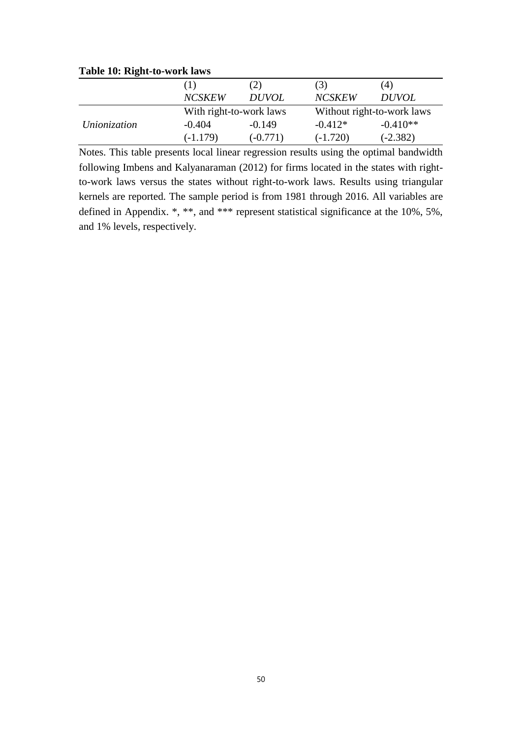**Table 10: Right-to-work laws**

| | (1) | (2) | (3) | (4) |
|---|---|---|---|---|
| | *NCSKEW* | *DUVOL* | *NCSKEW* | *DUVOL* |
| | With right-to-work laws | | Without right-to-work laws | |
| *Unionization* | -0.404 | -0.149 | -0.412* | -0.410** |
| | (-1.179) | (-0.771) | (-1.720) | (-2.382) |

Notes. This table presents local linear regression results using the optimal bandwidth following Imbens and Kalyanaraman (2012) for firms located in the states with right-to-work laws versus the states without right-to-work laws. Results using triangular kernels are reported. The sample period is from 1981 through 2016. All variables are defined in Appendix. *, **, and *** represent statistical significance at the 10%, 5%, and 1% levels, respectively.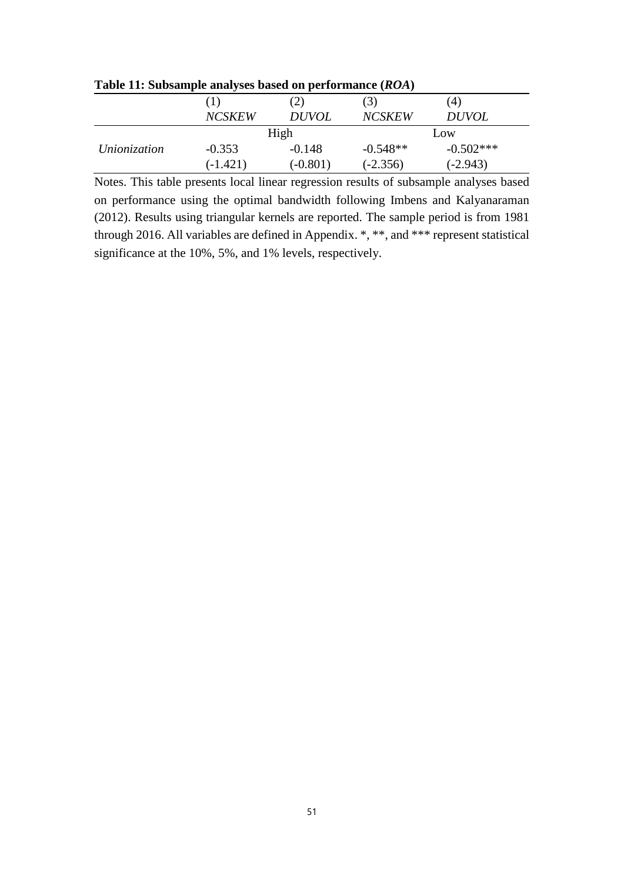**Table 11: Subsample analyses based on performance (*ROA*)**

| | (1) | (2) | (3) | (4) |
|---|---|---|---|---|
| | *NCSKEW* | *DUVOL* | *NCSKEW* | *DUVOL* |
| | High | | Low | |
| *Unionization* | -0.353 | -0.148 | -0.548** | -0.502*** |
| | (-1.421) | (-0.801) | (-2.356) | (-2.943) |

Notes. This table presents local linear regression results of subsample analyses based on performance using the optimal bandwidth following Imbens and Kalyanaraman (2012). Results using triangular kernels are reported. The sample period is from 1981 through 2016. All variables are defined in Appendix. *, **, and *** represent statistical significance at the 10%, 5%, and 1% levels, respectively.